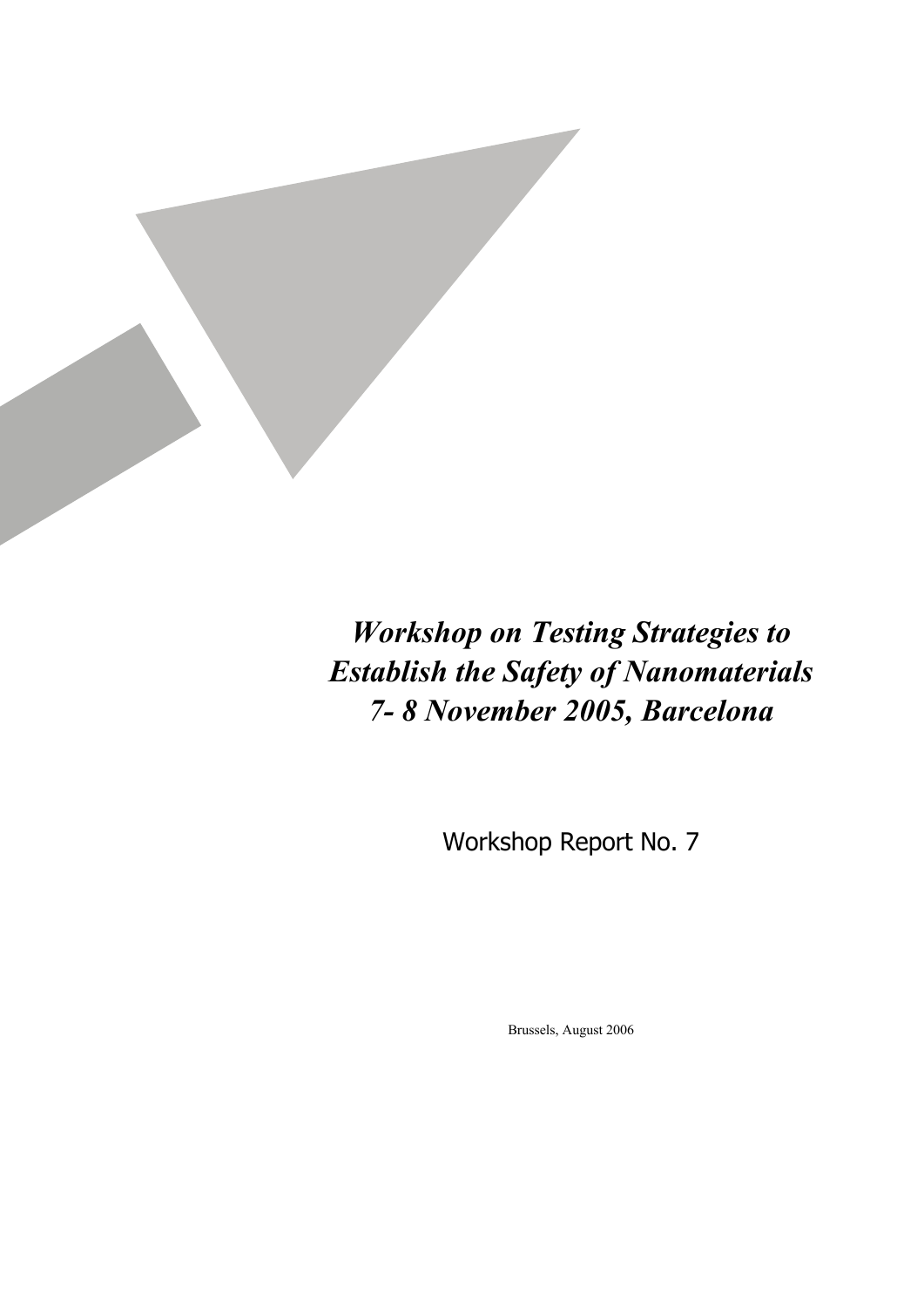# *Workshop on Testing Strategies to Establish the Safety of Nanomaterials 7- 8 November 2005, Barcelona*

Workshop Report No. 7

Brussels, August 2006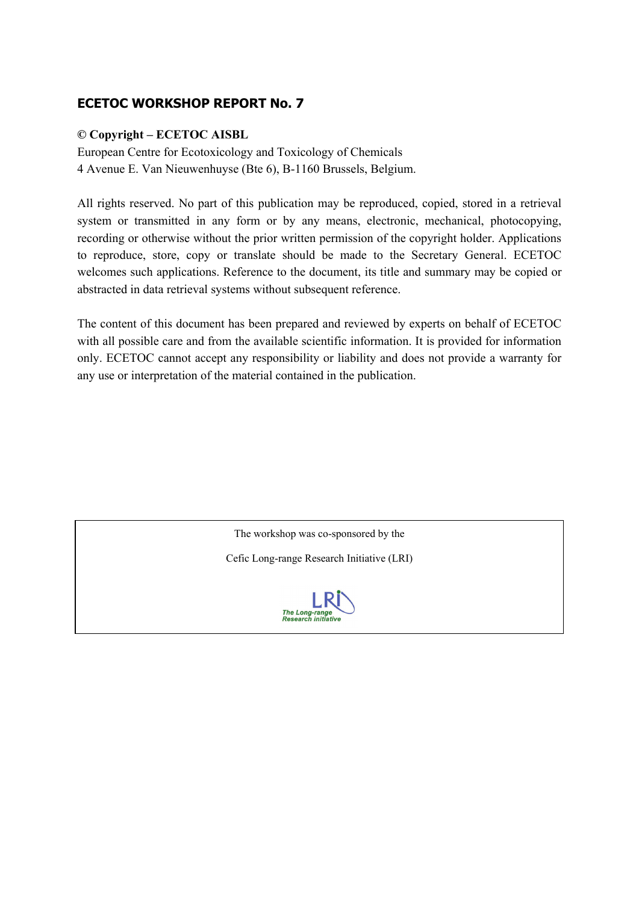## ECETOC WORKSHOP REPORT No. 7

**© Copyright – ECETOC AISBL**
European Centre for Ecotoxicology and Toxicology of Chemicals
4 Avenue E. Van Nieuwenhuyse (Bte 6), B-1160 Brussels, Belgium.

All rights reserved. No part of this publication may be reproduced, copied, stored in a retrieval system or transmitted in any form or by any means, electronic, mechanical, photocopying, recording or otherwise without the prior written permission of the copyright holder. Applications to reproduce, store, copy or translate should be made to the Secretary General. ECETOC welcomes such applications. Reference to the document, its title and summary may be copied or abstracted in data retrieval systems without subsequent reference.

The content of this document has been prepared and reviewed by experts on behalf of ECETOC with all possible care and from the available scientific information. It is provided for information only. ECETOC cannot accept any responsibility or liability and does not provide a warranty for any use or interpretation of the material contained in the publication.

The workshop was co-sponsored by the

Cefic Long-range Research Initiative (LRI)

LRI
The Long-range Research initiative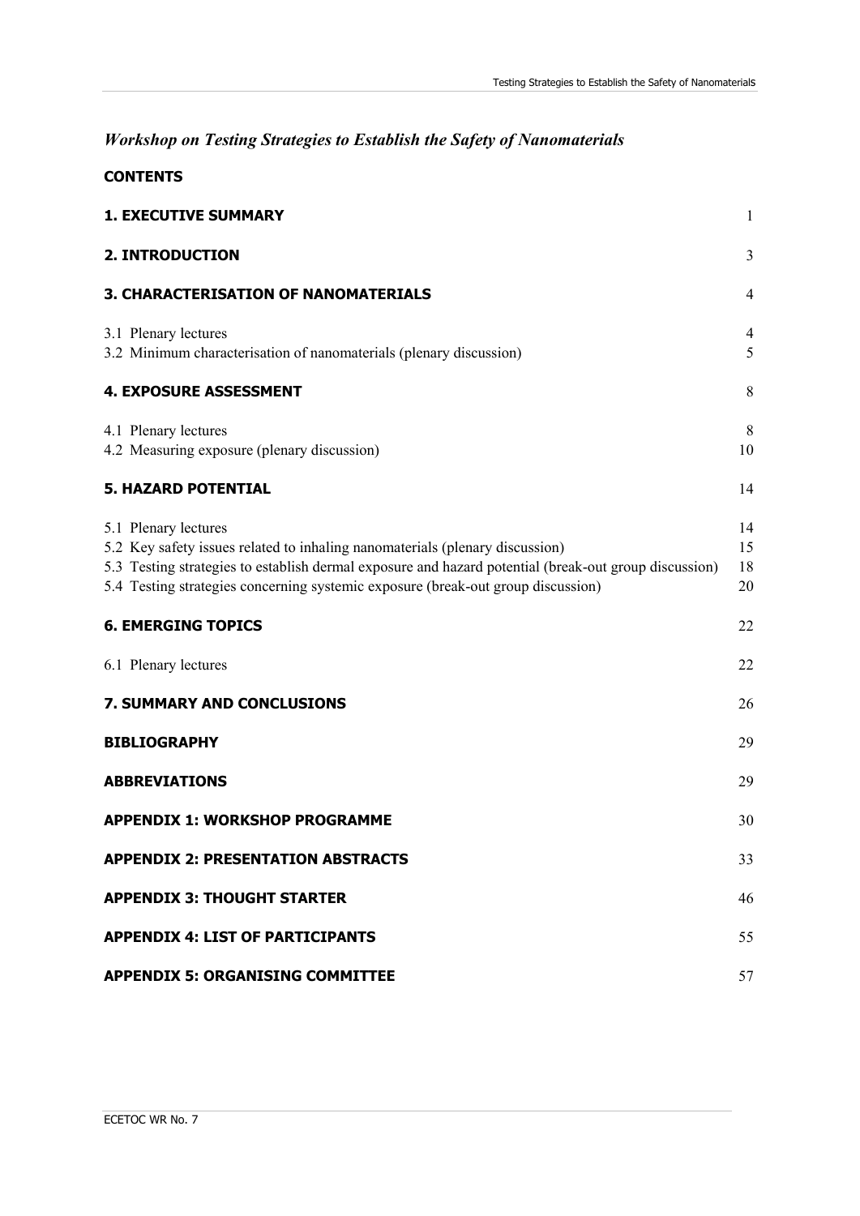## *Workshop on Testing Strategies to Establish the Safety of Nanomaterials*

**CONTENTS**

| | |
|---|---|
| **1. EXECUTIVE SUMMARY** | 1 |
| **2. INTRODUCTION** | 3 |
| **3. CHARACTERISATION OF NANOMATERIALS** | 4 |
| 3.1 Plenary lectures | 4 |
| 3.2 Minimum characterisation of nanomaterials (plenary discussion) | 5 |
| **4. EXPOSURE ASSESSMENT** | 8 |
| 4.1 Plenary lectures | 8 |
| 4.2 Measuring exposure (plenary discussion) | 10 |
| **5. HAZARD POTENTIAL** | 14 |
| 5.1 Plenary lectures | 14 |
| 5.2 Key safety issues related to inhaling nanomaterials (plenary discussion) | 15 |
| 5.3 Testing strategies to establish dermal exposure and hazard potential (break-out group discussion) | 18 |
| 5.4 Testing strategies concerning systemic exposure (break-out group discussion) | 20 |
| **6. EMERGING TOPICS** | 22 |
| 6.1 Plenary lectures | 22 |
| **7. SUMMARY AND CONCLUSIONS** | 26 |
| **BIBLIOGRAPHY** | 29 |
| **ABBREVIATIONS** | 29 |
| **APPENDIX 1: WORKSHOP PROGRAMME** | 30 |
| **APPENDIX 2: PRESENTATION ABSTRACTS** | 33 |
| **APPENDIX 3: THOUGHT STARTER** | 46 |
| **APPENDIX 4: LIST OF PARTICIPANTS** | 55 |
| **APPENDIX 5: ORGANISING COMMITTEE** | 57 |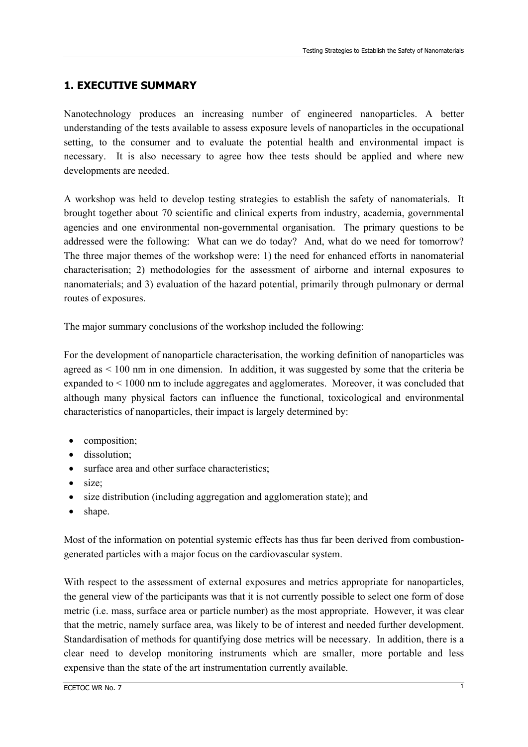## 1. EXECUTIVE SUMMARY

Nanotechnology produces an increasing number of engineered nanoparticles. A better understanding of the tests available to assess exposure levels of nanoparticles in the occupational setting, to the consumer and to evaluate the potential health and environmental impact is necessary. It is also necessary to agree how thee tests should be applied and where new developments are needed.

A workshop was held to develop testing strategies to establish the safety of nanomaterials. It brought together about 70 scientific and clinical experts from industry, academia, governmental agencies and one environmental non-governmental organisation. The primary questions to be addressed were the following: What can we do today? And, what do we need for tomorrow? The three major themes of the workshop were: 1) the need for enhanced efforts in nanomaterial characterisation; 2) methodologies for the assessment of airborne and internal exposures to nanomaterials; and 3) evaluation of the hazard potential, primarily through pulmonary or dermal routes of exposures.

The major summary conclusions of the workshop included the following:

For the development of nanoparticle characterisation, the working definition of nanoparticles was agreed as < 100 nm in one dimension. In addition, it was suggested by some that the criteria be expanded to < 1000 nm to include aggregates and agglomerates. Moreover, it was concluded that although many physical factors can influence the functional, toxicological and environmental characteristics of nanoparticles, their impact is largely determined by:

- composition;
- dissolution;
- surface area and other surface characteristics;
- size;
- size distribution (including aggregation and agglomeration state); and
- shape.

Most of the information on potential systemic effects has thus far been derived from combustion-generated particles with a major focus on the cardiovascular system.

With respect to the assessment of external exposures and metrics appropriate for nanoparticles, the general view of the participants was that it is not currently possible to select one form of dose metric (i.e. mass, surface area or particle number) as the most appropriate. However, it was clear that the metric, namely surface area, was likely to be of interest and needed further development. Standardisation of methods for quantifying dose metrics will be necessary. In addition, there is a clear need to develop monitoring instruments which are smaller, more portable and less expensive than the state of the art instrumentation currently available.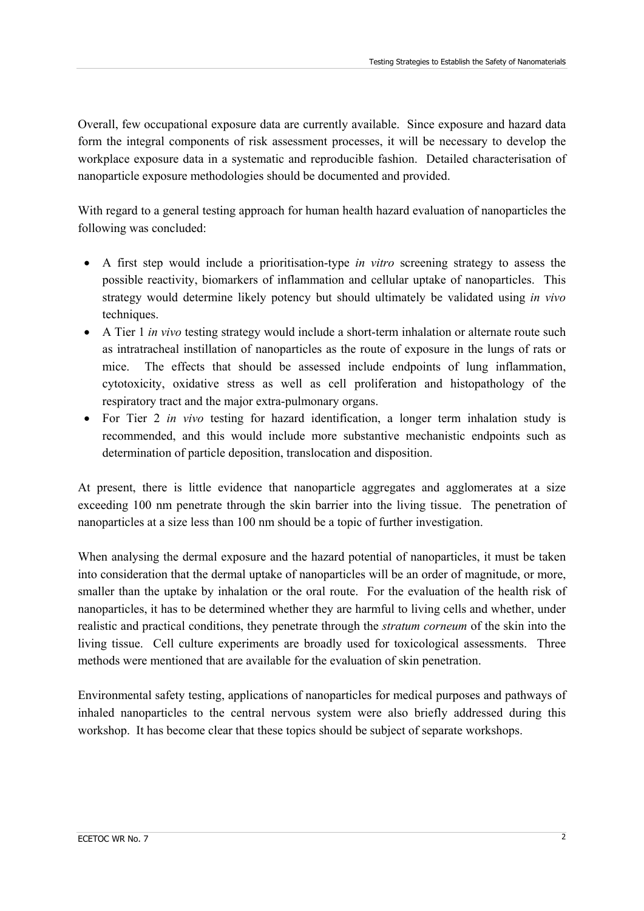Overall, few occupational exposure data are currently available. Since exposure and hazard data form the integral components of risk assessment processes, it will be necessary to develop the workplace exposure data in a systematic and reproducible fashion. Detailed characterisation of nanoparticle exposure methodologies should be documented and provided.

With regard to a general testing approach for human health hazard evaluation of nanoparticles the following was concluded:

- A first step would include a prioritisation-type *in vitro* screening strategy to assess the possible reactivity, biomarkers of inflammation and cellular uptake of nanoparticles. This strategy would determine likely potency but should ultimately be validated using *in vivo* techniques.
- A Tier 1 *in vivo* testing strategy would include a short-term inhalation or alternate route such as intratracheal instillation of nanoparticles as the route of exposure in the lungs of rats or mice. The effects that should be assessed include endpoints of lung inflammation, cytotoxicity, oxidative stress as well as cell proliferation and histopathology of the respiratory tract and the major extra-pulmonary organs.
- For Tier 2 *in vivo* testing for hazard identification, a longer term inhalation study is recommended, and this would include more substantive mechanistic endpoints such as determination of particle deposition, translocation and disposition.

At present, there is little evidence that nanoparticle aggregates and agglomerates at a size exceeding 100 nm penetrate through the skin barrier into the living tissue. The penetration of nanoparticles at a size less than 100 nm should be a topic of further investigation.

When analysing the dermal exposure and the hazard potential of nanoparticles, it must be taken into consideration that the dermal uptake of nanoparticles will be an order of magnitude, or more, smaller than the uptake by inhalation or the oral route. For the evaluation of the health risk of nanoparticles, it has to be determined whether they are harmful to living cells and whether, under realistic and practical conditions, they penetrate through the *stratum corneum* of the skin into the living tissue. Cell culture experiments are broadly used for toxicological assessments. Three methods were mentioned that are available for the evaluation of skin penetration.

Environmental safety testing, applications of nanoparticles for medical purposes and pathways of inhaled nanoparticles to the central nervous system were also briefly addressed during this workshop. It has become clear that these topics should be subject of separate workshops.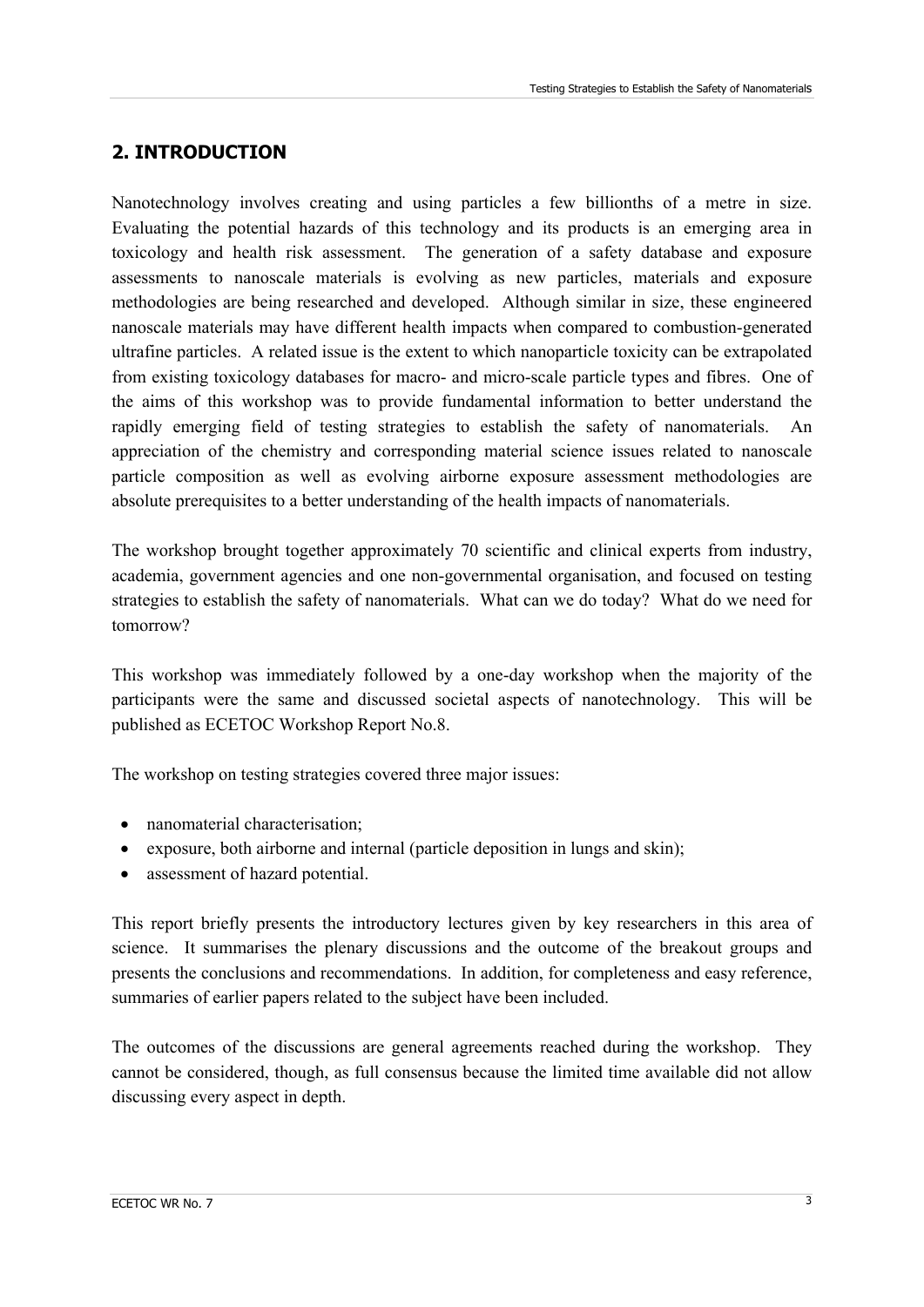## 2. INTRODUCTION

Nanotechnology involves creating and using particles a few billionths of a metre in size. Evaluating the potential hazards of this technology and its products is an emerging area in toxicology and health risk assessment. The generation of a safety database and exposure assessments to nanoscale materials is evolving as new particles, materials and exposure methodologies are being researched and developed. Although similar in size, these engineered nanoscale materials may have different health impacts when compared to combustion-generated ultrafine particles. A related issue is the extent to which nanoparticle toxicity can be extrapolated from existing toxicology databases for macro- and micro-scale particle types and fibres. One of the aims of this workshop was to provide fundamental information to better understand the rapidly emerging field of testing strategies to establish the safety of nanomaterials. An appreciation of the chemistry and corresponding material science issues related to nanoscale particle composition as well as evolving airborne exposure assessment methodologies are absolute prerequisites to a better understanding of the health impacts of nanomaterials.

The workshop brought together approximately 70 scientific and clinical experts from industry, academia, government agencies and one non-governmental organisation, and focused on testing strategies to establish the safety of nanomaterials. What can we do today? What do we need for tomorrow?

This workshop was immediately followed by a one-day workshop when the majority of the participants were the same and discussed societal aspects of nanotechnology. This will be published as ECETOC Workshop Report No.8.

The workshop on testing strategies covered three major issues:

- nanomaterial characterisation;
- exposure, both airborne and internal (particle deposition in lungs and skin);
- assessment of hazard potential.

This report briefly presents the introductory lectures given by key researchers in this area of science. It summarises the plenary discussions and the outcome of the breakout groups and presents the conclusions and recommendations. In addition, for completeness and easy reference, summaries of earlier papers related to the subject have been included.

The outcomes of the discussions are general agreements reached during the workshop. They cannot be considered, though, as full consensus because the limited time available did not allow discussing every aspect in depth.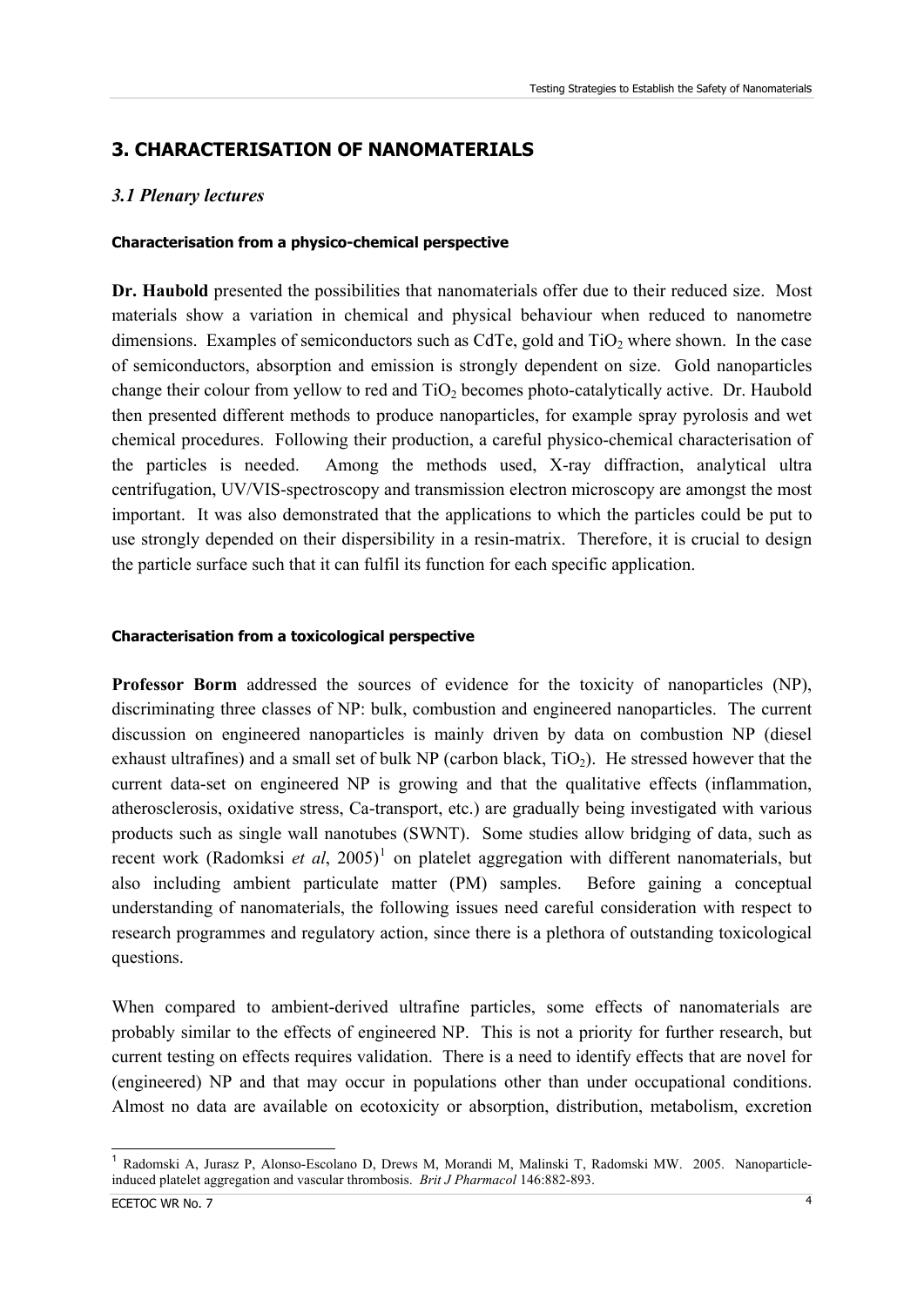# 3. CHARACTERISATION OF NANOMATERIALS

## *3.1 Plenary lectures*

### Characterisation from a physico-chemical perspective

**Dr. Haubold** presented the possibilities that nanomaterials offer due to their reduced size. Most materials show a variation in chemical and physical behaviour when reduced to nanometre dimensions. Examples of semiconductors such as CdTe, gold and $TiO_2$ where shown. In the case of semiconductors, absorption and emission is strongly dependent on size. Gold nanoparticles change their colour from yellow to red and $TiO_2$ becomes photo-catalytically active. Dr. Haubold then presented different methods to produce nanoparticles, for example spray pyrolosis and wet chemical procedures. Following their production, a careful physico-chemical characterisation of the particles is needed. Among the methods used, X-ray diffraction, analytical ultra centrifugation, UV/VIS-spectroscopy and transmission electron microscopy are amongst the most important. It was also demonstrated that the applications to which the particles could be put to use strongly depended on their dispersibility in a resin-matrix. Therefore, it is crucial to design the particle surface such that it can fulfil its function for each specific application.

### Characterisation from a toxicological perspective

**Professor Borm** addressed the sources of evidence for the toxicity of nanoparticles (NP), discriminating three classes of NP: bulk, combustion and engineered nanoparticles. The current discussion on engineered nanoparticles is mainly driven by data on combustion NP (diesel exhaust ultrafines) and a small set of bulk NP (carbon black, $TiO_2$). He stressed however that the current data-set on engineered NP is growing and that the qualitative effects (inflammation, atherosclerosis, oxidative stress, Ca-transport, etc.) are gradually being investigated with various products such as single wall nanotubes (SWNT). Some studies allow bridging of data, such as recent work (Radomksi *et al*, 2005)[1] on platelet aggregation with different nanomaterials, but also including ambient particulate matter (PM) samples. Before gaining a conceptual understanding of nanomaterials, the following issues need careful consideration with respect to research programmes and regulatory action, since there is a plethora of outstanding toxicological questions.

When compared to ambient-derived ultrafine particles, some effects of nanomaterials are probably similar to the effects of engineered NP. This is not a priority for further research, but current testing on effects requires validation. There is a need to identify effects that are novel for (engineered) NP and that may occur in populations other than under occupational conditions. Almost no data are available on ecotoxicity or absorption, distribution, metabolism, excretion

---

[1] Radomski A, Jurasz P, Alonso-Escolano D, Drews M, Morandi M, Malinski T, Radomski MW. 2005. Nanoparticle-induced platelet aggregation and vascular thrombosis. *Brit J Pharmacol* 146:882-893.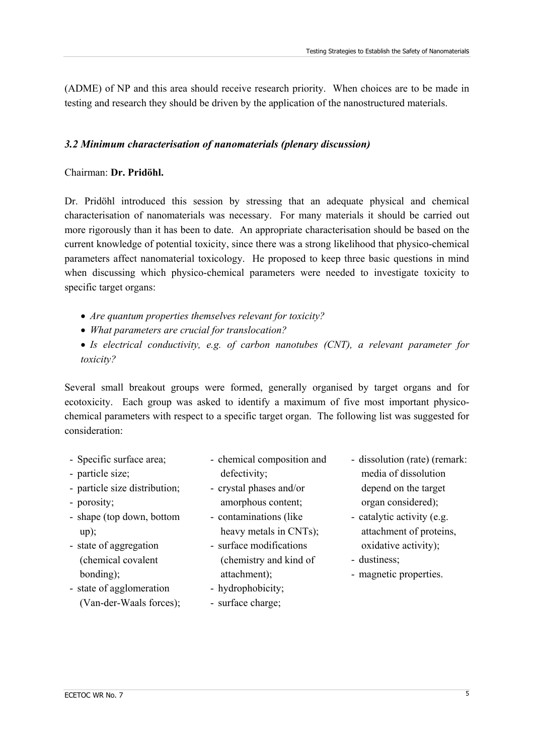(ADME) of NP and this area should receive research priority. When choices are to be made in testing and research they should be driven by the application of the nanostructured materials.

### *3.2 Minimum characterisation of nanomaterials (plenary discussion)*

Chairman: **Dr. Pridöhl.**

Dr. Pridöhl introduced this session by stressing that an adequate physical and chemical characterisation of nanomaterials was necessary. For many materials it should be carried out more rigorously than it has been to date. An appropriate characterisation should be based on the current knowledge of potential toxicity, since there was a strong likelihood that physico-chemical parameters affect nanomaterial toxicology. He proposed to keep three basic questions in mind when discussing which physico-chemical parameters were needed to investigate toxicity to specific target organs:

- *Are quantum properties themselves relevant for toxicity?*
- *What parameters are crucial for translocation?*
- *Is electrical conductivity, e.g. of carbon nanotubes (CNT), a relevant parameter for toxicity?*

Several small breakout groups were formed, generally organised by target organs and for ecotoxicity. Each group was asked to identify a maximum of five most important physico-chemical parameters with respect to a specific target organ. The following list was suggested for consideration:

- Specific surface area;
- particle size;
- particle size distribution;
- porosity;
- shape (top down, bottom up);
- state of aggregation (chemical covalent bonding);
- state of agglomeration (Van-der-Waals forces);
- chemical composition and defectivity;
- crystal phases and/or amorphous content;
- contaminations (like heavy metals in CNTs);
- surface modifications (chemistry and kind of attachment);
- hydrophobicity;
- surface charge;
- dissolution (rate) (remark: media of dissolution depend on the target organ considered);
- catalytic activity (e.g. attachment of proteins, oxidative activity);
- dustiness;
- magnetic properties.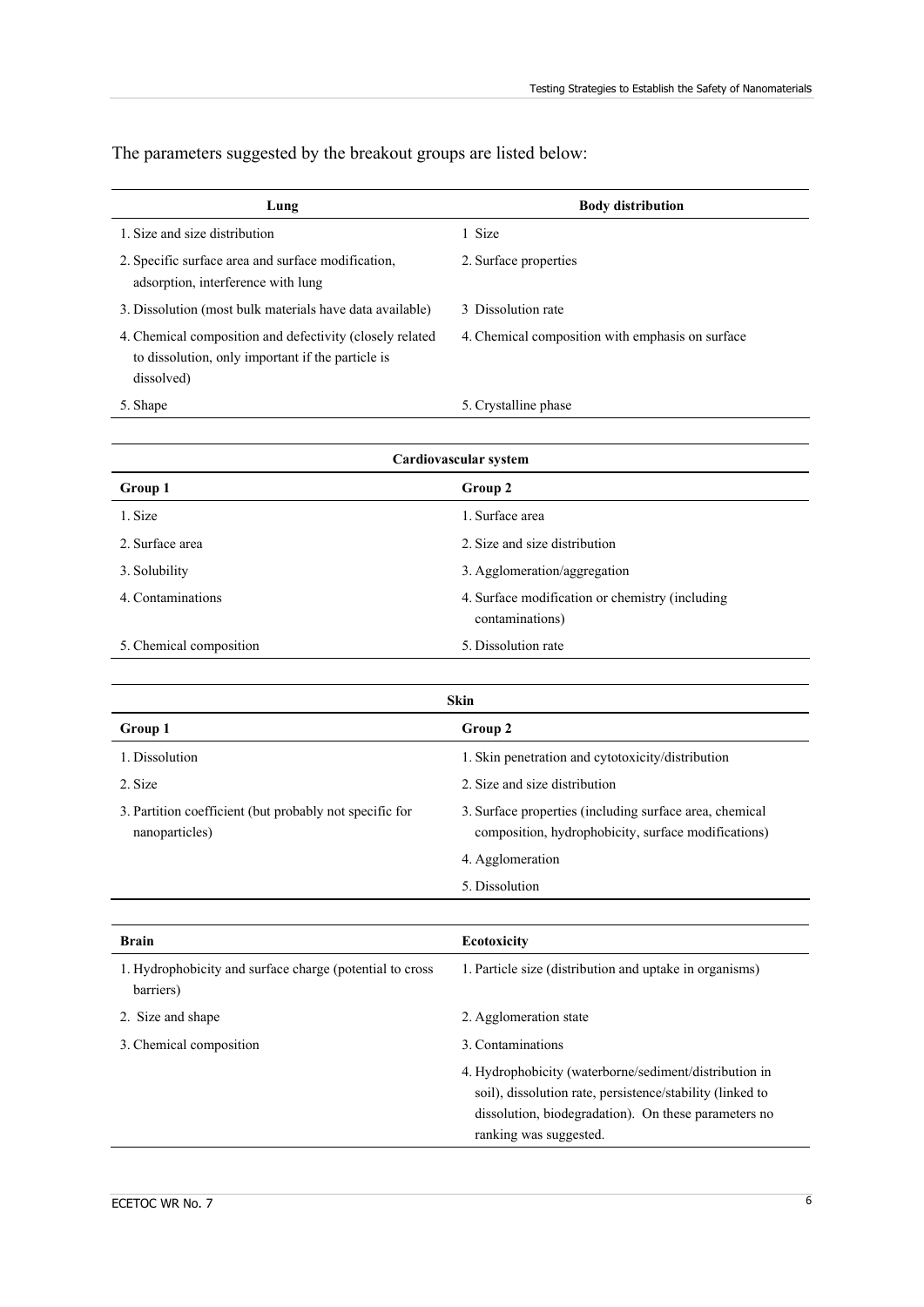The parameters suggested by the breakout groups are listed below:

| Lung | Body distribution |
|---|---|
| 1. Size and size distribution | 1 Size |
| 2. Specific surface area and surface modification, adsorption, interference with lung | 2. Surface properties |
| 3. Dissolution (most bulk materials have data available) | 3 Dissolution rate |
| 4. Chemical composition and defectivity (closely related to dissolution, only important if the particle is dissolved) | 4. Chemical composition with emphasis on surface |
| 5. Shape | 5. Crystalline phase |

| Cardiovascular system | |
|---|---|
| **Group 1** | **Group 2** |
| 1. Size | 1. Surface area |
| 2. Surface area | 2. Size and size distribution |
| 3. Solubility | 3. Agglomeration/aggregation |
| 4. Contaminations | 4. Surface modification or chemistry (including contaminations) |
| 5. Chemical composition | 5. Dissolution rate |

| Skin | |
|---|---|
| **Group 1** | **Group 2** |
| 1. Dissolution | 1. Skin penetration and cytotoxicity/distribution |
| 2. Size | 2. Size and size distribution |
| 3. Partition coefficient (but probably not specific for nanoparticles) | 3. Surface properties (including surface area, chemical composition, hydrophobicity, surface modifications) |
| | 4. Agglomeration |
| | 5. Dissolution |

| Brain | Ecotoxicity |
|---|---|
| 1. Hydrophobicity and surface charge (potential to cross barriers) | 1. Particle size (distribution and uptake in organisms) |
| 2. Size and shape | 2. Agglomeration state |
| 3. Chemical composition | 3. Contaminations |
| | 4. Hydrophobicity (waterborne/sediment/distribution in soil), dissolution rate, persistence/stability (linked to dissolution, biodegradation). On these parameters no ranking was suggested. |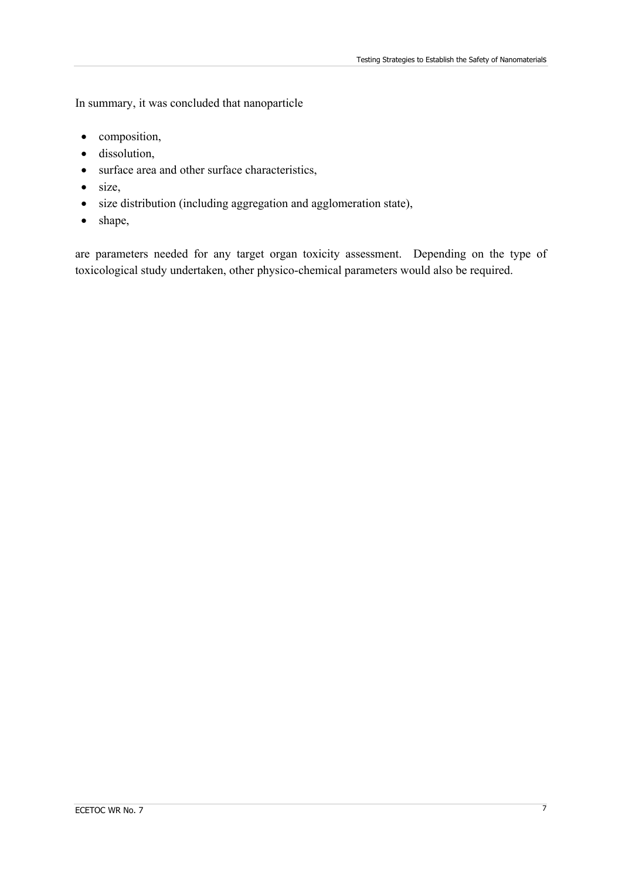In summary, it was concluded that nanoparticle

- composition,
- dissolution,
- surface area and other surface characteristics,
- size,
- size distribution (including aggregation and agglomeration state),
- shape,

are parameters needed for any target organ toxicity assessment. Depending on the type of toxicological study undertaken, other physico-chemical parameters would also be required.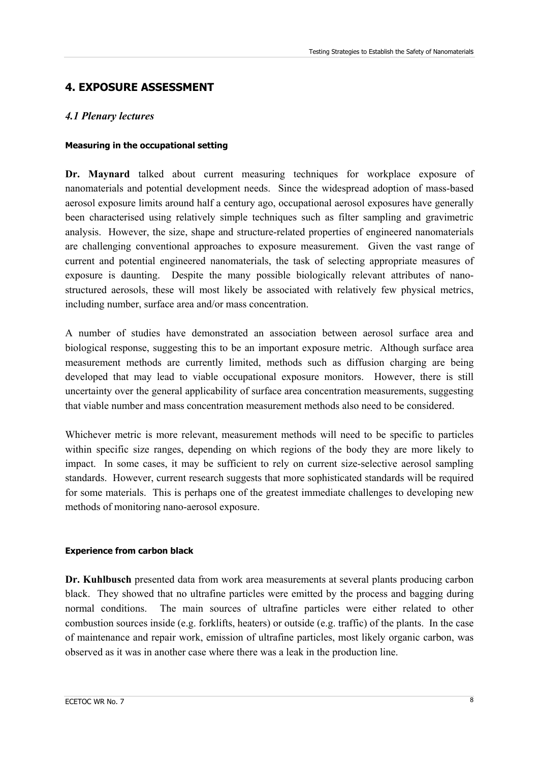## 4. EXPOSURE ASSESSMENT

### *4.1 Plenary lectures*

#### Measuring in the occupational setting

**Dr. Maynard** talked about current measuring techniques for workplace exposure of nanomaterials and potential development needs. Since the widespread adoption of mass-based aerosol exposure limits around half a century ago, occupational aerosol exposures have generally been characterised using relatively simple techniques such as filter sampling and gravimetric analysis. However, the size, shape and structure-related properties of engineered nanomaterials are challenging conventional approaches to exposure measurement. Given the vast range of current and potential engineered nanomaterials, the task of selecting appropriate measures of exposure is daunting. Despite the many possible biologically relevant attributes of nano-structured aerosols, these will most likely be associated with relatively few physical metrics, including number, surface area and/or mass concentration.

A number of studies have demonstrated an association between aerosol surface area and biological response, suggesting this to be an important exposure metric. Although surface area measurement methods are currently limited, methods such as diffusion charging are being developed that may lead to viable occupational exposure monitors. However, there is still uncertainty over the general applicability of surface area concentration measurements, suggesting that viable number and mass concentration measurement methods also need to be considered.

Whichever metric is more relevant, measurement methods will need to be specific to particles within specific size ranges, depending on which regions of the body they are more likely to impact. In some cases, it may be sufficient to rely on current size-selective aerosol sampling standards. However, current research suggests that more sophisticated standards will be required for some materials. This is perhaps one of the greatest immediate challenges to developing new methods of monitoring nano-aerosol exposure.

#### Experience from carbon black

**Dr. Kuhlbusch** presented data from work area measurements at several plants producing carbon black. They showed that no ultrafine particles were emitted by the process and bagging during normal conditions. The main sources of ultrafine particles were either related to other combustion sources inside (e.g. forklifts, heaters) or outside (e.g. traffic) of the plants. In the case of maintenance and repair work, emission of ultrafine particles, most likely organic carbon, was observed as it was in another case where there was a leak in the production line.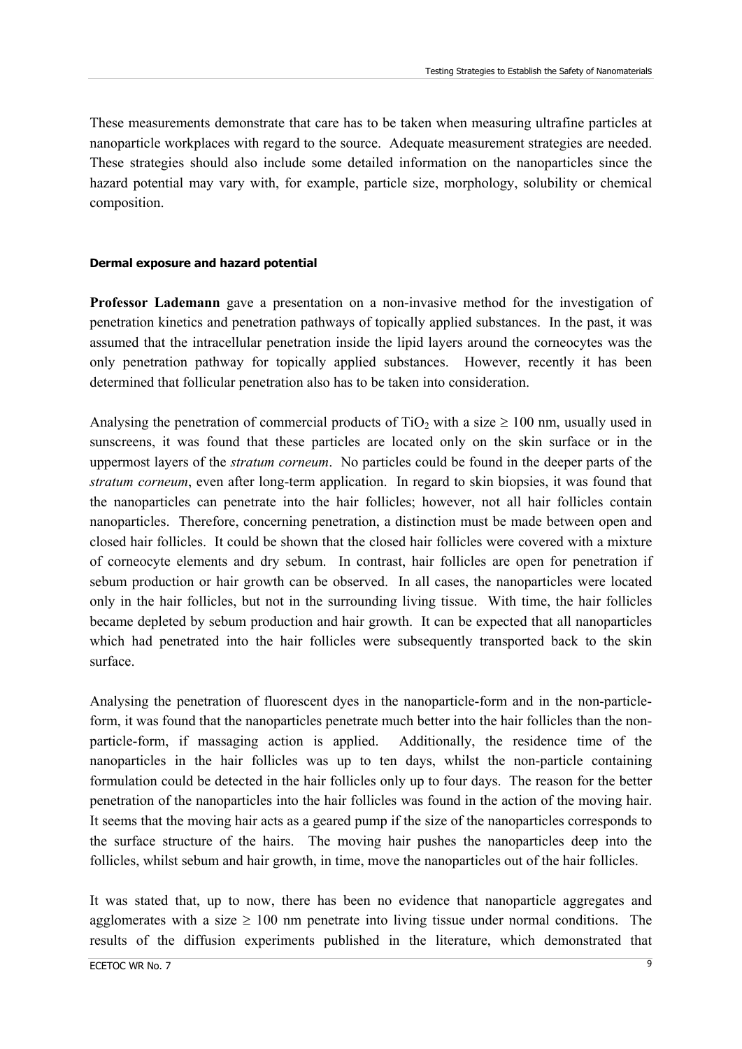These measurements demonstrate that care has to be taken when measuring ultrafine particles at nanoparticle workplaces with regard to the source. Adequate measurement strategies are needed. These strategies should also include some detailed information on the nanoparticles since the hazard potential may vary with, for example, particle size, morphology, solubility or chemical composition.

#### Dermal exposure and hazard potential

**Professor Lademann** gave a presentation on a non-invasive method for the investigation of penetration kinetics and penetration pathways of topically applied substances. In the past, it was assumed that the intracellular penetration inside the lipid layers around the corneocytes was the only penetration pathway for topically applied substances. However, recently it has been determined that follicular penetration also has to be taken into consideration.

Analysing the penetration of commercial products of $TiO_2$ with a size $\geq 100$ nm, usually used in sunscreens, it was found that these particles are located only on the skin surface or in the uppermost layers of the *stratum corneum*. No particles could be found in the deeper parts of the *stratum corneum*, even after long-term application. In regard to skin biopsies, it was found that the nanoparticles can penetrate into the hair follicles; however, not all hair follicles contain nanoparticles. Therefore, concerning penetration, a distinction must be made between open and closed hair follicles. It could be shown that the closed hair follicles were covered with a mixture of corneocyte elements and dry sebum. In contrast, hair follicles are open for penetration if sebum production or hair growth can be observed. In all cases, the nanoparticles were located only in the hair follicles, but not in the surrounding living tissue. With time, the hair follicles became depleted by sebum production and hair growth. It can be expected that all nanoparticles which had penetrated into the hair follicles were subsequently transported back to the skin surface.

Analysing the penetration of fluorescent dyes in the nanoparticle-form and in the non-particle-form, it was found that the nanoparticles penetrate much better into the hair follicles than the non-particle-form, if massaging action is applied. Additionally, the residence time of the nanoparticles in the hair follicles was up to ten days, whilst the non-particle containing formulation could be detected in the hair follicles only up to four days. The reason for the better penetration of the nanoparticles into the hair follicles was found in the action of the moving hair. It seems that the moving hair acts as a geared pump if the size of the nanoparticles corresponds to the surface structure of the hairs. The moving hair pushes the nanoparticles deep into the follicles, whilst sebum and hair growth, in time, move the nanoparticles out of the hair follicles.

It was stated that, up to now, there has been no evidence that nanoparticle aggregates and agglomerates with a size $\geq 100$ nm penetrate into living tissue under normal conditions. The results of the diffusion experiments published in the literature, which demonstrated that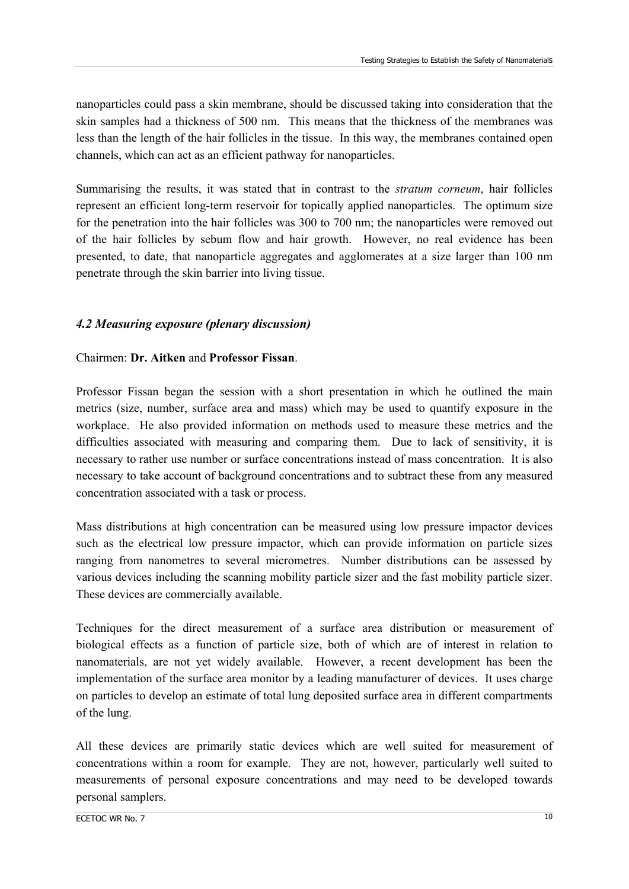nanoparticles could pass a skin membrane, should be discussed taking into consideration that the skin samples had a thickness of 500 nm. This means that the thickness of the membranes was less than the length of the hair follicles in the tissue. In this way, the membranes contained open channels, which can act as an efficient pathway for nanoparticles.

Summarising the results, it was stated that in contrast to the *stratum corneum*, hair follicles represent an efficient long-term reservoir for topically applied nanoparticles. The optimum size for the penetration into the hair follicles was 300 to 700 nm; the nanoparticles were removed out of the hair follicles by sebum flow and hair growth. However, no real evidence has been presented, to date, that nanoparticle aggregates and agglomerates at a size larger than 100 nm penetrate through the skin barrier into living tissue.

### *4.2 Measuring exposure (plenary discussion)*

Chairmen: **Dr. Aitken** and **Professor Fissan**.

Professor Fissan began the session with a short presentation in which he outlined the main metrics (size, number, surface area and mass) which may be used to quantify exposure in the workplace. He also provided information on methods used to measure these metrics and the difficulties associated with measuring and comparing them. Due to lack of sensitivity, it is necessary to rather use number or surface concentrations instead of mass concentration. It is also necessary to take account of background concentrations and to subtract these from any measured concentration associated with a task or process.

Mass distributions at high concentration can be measured using low pressure impactor devices such as the electrical low pressure impactor, which can provide information on particle sizes ranging from nanometres to several micrometres. Number distributions can be assessed by various devices including the scanning mobility particle sizer and the fast mobility particle sizer. These devices are commercially available.

Techniques for the direct measurement of a surface area distribution or measurement of biological effects as a function of particle size, both of which are of interest in relation to nanomaterials, are not yet widely available. However, a recent development has been the implementation of the surface area monitor by a leading manufacturer of devices. It uses charge on particles to develop an estimate of total lung deposited surface area in different compartments of the lung.

All these devices are primarily static devices which are well suited for measurement of concentrations within a room for example. They are not, however, particularly well suited to measurements of personal exposure concentrations and may need to be developed towards personal samplers.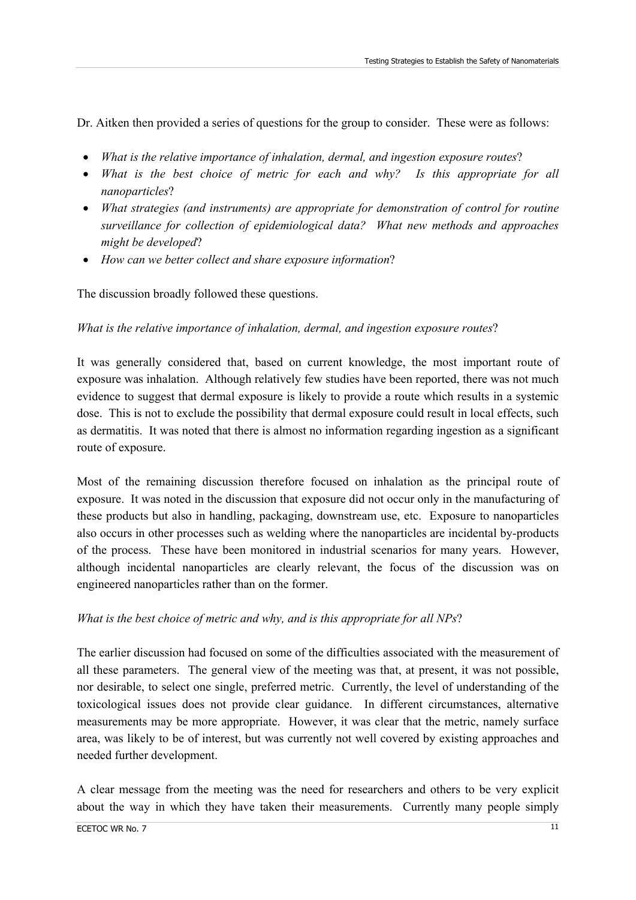Dr. Aitken then provided a series of questions for the group to consider. These were as follows:

- *What is the relative importance of inhalation, dermal, and ingestion exposure routes*?
- *What is the best choice of metric for each and why? Is this appropriate for all nanoparticles*?
- *What strategies (and instruments) are appropriate for demonstration of control for routine surveillance for collection of epidemiological data? What new methods and approaches might be developed*?
- *How can we better collect and share exposure information*?

The discussion broadly followed these questions.

*What is the relative importance of inhalation, dermal, and ingestion exposure routes*?

It was generally considered that, based on current knowledge, the most important route of exposure was inhalation. Although relatively few studies have been reported, there was not much evidence to suggest that dermal exposure is likely to provide a route which results in a systemic dose. This is not to exclude the possibility that dermal exposure could result in local effects, such as dermatitis. It was noted that there is almost no information regarding ingestion as a significant route of exposure.

Most of the remaining discussion therefore focused on inhalation as the principal route of exposure. It was noted in the discussion that exposure did not occur only in the manufacturing of these products but also in handling, packaging, downstream use, etc. Exposure to nanoparticles also occurs in other processes such as welding where the nanoparticles are incidental by-products of the process. These have been monitored in industrial scenarios for many years. However, although incidental nanoparticles are clearly relevant, the focus of the discussion was on engineered nanoparticles rather than on the former.

*What is the best choice of metric and why, and is this appropriate for all NPs*?

The earlier discussion had focused on some of the difficulties associated with the measurement of all these parameters. The general view of the meeting was that, at present, it was not possible, nor desirable, to select one single, preferred metric. Currently, the level of understanding of the toxicological issues does not provide clear guidance. In different circumstances, alternative measurements may be more appropriate. However, it was clear that the metric, namely surface area, was likely to be of interest, but was currently not well covered by existing approaches and needed further development.

A clear message from the meeting was the need for researchers and others to be very explicit about the way in which they have taken their measurements. Currently many people simply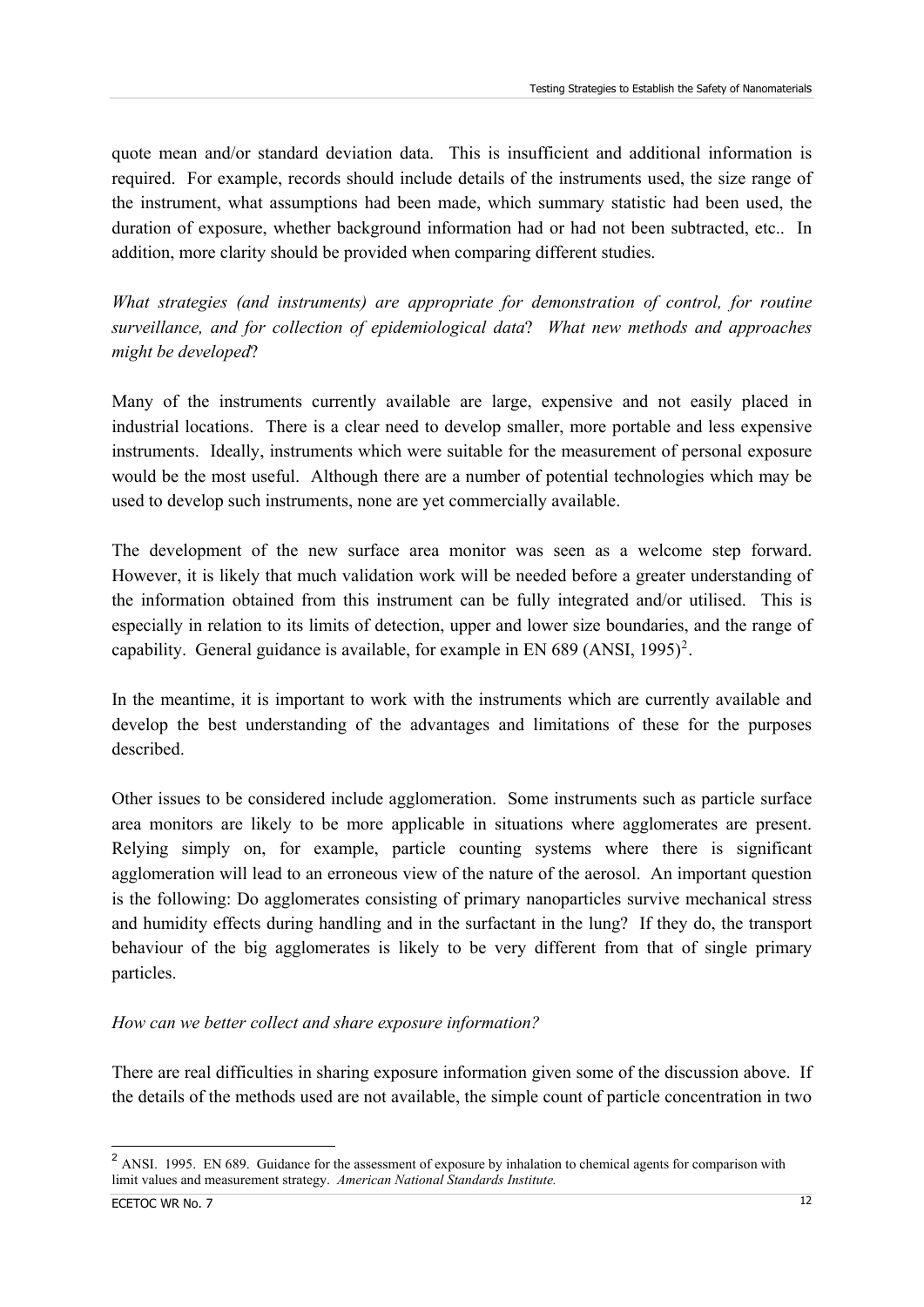quote mean and/or standard deviation data. This is insufficient and additional information is required. For example, records should include details of the instruments used, the size range of the instrument, what assumptions had been made, which summary statistic had been used, the duration of exposure, whether background information had or had not been subtracted, etc.. In addition, more clarity should be provided when comparing different studies.

*What strategies (and instruments) are appropriate for demonstration of control, for routine surveillance, and for collection of epidemiological data*? *What new methods and approaches might be developed*?

Many of the instruments currently available are large, expensive and not easily placed in industrial locations. There is a clear need to develop smaller, more portable and less expensive instruments. Ideally, instruments which were suitable for the measurement of personal exposure would be the most useful. Although there are a number of potential technologies which may be used to develop such instruments, none are yet commercially available.

The development of the new surface area monitor was seen as a welcome step forward. However, it is likely that much validation work will be needed before a greater understanding of the information obtained from this instrument can be fully integrated and/or utilised. This is especially in relation to its limits of detection, upper and lower size boundaries, and the range of capability. General guidance is available, for example in EN 689 (ANSI, 1995)[2].

In the meantime, it is important to work with the instruments which are currently available and develop the best understanding of the advantages and limitations of these for the purposes described.

Other issues to be considered include agglomeration. Some instruments such as particle surface area monitors are likely to be more applicable in situations where agglomerates are present. Relying simply on, for example, particle counting systems where there is significant agglomeration will lead to an erroneous view of the nature of the aerosol. An important question is the following: Do agglomerates consisting of primary nanoparticles survive mechanical stress and humidity effects during handling and in the surfactant in the lung? If they do, the transport behaviour of the big agglomerates is likely to be very different from that of single primary particles.

*How can we better collect and share exposure information?*

There are real difficulties in sharing exposure information given some of the discussion above. If the details of the methods used are not available, the simple count of particle concentration in two

---

[2] ANSI. 1995. EN 689. Guidance for the assessment of exposure by inhalation to chemical agents for comparison with limit values and measurement strategy. *American National Standards Institute.*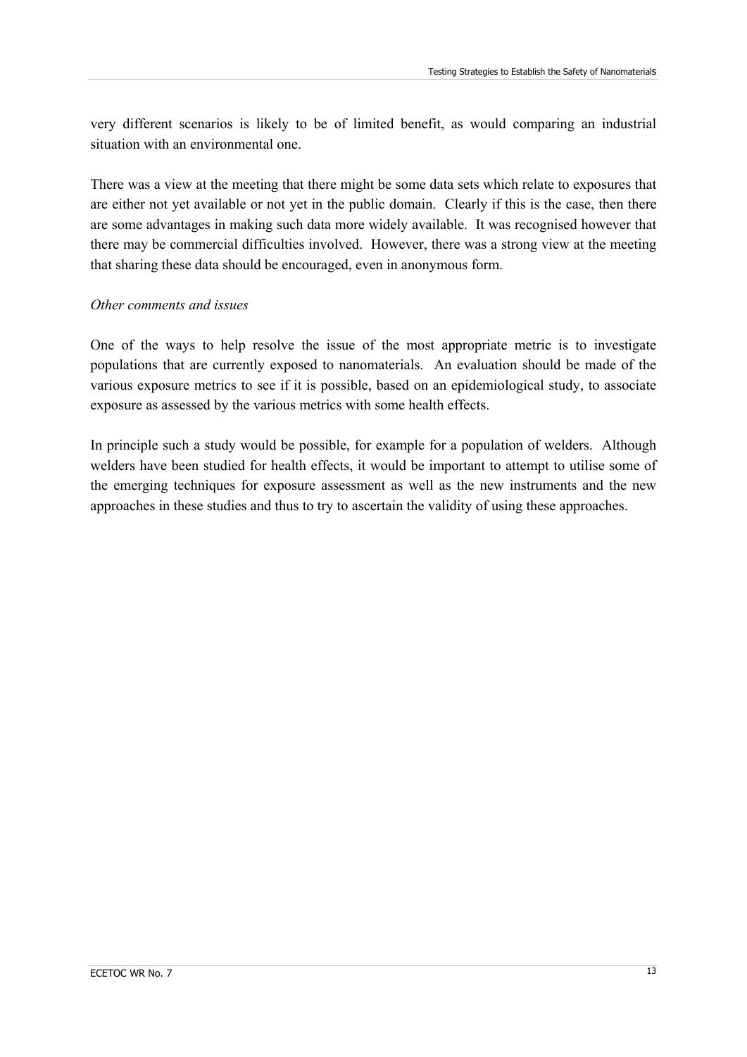very different scenarios is likely to be of limited benefit, as would comparing an industrial situation with an environmental one.

There was a view at the meeting that there might be some data sets which relate to exposures that are either not yet available or not yet in the public domain. Clearly if this is the case, then there are some advantages in making such data more widely available. It was recognised however that there may be commercial difficulties involved. However, there was a strong view at the meeting that sharing these data should be encouraged, even in anonymous form.

*Other comments and issues*

One of the ways to help resolve the issue of the most appropriate metric is to investigate populations that are currently exposed to nanomaterials. An evaluation should be made of the various exposure metrics to see if it is possible, based on an epidemiological study, to associate exposure as assessed by the various metrics with some health effects.

In principle such a study would be possible, for example for a population of welders. Although welders have been studied for health effects, it would be important to attempt to utilise some of the emerging techniques for exposure assessment as well as the new instruments and the new approaches in these studies and thus to try to ascertain the validity of using these approaches.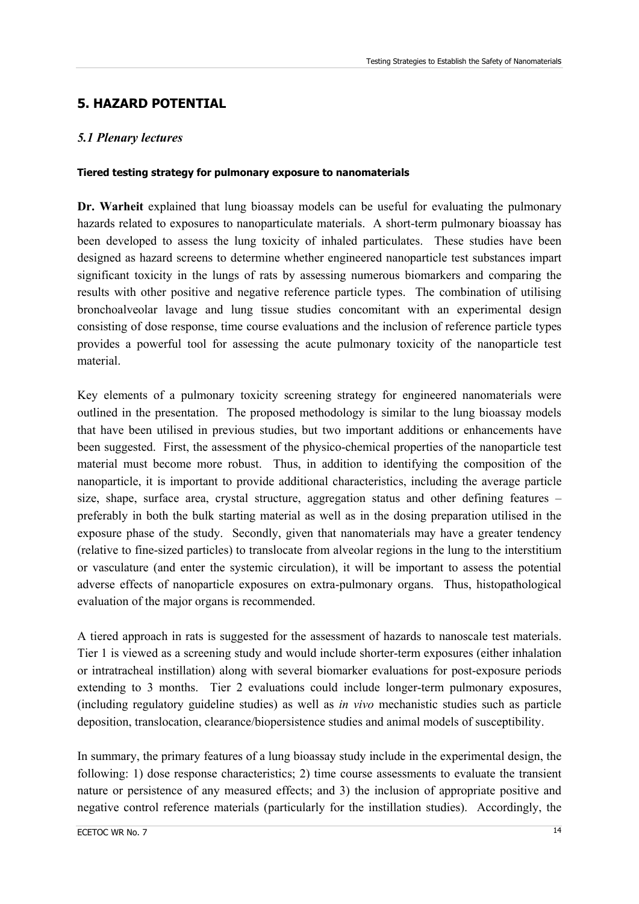## 5. HAZARD POTENTIAL

### *5.1 Plenary lectures*

#### Tiered testing strategy for pulmonary exposure to nanomaterials

**Dr. Warheit** explained that lung bioassay models can be useful for evaluating the pulmonary hazards related to exposures to nanoparticulate materials. A short-term pulmonary bioassay has been developed to assess the lung toxicity of inhaled particulates. These studies have been designed as hazard screens to determine whether engineered nanoparticle test substances impart significant toxicity in the lungs of rats by assessing numerous biomarkers and comparing the results with other positive and negative reference particle types. The combination of utilising bronchoalveolar lavage and lung tissue studies concomitant with an experimental design consisting of dose response, time course evaluations and the inclusion of reference particle types provides a powerful tool for assessing the acute pulmonary toxicity of the nanoparticle test material.

Key elements of a pulmonary toxicity screening strategy for engineered nanomaterials were outlined in the presentation. The proposed methodology is similar to the lung bioassay models that have been utilised in previous studies, but two important additions or enhancements have been suggested. First, the assessment of the physico-chemical properties of the nanoparticle test material must become more robust. Thus, in addition to identifying the composition of the nanoparticle, it is important to provide additional characteristics, including the average particle size, shape, surface area, crystal structure, aggregation status and other defining features – preferably in both the bulk starting material as well as in the dosing preparation utilised in the exposure phase of the study. Secondly, given that nanomaterials may have a greater tendency (relative to fine-sized particles) to translocate from alveolar regions in the lung to the interstitium or vasculature (and enter the systemic circulation), it will be important to assess the potential adverse effects of nanoparticle exposures on extra-pulmonary organs. Thus, histopathological evaluation of the major organs is recommended.

A tiered approach in rats is suggested for the assessment of hazards to nanoscale test materials. Tier 1 is viewed as a screening study and would include shorter-term exposures (either inhalation or intratracheal instillation) along with several biomarker evaluations for post-exposure periods extending to 3 months. Tier 2 evaluations could include longer-term pulmonary exposures, (including regulatory guideline studies) as well as *in vivo* mechanistic studies such as particle deposition, translocation, clearance/biopersistence studies and animal models of susceptibility.

In summary, the primary features of a lung bioassay study include in the experimental design, the following: 1) dose response characteristics; 2) time course assessments to evaluate the transient nature or persistence of any measured effects; and 3) the inclusion of appropriate positive and negative control reference materials (particularly for the instillation studies). Accordingly, the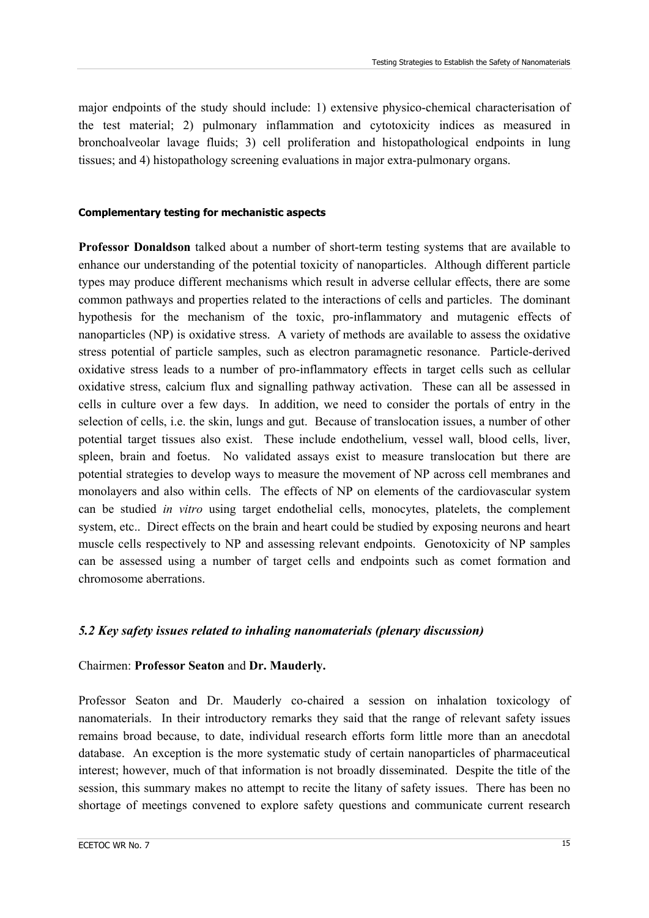major endpoints of the study should include: 1) extensive physico-chemical characterisation of the test material; 2) pulmonary inflammation and cytotoxicity indices as measured in bronchoalveolar lavage fluids; 3) cell proliferation and histopathological endpoints in lung tissues; and 4) histopathology screening evaluations in major extra-pulmonary organs.

#### Complementary testing for mechanistic aspects

**Professor Donaldson** talked about a number of short-term testing systems that are available to enhance our understanding of the potential toxicity of nanoparticles. Although different particle types may produce different mechanisms which result in adverse cellular effects, there are some common pathways and properties related to the interactions of cells and particles. The dominant hypothesis for the mechanism of the toxic, pro-inflammatory and mutagenic effects of nanoparticles (NP) is oxidative stress. A variety of methods are available to assess the oxidative stress potential of particle samples, such as electron paramagnetic resonance. Particle-derived oxidative stress leads to a number of pro-inflammatory effects in target cells such as cellular oxidative stress, calcium flux and signalling pathway activation. These can all be assessed in cells in culture over a few days. In addition, we need to consider the portals of entry in the selection of cells, i.e. the skin, lungs and gut. Because of translocation issues, a number of other potential target tissues also exist. These include endothelium, vessel wall, blood cells, liver, spleen, brain and foetus. No validated assays exist to measure translocation but there are potential strategies to develop ways to measure the movement of NP across cell membranes and monolayers and also within cells. The effects of NP on elements of the cardiovascular system can be studied *in vitro* using target endothelial cells, monocytes, platelets, the complement system, etc.. Direct effects on the brain and heart could be studied by exposing neurons and heart muscle cells respectively to NP and assessing relevant endpoints. Genotoxicity of NP samples can be assessed using a number of target cells and endpoints such as comet formation and chromosome aberrations.

### *5.2 Key safety issues related to inhaling nanomaterials (plenary discussion)*

Chairmen: **Professor Seaton** and **Dr. Mauderly.**

Professor Seaton and Dr. Mauderly co-chaired a session on inhalation toxicology of nanomaterials. In their introductory remarks they said that the range of relevant safety issues remains broad because, to date, individual research efforts form little more than an anecdotal database. An exception is the more systematic study of certain nanoparticles of pharmaceutical interest; however, much of that information is not broadly disseminated. Despite the title of the session, this summary makes no attempt to recite the litany of safety issues. There has been no shortage of meetings convened to explore safety questions and communicate current research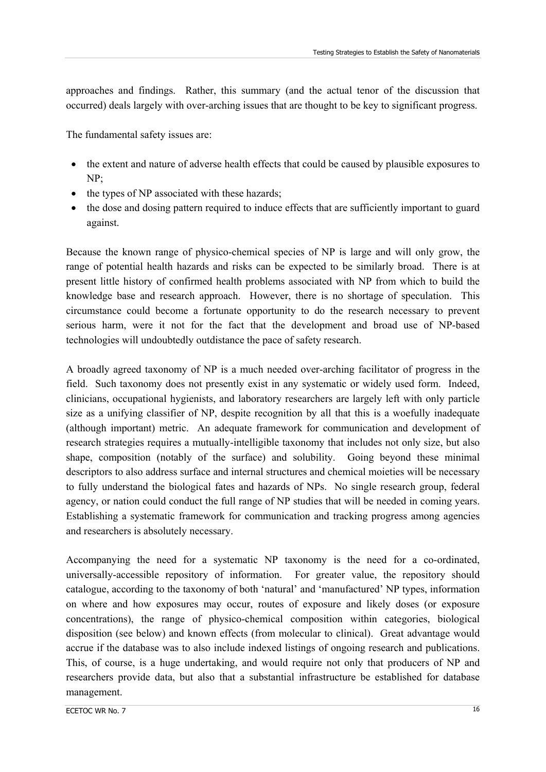approaches and findings. Rather, this summary (and the actual tenor of the discussion that occurred) deals largely with over-arching issues that are thought to be key to significant progress.

The fundamental safety issues are:

- the extent and nature of adverse health effects that could be caused by plausible exposures to NP;
- the types of NP associated with these hazards;
- the dose and dosing pattern required to induce effects that are sufficiently important to guard against.

Because the known range of physico-chemical species of NP is large and will only grow, the range of potential health hazards and risks can be expected to be similarly broad. There is at present little history of confirmed health problems associated with NP from which to build the knowledge base and research approach. However, there is no shortage of speculation. This circumstance could become a fortunate opportunity to do the research necessary to prevent serious harm, were it not for the fact that the development and broad use of NP-based technologies will undoubtedly outdistance the pace of safety research.

A broadly agreed taxonomy of NP is a much needed over-arching facilitator of progress in the field. Such taxonomy does not presently exist in any systematic or widely used form. Indeed, clinicians, occupational hygienists, and laboratory researchers are largely left with only particle size as a unifying classifier of NP, despite recognition by all that this is a woefully inadequate (although important) metric. An adequate framework for communication and development of research strategies requires a mutually-intelligible taxonomy that includes not only size, but also shape, composition (notably of the surface) and solubility. Going beyond these minimal descriptors to also address surface and internal structures and chemical moieties will be necessary to fully understand the biological fates and hazards of NPs. No single research group, federal agency, or nation could conduct the full range of NP studies that will be needed in coming years. Establishing a systematic framework for communication and tracking progress among agencies and researchers is absolutely necessary.

Accompanying the need for a systematic NP taxonomy is the need for a co-ordinated, universally-accessible repository of information. For greater value, the repository should catalogue, according to the taxonomy of both 'natural' and 'manufactured' NP types, information on where and how exposures may occur, routes of exposure and likely doses (or exposure concentrations), the range of physico-chemical composition within categories, biological disposition (see below) and known effects (from molecular to clinical). Great advantage would accrue if the database was to also include indexed listings of ongoing research and publications. This, of course, is a huge undertaking, and would require not only that producers of NP and researchers provide data, but also that a substantial infrastructure be established for database management.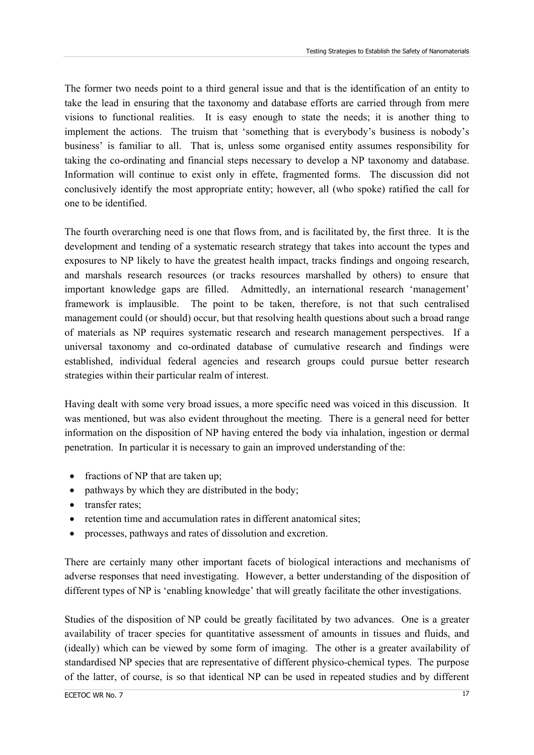The former two needs point to a third general issue and that is the identification of an entity to take the lead in ensuring that the taxonomy and database efforts are carried through from mere visions to functional realities. It is easy enough to state the needs; it is another thing to implement the actions. The truism that 'something that is everybody's business is nobody's business' is familiar to all. That is, unless some organised entity assumes responsibility for taking the co-ordinating and financial steps necessary to develop a NP taxonomy and database. Information will continue to exist only in effete, fragmented forms. The discussion did not conclusively identify the most appropriate entity; however, all (who spoke) ratified the call for one to be identified.

The fourth overarching need is one that flows from, and is facilitated by, the first three. It is the development and tending of a systematic research strategy that takes into account the types and exposures to NP likely to have the greatest health impact, tracks findings and ongoing research, and marshals research resources (or tracks resources marshalled by others) to ensure that important knowledge gaps are filled. Admittedly, an international research 'management' framework is implausible. The point to be taken, therefore, is not that such centralised management could (or should) occur, but that resolving health questions about such a broad range of materials as NP requires systematic research and research management perspectives. If a universal taxonomy and co-ordinated database of cumulative research and findings were established, individual federal agencies and research groups could pursue better research strategies within their particular realm of interest.

Having dealt with some very broad issues, a more specific need was voiced in this discussion. It was mentioned, but was also evident throughout the meeting. There is a general need for better information on the disposition of NP having entered the body via inhalation, ingestion or dermal penetration. In particular it is necessary to gain an improved understanding of the:

- fractions of NP that are taken up;
- pathways by which they are distributed in the body;
- transfer rates;
- retention time and accumulation rates in different anatomical sites;
- processes, pathways and rates of dissolution and excretion.

There are certainly many other important facets of biological interactions and mechanisms of adverse responses that need investigating. However, a better understanding of the disposition of different types of NP is 'enabling knowledge' that will greatly facilitate the other investigations.

Studies of the disposition of NP could be greatly facilitated by two advances. One is a greater availability of tracer species for quantitative assessment of amounts in tissues and fluids, and (ideally) which can be viewed by some form of imaging. The other is a greater availability of standardised NP species that are representative of different physico-chemical types. The purpose of the latter, of course, is so that identical NP can be used in repeated studies and by different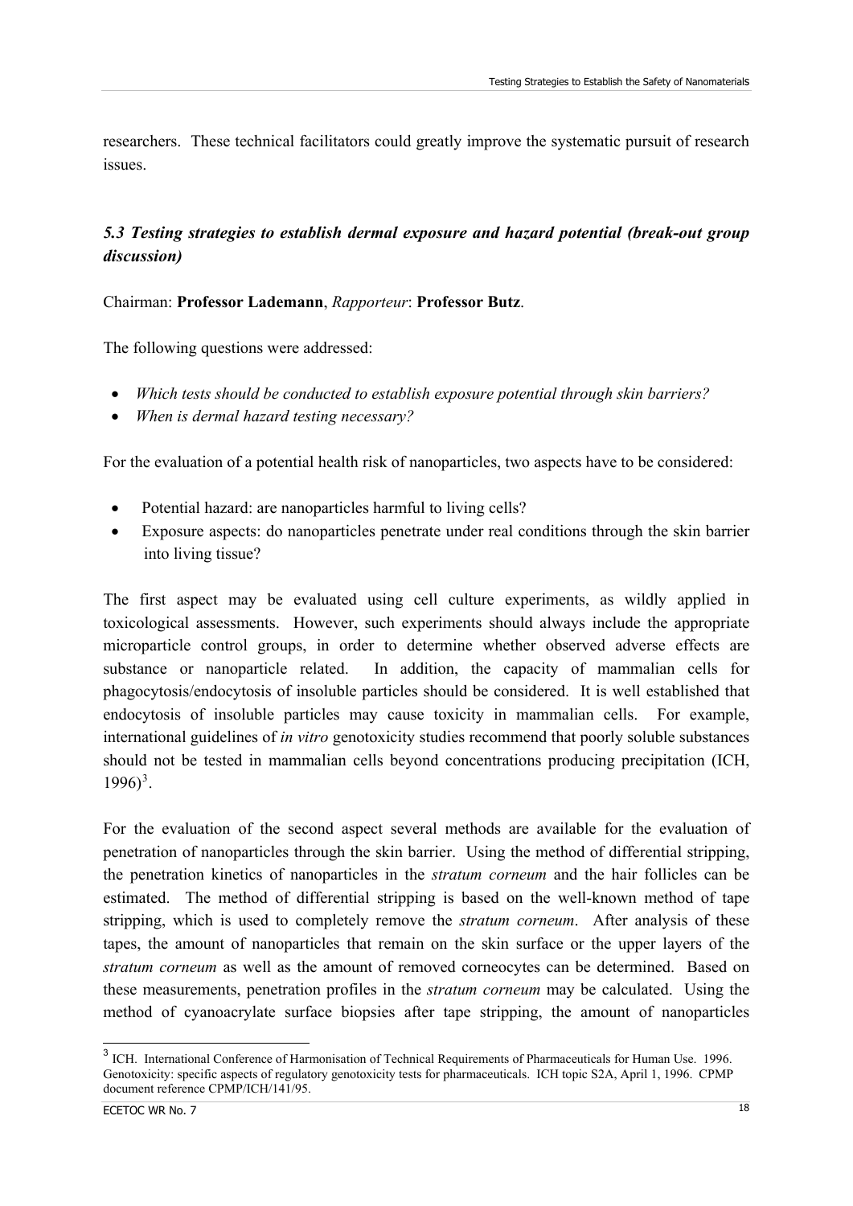researchers. These technical facilitators could greatly improve the systematic pursuit of research issues.

### *5.3 Testing strategies to establish dermal exposure and hazard potential (break-out group discussion)*

Chairman: **Professor Lademann**, *Rapporteur*: **Professor Butz**.

The following questions were addressed:

- *Which tests should be conducted to establish exposure potential through skin barriers?*
- *When is dermal hazard testing necessary?*

For the evaluation of a potential health risk of nanoparticles, two aspects have to be considered:

- Potential hazard: are nanoparticles harmful to living cells?
- Exposure aspects: do nanoparticles penetrate under real conditions through the skin barrier into living tissue?

The first aspect may be evaluated using cell culture experiments, as wildly applied in toxicological assessments. However, such experiments should always include the appropriate microparticle control groups, in order to determine whether observed adverse effects are substance or nanoparticle related. In addition, the capacity of mammalian cells for phagocytosis/endocytosis of insoluble particles should be considered. It is well established that endocytosis of insoluble particles may cause toxicity in mammalian cells. For example, international guidelines of *in vitro* genotoxicity studies recommend that poorly soluble substances should not be tested in mammalian cells beyond concentrations producing precipitation (ICH, 1996)[3].

For the evaluation of the second aspect several methods are available for the evaluation of penetration of nanoparticles through the skin barrier. Using the method of differential stripping, the penetration kinetics of nanoparticles in the *stratum corneum* and the hair follicles can be estimated. The method of differential stripping is based on the well-known method of tape stripping, which is used to completely remove the *stratum corneum*. After analysis of these tapes, the amount of nanoparticles that remain on the skin surface or the upper layers of the *stratum corneum* as well as the amount of removed corneocytes can be determined. Based on these measurements, penetration profiles in the *stratum corneum* may be calculated. Using the method of cyanoacrylate surface biopsies after tape stripping, the amount of nanoparticles

[3] ICH. International Conference of Harmonisation of Technical Requirements of Pharmaceuticals for Human Use. 1996. Genotoxicity: specific aspects of regulatory genotoxicity tests for pharmaceuticals. ICH topic S2A, April 1, 1996. CPMP document reference CPMP/ICH/141/95.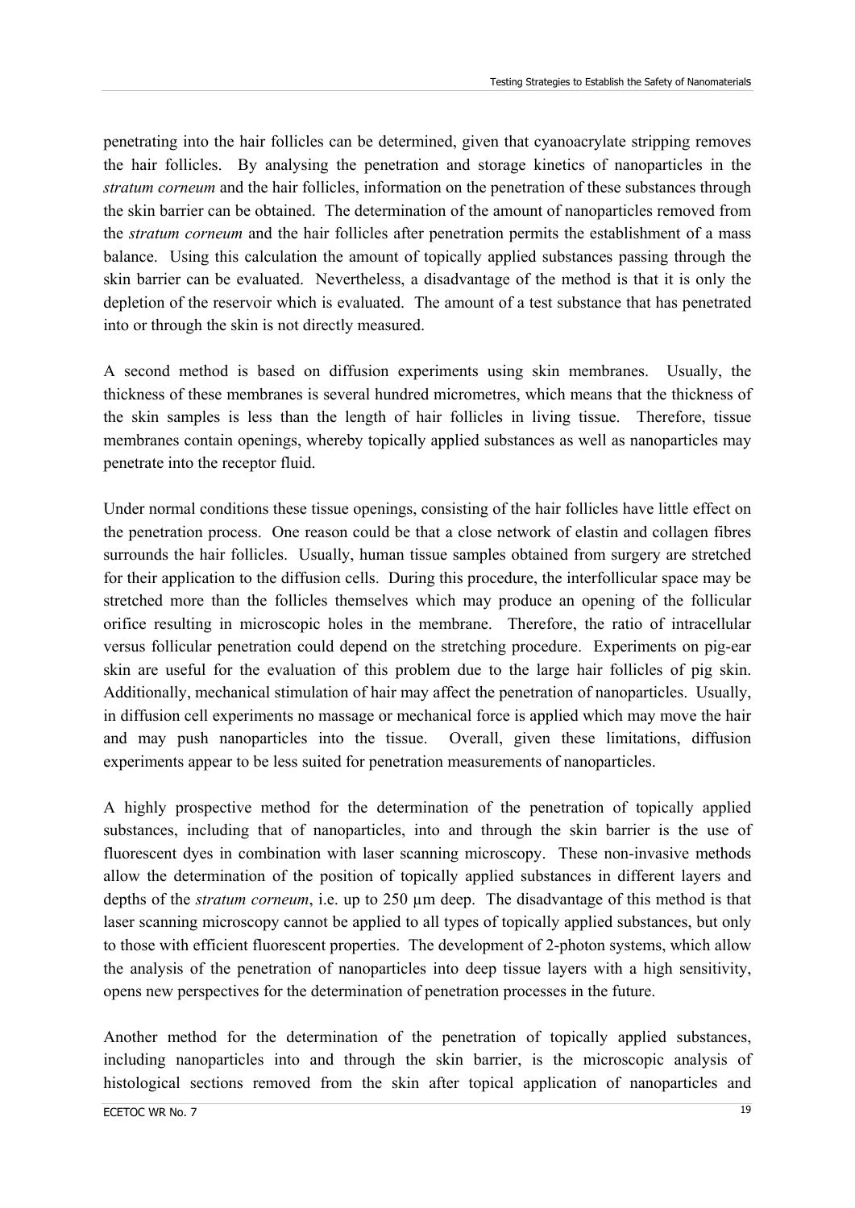penetrating into the hair follicles can be determined, given that cyanoacrylate stripping removes the hair follicles. By analysing the penetration and storage kinetics of nanoparticles in the *stratum corneum* and the hair follicles, information on the penetration of these substances through the skin barrier can be obtained. The determination of the amount of nanoparticles removed from the *stratum corneum* and the hair follicles after penetration permits the establishment of a mass balance. Using this calculation the amount of topically applied substances passing through the skin barrier can be evaluated. Nevertheless, a disadvantage of the method is that it is only the depletion of the reservoir which is evaluated. The amount of a test substance that has penetrated into or through the skin is not directly measured.

A second method is based on diffusion experiments using skin membranes. Usually, the thickness of these membranes is several hundred micrometres, which means that the thickness of the skin samples is less than the length of hair follicles in living tissue. Therefore, tissue membranes contain openings, whereby topically applied substances as well as nanoparticles may penetrate into the receptor fluid.

Under normal conditions these tissue openings, consisting of the hair follicles have little effect on the penetration process. One reason could be that a close network of elastin and collagen fibres surrounds the hair follicles. Usually, human tissue samples obtained from surgery are stretched for their application to the diffusion cells. During this procedure, the interfollicular space may be stretched more than the follicles themselves which may produce an opening of the follicular orifice resulting in microscopic holes in the membrane. Therefore, the ratio of intracellular versus follicular penetration could depend on the stretching procedure. Experiments on pig-ear skin are useful for the evaluation of this problem due to the large hair follicles of pig skin. Additionally, mechanical stimulation of hair may affect the penetration of nanoparticles. Usually, in diffusion cell experiments no massage or mechanical force is applied which may move the hair and may push nanoparticles into the tissue. Overall, given these limitations, diffusion experiments appear to be less suited for penetration measurements of nanoparticles.

A highly prospective method for the determination of the penetration of topically applied substances, including that of nanoparticles, into and through the skin barrier is the use of fluorescent dyes in combination with laser scanning microscopy. These non-invasive methods allow the determination of the position of topically applied substances in different layers and depths of the *stratum corneum*, i.e. up to 250 µm deep. The disadvantage of this method is that laser scanning microscopy cannot be applied to all types of topically applied substances, but only to those with efficient fluorescent properties. The development of 2-photon systems, which allow the analysis of the penetration of nanoparticles into deep tissue layers with a high sensitivity, opens new perspectives for the determination of penetration processes in the future.

Another method for the determination of the penetration of topically applied substances, including nanoparticles into and through the skin barrier, is the microscopic analysis of histological sections removed from the skin after topical application of nanoparticles and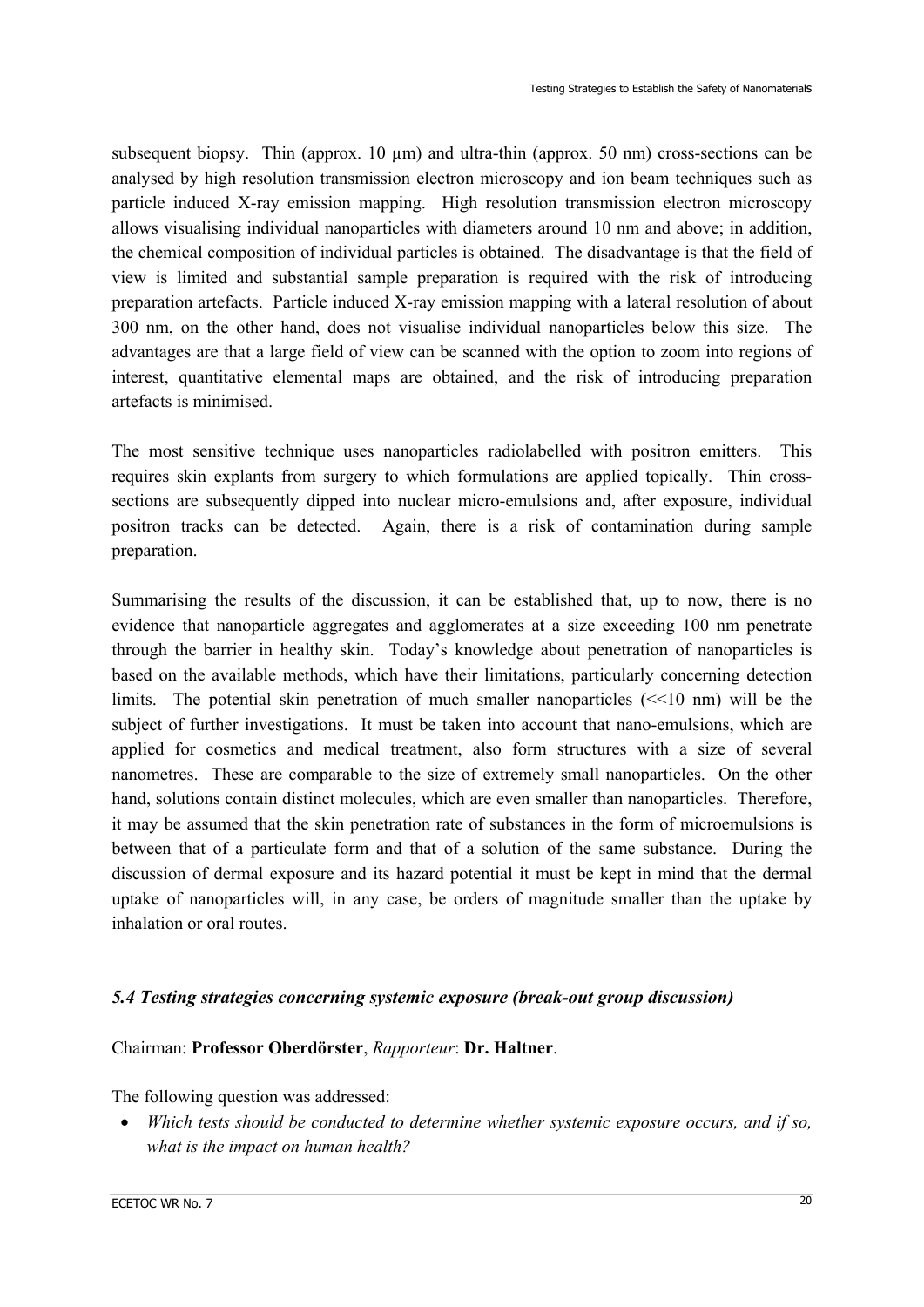subsequent biopsy. Thin (approx. 10 µm) and ultra-thin (approx. 50 nm) cross-sections can be analysed by high resolution transmission electron microscopy and ion beam techniques such as particle induced X-ray emission mapping. High resolution transmission electron microscopy allows visualising individual nanoparticles with diameters around 10 nm and above; in addition, the chemical composition of individual particles is obtained. The disadvantage is that the field of view is limited and substantial sample preparation is required with the risk of introducing preparation artefacts. Particle induced X-ray emission mapping with a lateral resolution of about 300 nm, on the other hand, does not visualise individual nanoparticles below this size. The advantages are that a large field of view can be scanned with the option to zoom into regions of interest, quantitative elemental maps are obtained, and the risk of introducing preparation artefacts is minimised.

The most sensitive technique uses nanoparticles radiolabelled with positron emitters. This requires skin explants from surgery to which formulations are applied topically. Thin cross-sections are subsequently dipped into nuclear micro-emulsions and, after exposure, individual positron tracks can be detected. Again, there is a risk of contamination during sample preparation.

Summarising the results of the discussion, it can be established that, up to now, there is no evidence that nanoparticle aggregates and agglomerates at a size exceeding 100 nm penetrate through the barrier in healthy skin. Today's knowledge about penetration of nanoparticles is based on the available methods, which have their limitations, particularly concerning detection limits. The potential skin penetration of much smaller nanoparticles (<<10 nm) will be the subject of further investigations. It must be taken into account that nano-emulsions, which are applied for cosmetics and medical treatment, also form structures with a size of several nanometres. These are comparable to the size of extremely small nanoparticles. On the other hand, solutions contain distinct molecules, which are even smaller than nanoparticles. Therefore, it may be assumed that the skin penetration rate of substances in the form of microemulsions is between that of a particulate form and that of a solution of the same substance. During the discussion of dermal exposure and its hazard potential it must be kept in mind that the dermal uptake of nanoparticles will, in any case, be orders of magnitude smaller than the uptake by inhalation or oral routes.

### *5.4 Testing strategies concerning systemic exposure (break-out group discussion)*

Chairman: **Professor Oberdörster**, *Rapporteur*: **Dr. Haltner**.

The following question was addressed:

- *Which tests should be conducted to determine whether systemic exposure occurs, and if so, what is the impact on human health?*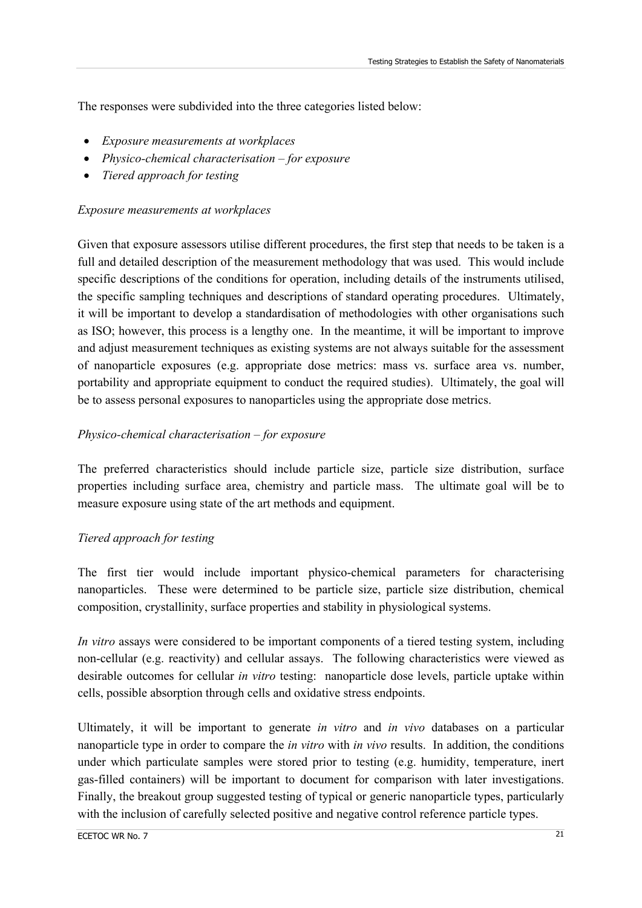The responses were subdivided into the three categories listed below:

- *Exposure measurements at workplaces*
- *Physico-chemical characterisation – for exposure*
- *Tiered approach for testing*

*Exposure measurements at workplaces*

Given that exposure assessors utilise different procedures, the first step that needs to be taken is a full and detailed description of the measurement methodology that was used. This would include specific descriptions of the conditions for operation, including details of the instruments utilised, the specific sampling techniques and descriptions of standard operating procedures. Ultimately, it will be important to develop a standardisation of methodologies with other organisations such as ISO; however, this process is a lengthy one. In the meantime, it will be important to improve and adjust measurement techniques as existing systems are not always suitable for the assessment of nanoparticle exposures (e.g. appropriate dose metrics: mass vs. surface area vs. number, portability and appropriate equipment to conduct the required studies). Ultimately, the goal will be to assess personal exposures to nanoparticles using the appropriate dose metrics.

*Physico-chemical characterisation – for exposure*

The preferred characteristics should include particle size, particle size distribution, surface properties including surface area, chemistry and particle mass. The ultimate goal will be to measure exposure using state of the art methods and equipment.

*Tiered approach for testing*

The first tier would include important physico-chemical parameters for characterising nanoparticles. These were determined to be particle size, particle size distribution, chemical composition, crystallinity, surface properties and stability in physiological systems.

*In vitro* assays were considered to be important components of a tiered testing system, including non-cellular (e.g. reactivity) and cellular assays. The following characteristics were viewed as desirable outcomes for cellular *in vitro* testing: nanoparticle dose levels, particle uptake within cells, possible absorption through cells and oxidative stress endpoints.

Ultimately, it will be important to generate *in vitro* and *in vivo* databases on a particular nanoparticle type in order to compare the *in vitro* with *in vivo* results. In addition, the conditions under which particulate samples were stored prior to testing (e.g. humidity, temperature, inert gas-filled containers) will be important to document for comparison with later investigations. Finally, the breakout group suggested testing of typical or generic nanoparticle types, particularly with the inclusion of carefully selected positive and negative control reference particle types.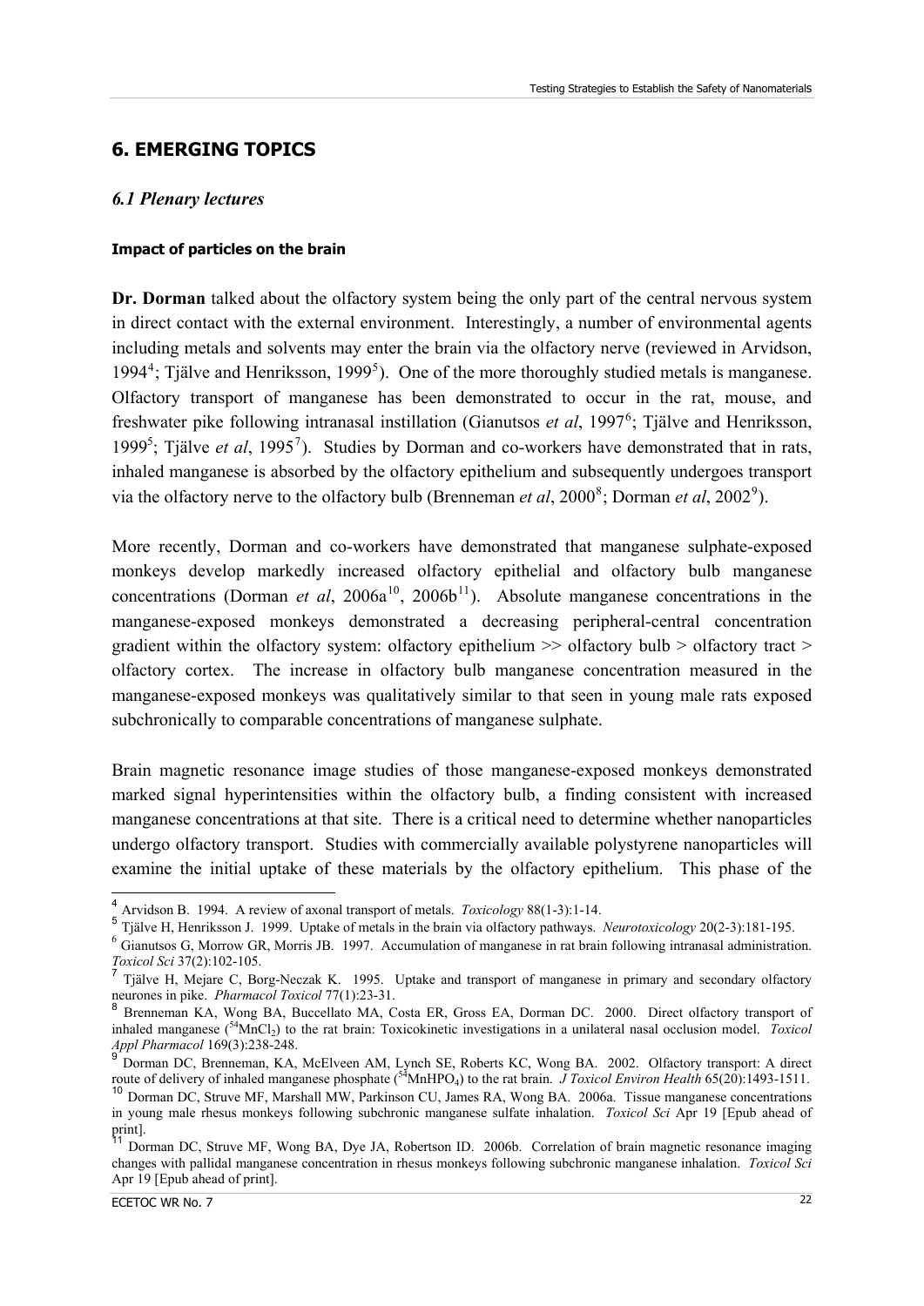# 6. EMERGING TOPICS

## *6.1 Plenary lectures*

### Impact of particles on the brain

**Dr. Dorman** talked about the olfactory system being the only part of the central nervous system in direct contact with the external environment. Interestingly, a number of environmental agents including metals and solvents may enter the brain via the olfactory nerve (reviewed in Arvidson, 1994[4]; Tjälve and Henriksson, 1999[5]). One of the more thoroughly studied metals is manganese. Olfactory transport of manganese has been demonstrated to occur in the rat, mouse, and freshwater pike following intranasal instillation (Gianutsos *et al*, 1997[6]; Tjälve and Henriksson, 1999[5]; Tjälve *et al*, 1995[7]). Studies by Dorman and co-workers have demonstrated that in rats, inhaled manganese is absorbed by the olfactory epithelium and subsequently undergoes transport via the olfactory nerve to the olfactory bulb (Brenneman *et al*, 2000[8]; Dorman *et al*, 2002[9]).

More recently, Dorman and co-workers have demonstrated that manganese sulphate-exposed monkeys develop markedly increased olfactory epithelial and olfactory bulb manganese concentrations (Dorman *et al*, 2006a[10], 2006b[11]). Absolute manganese concentrations in the manganese-exposed monkeys demonstrated a decreasing peripheral-central concentration gradient within the olfactory system: olfactory epithelium >> olfactory bulb > olfactory tract > olfactory cortex. The increase in olfactory bulb manganese concentration measured in the manganese-exposed monkeys was qualitatively similar to that seen in young male rats exposed subchronically to comparable concentrations of manganese sulphate.

Brain magnetic resonance image studies of those manganese-exposed monkeys demonstrated marked signal hyperintensities within the olfactory bulb, a finding consistent with increased manganese concentrations at that site. There is a critical need to determine whether nanoparticles undergo olfactory transport. Studies with commercially available polystyrene nanoparticles will examine the initial uptake of these materials by the olfactory epithelium. This phase of the

---

[4] Arvidson B. 1994. A review of axonal transport of metals. *Toxicology* 88(1-3):1-14.

[5] Tjälve H, Henriksson J. 1999. Uptake of metals in the brain via olfactory pathways. *Neurotoxicology* 20(2-3):181-195.

[6] Gianutsos G, Morrow GR, Morris JB. 1997. Accumulation of manganese in rat brain following intranasal administration. *Toxicol Sci* 37(2):102-105.

[7] Tjälve H, Mejare C, Borg-Neczak K. 1995. Uptake and transport of manganese in primary and secondary olfactory neurones in pike. *Pharmacol Toxicol* 77(1):23-31.

[8] Brenneman KA, Wong BA, Buccellato MA, Costa ER, Gross EA, Dorman DC. 2000. Direct olfactory transport of inhaled manganese ($^{54}MnCl_2$) to the rat brain: Toxicokinetic investigations in a unilateral nasal occlusion model. *Toxicol Appl Pharmacol* 169(3):238-248.

[9] Dorman DC, Brenneman, KA, McElveen AM, Lynch SE, Roberts KC, Wong BA. 2002. Olfactory transport: A direct route of delivery of inhaled manganese phosphate ($^{54}MnHPO_4$) to the rat brain. *J Toxicol Environ Health* 65(20):1493-1511.

[10] Dorman DC, Struve MF, Marshall MW, Parkinson CU, James RA, Wong BA. 2006a. Tissue manganese concentrations in young male rhesus monkeys following subchronic manganese sulfate inhalation. *Toxicol Sci* Apr 19 [Epub ahead of print].

[11] Dorman DC, Struve MF, Wong BA, Dye JA, Robertson ID. 2006b. Correlation of brain magnetic resonance imaging changes with pallidal manganese concentration in rhesus monkeys following subchronic manganese inhalation. *Toxicol Sci* Apr 19 [Epub ahead of print].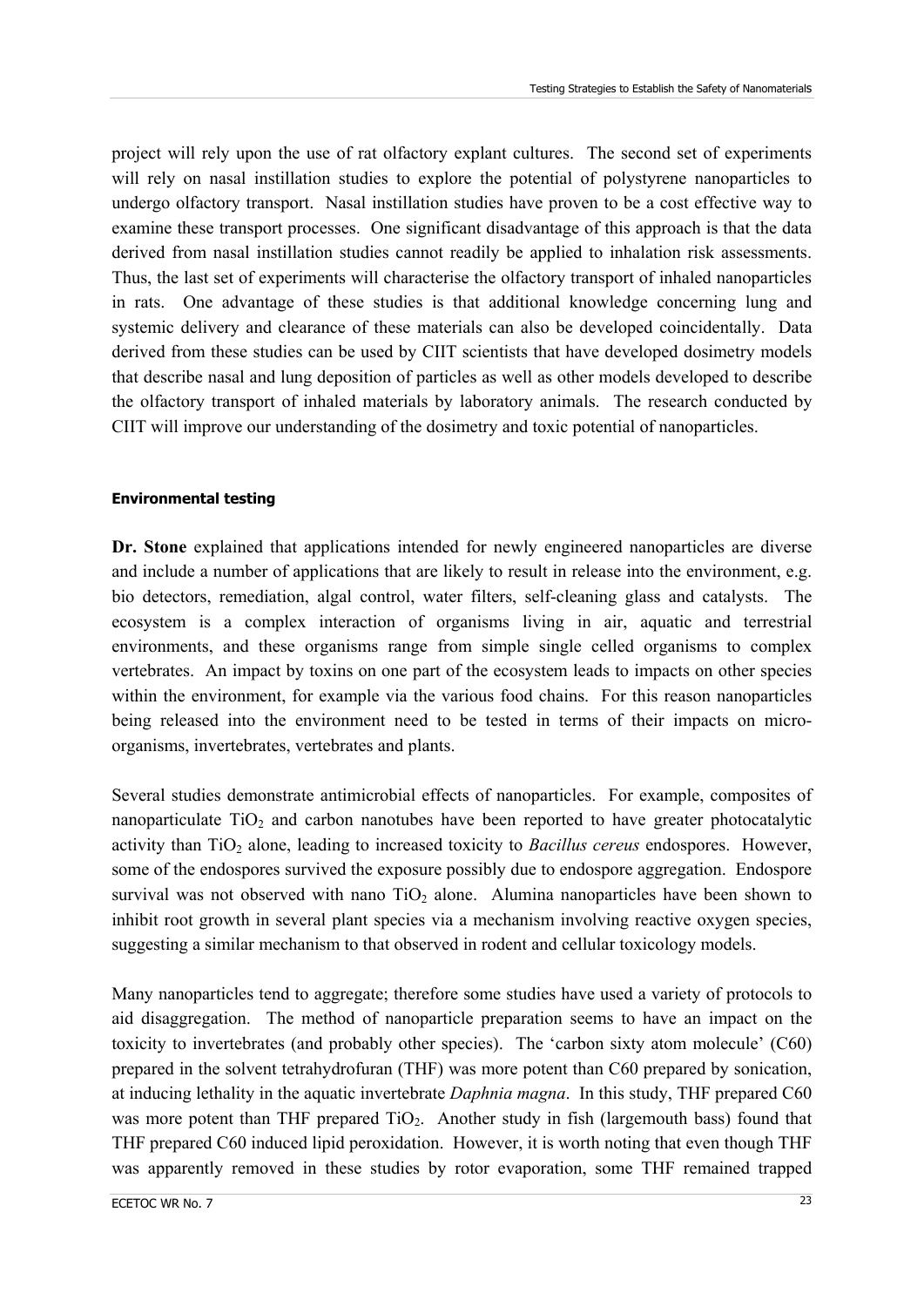project will rely upon the use of rat olfactory explant cultures. The second set of experiments will rely on nasal instillation studies to explore the potential of polystyrene nanoparticles to undergo olfactory transport. Nasal instillation studies have proven to be a cost effective way to examine these transport processes. One significant disadvantage of this approach is that the data derived from nasal instillation studies cannot readily be applied to inhalation risk assessments. Thus, the last set of experiments will characterise the olfactory transport of inhaled nanoparticles in rats. One advantage of these studies is that additional knowledge concerning lung and systemic delivery and clearance of these materials can also be developed coincidentally. Data derived from these studies can be used by CIIT scientists that have developed dosimetry models that describe nasal and lung deposition of particles as well as other models developed to describe the olfactory transport of inhaled materials by laboratory animals. The research conducted by CIIT will improve our understanding of the dosimetry and toxic potential of nanoparticles.

#### Environmental testing

**Dr. Stone** explained that applications intended for newly engineered nanoparticles are diverse and include a number of applications that are likely to result in release into the environment, e.g. bio detectors, remediation, algal control, water filters, self-cleaning glass and catalysts. The ecosystem is a complex interaction of organisms living in air, aquatic and terrestrial environments, and these organisms range from simple single celled organisms to complex vertebrates. An impact by toxins on one part of the ecosystem leads to impacts on other species within the environment, for example via the various food chains. For this reason nanoparticles being released into the environment need to be tested in terms of their impacts on micro-organisms, invertebrates, vertebrates and plants.

Several studies demonstrate antimicrobial effects of nanoparticles. For example, composites of nanoparticulate $TiO_2$ and carbon nanotubes have been reported to have greater photocatalytic activity than $TiO_2$ alone, leading to increased toxicity to *Bacillus cereus* endospores. However, some of the endospores survived the exposure possibly due to endospore aggregation. Endospore survival was not observed with nano $TiO_2$ alone. Alumina nanoparticles have been shown to inhibit root growth in several plant species via a mechanism involving reactive oxygen species, suggesting a similar mechanism to that observed in rodent and cellular toxicology models.

Many nanoparticles tend to aggregate; therefore some studies have used a variety of protocols to aid disaggregation. The method of nanoparticle preparation seems to have an impact on the toxicity to invertebrates (and probably other species). The 'carbon sixty atom molecule' (C60) prepared in the solvent tetrahydrofuran (THF) was more potent than C60 prepared by sonication, at inducing lethality in the aquatic invertebrate *Daphnia magna*. In this study, THF prepared C60 was more potent than THF prepared $TiO_2$. Another study in fish (largemouth bass) found that THF prepared C60 induced lipid peroxidation. However, it is worth noting that even though THF was apparently removed in these studies by rotor evaporation, some THF remained trapped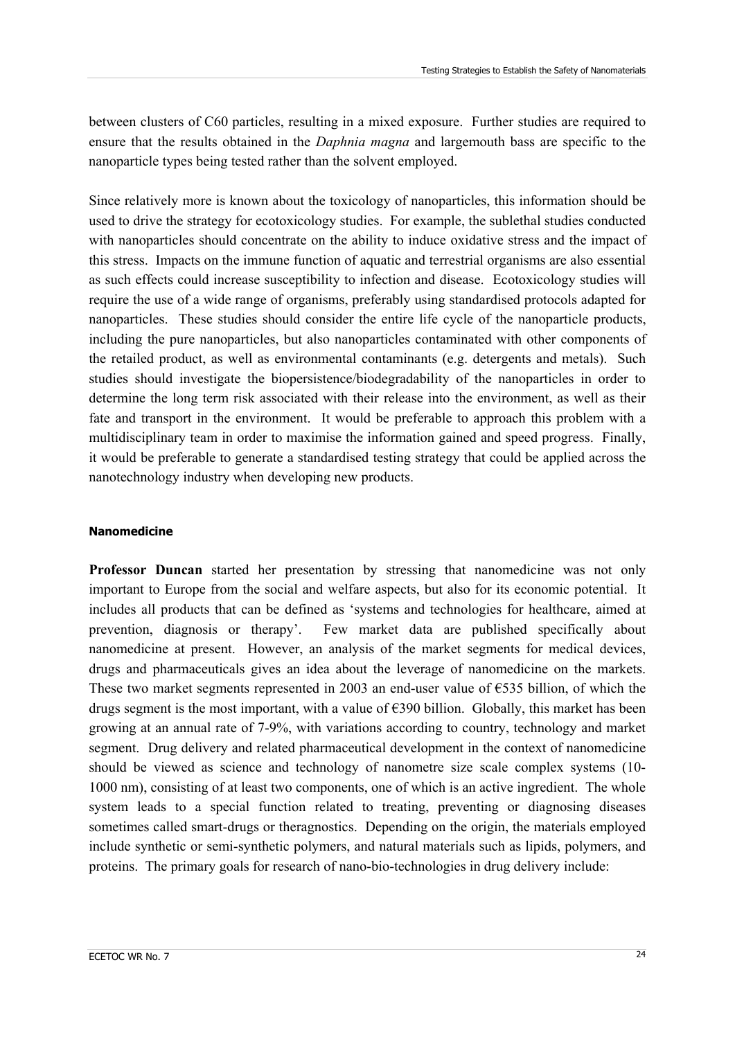between clusters of C60 particles, resulting in a mixed exposure. Further studies are required to ensure that the results obtained in the *Daphnia magna* and largemouth bass are specific to the nanoparticle types being tested rather than the solvent employed.

Since relatively more is known about the toxicology of nanoparticles, this information should be used to drive the strategy for ecotoxicology studies. For example, the sublethal studies conducted with nanoparticles should concentrate on the ability to induce oxidative stress and the impact of this stress. Impacts on the immune function of aquatic and terrestrial organisms are also essential as such effects could increase susceptibility to infection and disease. Ecotoxicology studies will require the use of a wide range of organisms, preferably using standardised protocols adapted for nanoparticles. These studies should consider the entire life cycle of the nanoparticle products, including the pure nanoparticles, but also nanoparticles contaminated with other components of the retailed product, as well as environmental contaminants (e.g. detergents and metals). Such studies should investigate the biopersistence/biodegradability of the nanoparticles in order to determine the long term risk associated with their release into the environment, as well as their fate and transport in the environment. It would be preferable to approach this problem with a multidisciplinary team in order to maximise the information gained and speed progress. Finally, it would be preferable to generate a standardised testing strategy that could be applied across the nanotechnology industry when developing new products.

#### Nanomedicine

**Professor Duncan** started her presentation by stressing that nanomedicine was not only important to Europe from the social and welfare aspects, but also for its economic potential. It includes all products that can be defined as 'systems and technologies for healthcare, aimed at prevention, diagnosis or therapy'. Few market data are published specifically about nanomedicine at present. However, an analysis of the market segments for medical devices, drugs and pharmaceuticals gives an idea about the leverage of nanomedicine on the markets. These two market segments represented in 2003 an end-user value of €535 billion, of which the drugs segment is the most important, with a value of €390 billion. Globally, this market has been growing at an annual rate of 7-9%, with variations according to country, technology and market segment. Drug delivery and related pharmaceutical development in the context of nanomedicine should be viewed as science and technology of nanometre size scale complex systems (10-1000 nm), consisting of at least two components, one of which is an active ingredient. The whole system leads to a special function related to treating, preventing or diagnosing diseases sometimes called smart-drugs or theragnostics. Depending on the origin, the materials employed include synthetic or semi-synthetic polymers, and natural materials such as lipids, polymers, and proteins. The primary goals for research of nano-bio-technologies in drug delivery include: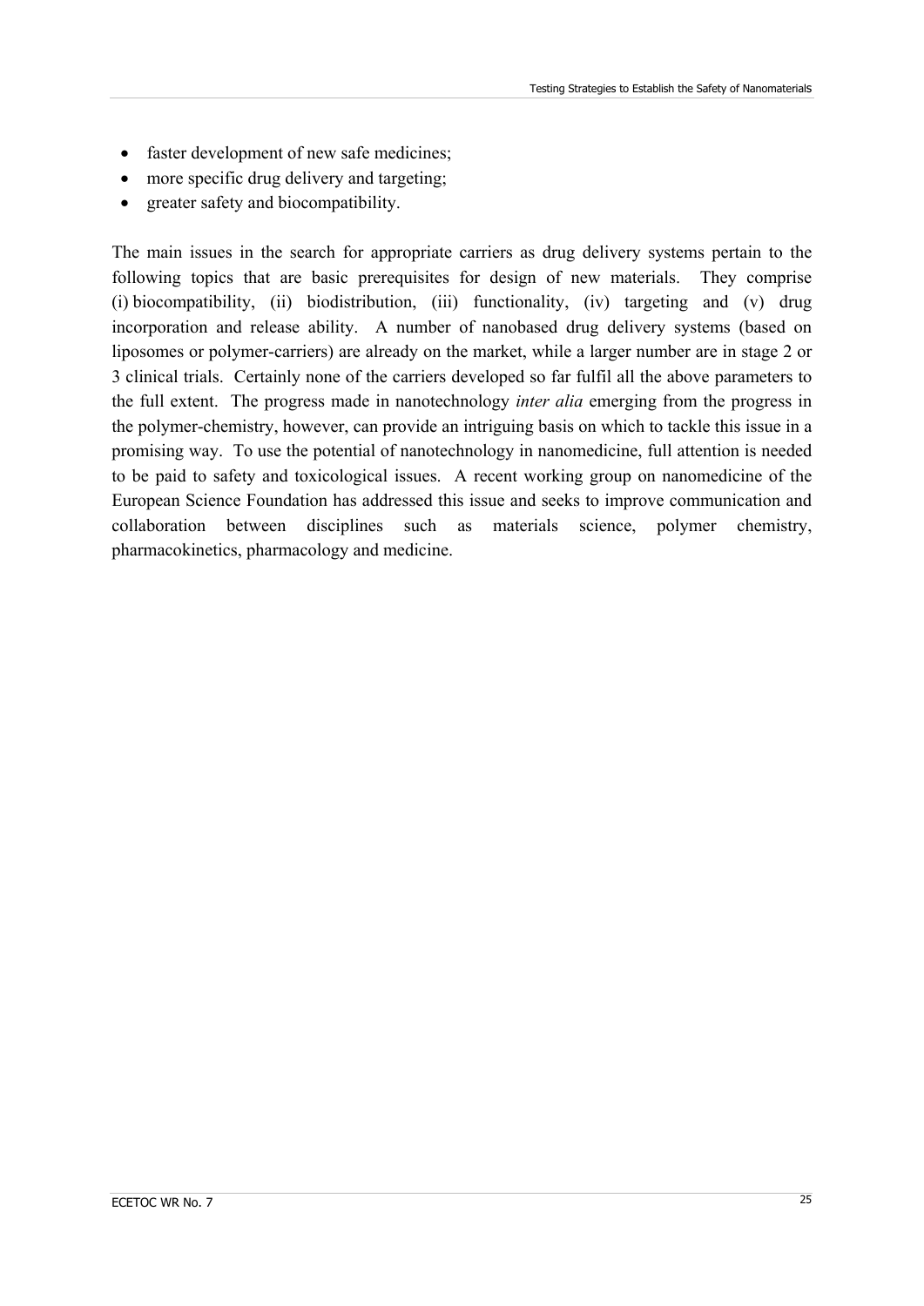- faster development of new safe medicines;
- more specific drug delivery and targeting;
- greater safety and biocompatibility.

The main issues in the search for appropriate carriers as drug delivery systems pertain to the following topics that are basic prerequisites for design of new materials. They comprise (i) biocompatibility, (ii) biodistribution, (iii) functionality, (iv) targeting and (v) drug incorporation and release ability. A number of nanobased drug delivery systems (based on liposomes or polymer-carriers) are already on the market, while a larger number are in stage 2 or 3 clinical trials. Certainly none of the carriers developed so far fulfil all the above parameters to the full extent. The progress made in nanotechnology *inter alia* emerging from the progress in the polymer-chemistry, however, can provide an intriguing basis on which to tackle this issue in a promising way. To use the potential of nanotechnology in nanomedicine, full attention is needed to be paid to safety and toxicological issues. A recent working group on nanomedicine of the European Science Foundation has addressed this issue and seeks to improve communication and collaboration between disciplines such as materials science, polymer chemistry, pharmacokinetics, pharmacology and medicine.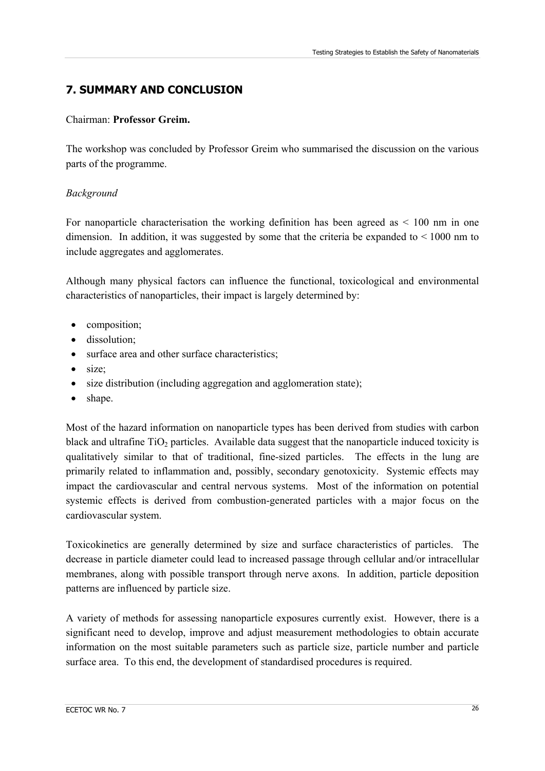## 7. SUMMARY AND CONCLUSION

Chairman: **Professor Greim.**

The workshop was concluded by Professor Greim who summarised the discussion on the various parts of the programme.

*Background*

For nanoparticle characterisation the working definition has been agreed as < 100 nm in one dimension. In addition, it was suggested by some that the criteria be expanded to < 1000 nm to include aggregates and agglomerates.

Although many physical factors can influence the functional, toxicological and environmental characteristics of nanoparticles, their impact is largely determined by:

- composition;
- dissolution;
- surface area and other surface characteristics;
- size;
- size distribution (including aggregation and agglomeration state);
- shape.

Most of the hazard information on nanoparticle types has been derived from studies with carbon black and ultrafine $TiO_2$ particles. Available data suggest that the nanoparticle induced toxicity is qualitatively similar to that of traditional, fine-sized particles. The effects in the lung are primarily related to inflammation and, possibly, secondary genotoxicity. Systemic effects may impact the cardiovascular and central nervous systems. Most of the information on potential systemic effects is derived from combustion-generated particles with a major focus on the cardiovascular system.

Toxicokinetics are generally determined by size and surface characteristics of particles. The decrease in particle diameter could lead to increased passage through cellular and/or intracellular membranes, along with possible transport through nerve axons. In addition, particle deposition patterns are influenced by particle size.

A variety of methods for assessing nanoparticle exposures currently exist. However, there is a significant need to develop, improve and adjust measurement methodologies to obtain accurate information on the most suitable parameters such as particle size, particle number and particle surface area. To this end, the development of standardised procedures is required.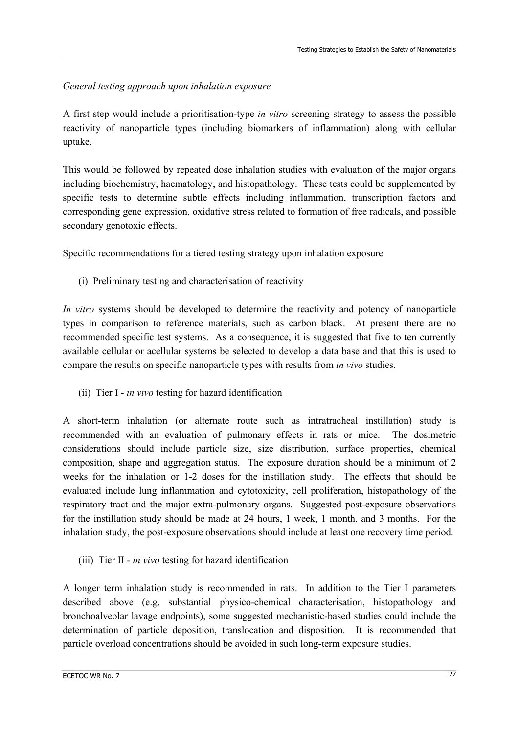*General testing approach upon inhalation exposure*

A first step would include a prioritisation-type *in vitro* screening strategy to assess the possible reactivity of nanoparticle types (including biomarkers of inflammation) along with cellular uptake.

This would be followed by repeated dose inhalation studies with evaluation of the major organs including biochemistry, haematology, and histopathology. These tests could be supplemented by specific tests to determine subtle effects including inflammation, transcription factors and corresponding gene expression, oxidative stress related to formation of free radicals, and possible secondary genotoxic effects.

Specific recommendations for a tiered testing strategy upon inhalation exposure

(i) Preliminary testing and characterisation of reactivity

*In vitro* systems should be developed to determine the reactivity and potency of nanoparticle types in comparison to reference materials, such as carbon black. At present there are no recommended specific test systems. As a consequence, it is suggested that five to ten currently available cellular or acellular systems be selected to develop a data base and that this is used to compare the results on specific nanoparticle types with results from *in vivo* studies.

(ii) Tier I - *in vivo* testing for hazard identification

A short-term inhalation (or alternate route such as intratracheal instillation) study is recommended with an evaluation of pulmonary effects in rats or mice. The dosimetric considerations should include particle size, size distribution, surface properties, chemical composition, shape and aggregation status. The exposure duration should be a minimum of 2 weeks for the inhalation or 1-2 doses for the instillation study. The effects that should be evaluated include lung inflammation and cytotoxicity, cell proliferation, histopathology of the respiratory tract and the major extra-pulmonary organs. Suggested post-exposure observations for the instillation study should be made at 24 hours, 1 week, 1 month, and 3 months. For the inhalation study, the post-exposure observations should include at least one recovery time period.

(iii) Tier II - *in vivo* testing for hazard identification

A longer term inhalation study is recommended in rats. In addition to the Tier I parameters described above (e.g. substantial physico-chemical characterisation, histopathology and bronchoalveolar lavage endpoints), some suggested mechanistic-based studies could include the determination of particle deposition, translocation and disposition. It is recommended that particle overload concentrations should be avoided in such long-term exposure studies.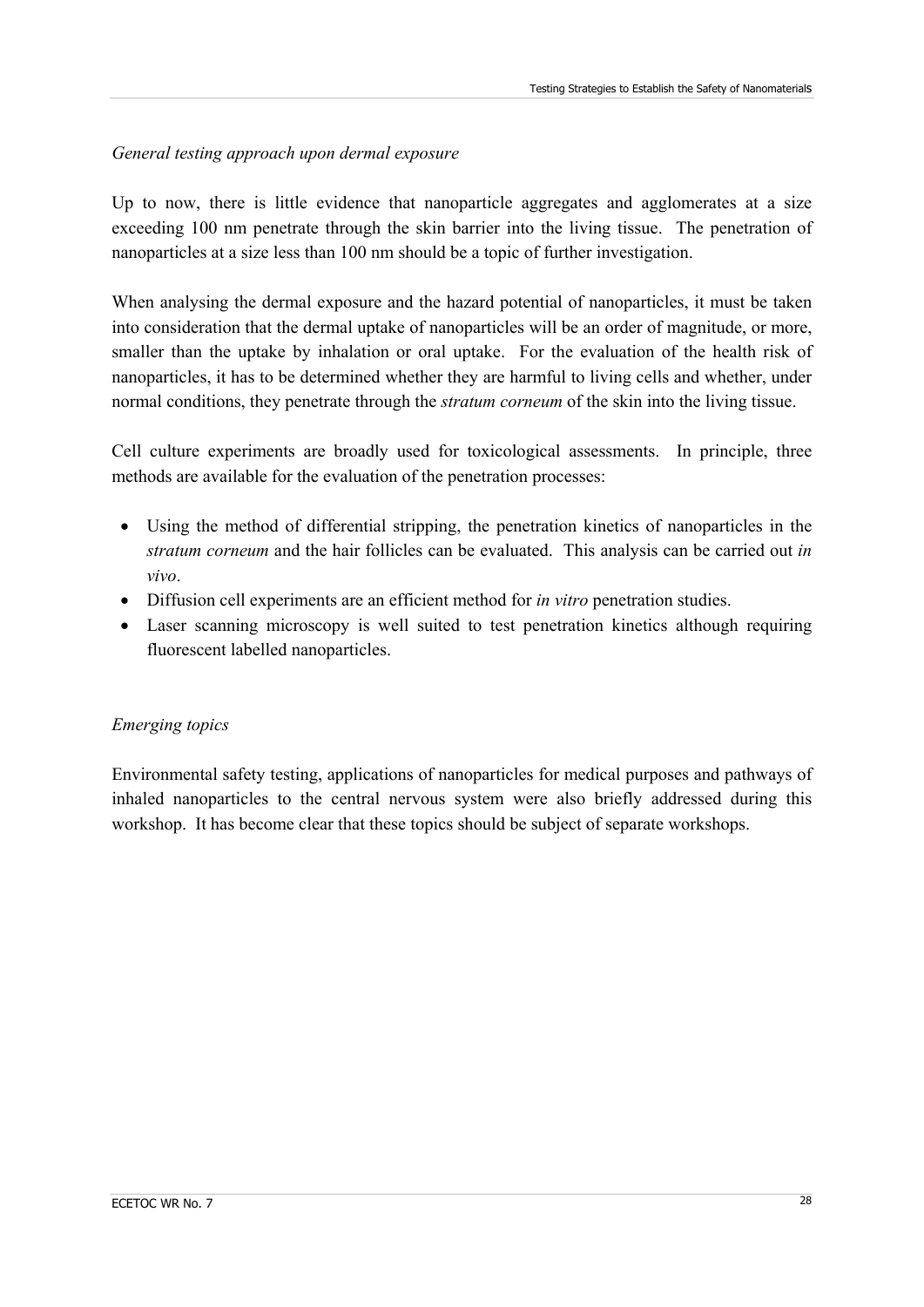*General testing approach upon dermal exposure*

Up to now, there is little evidence that nanoparticle aggregates and agglomerates at a size exceeding 100 nm penetrate through the skin barrier into the living tissue. The penetration of nanoparticles at a size less than 100 nm should be a topic of further investigation.

When analysing the dermal exposure and the hazard potential of nanoparticles, it must be taken into consideration that the dermal uptake of nanoparticles will be an order of magnitude, or more, smaller than the uptake by inhalation or oral uptake. For the evaluation of the health risk of nanoparticles, it has to be determined whether they are harmful to living cells and whether, under normal conditions, they penetrate through the *stratum corneum* of the skin into the living tissue.

Cell culture experiments are broadly used for toxicological assessments. In principle, three methods are available for the evaluation of the penetration processes:

- Using the method of differential stripping, the penetration kinetics of nanoparticles in the *stratum corneum* and the hair follicles can be evaluated. This analysis can be carried out *in vivo*.
- Diffusion cell experiments are an efficient method for *in vitro* penetration studies.
- Laser scanning microscopy is well suited to test penetration kinetics although requiring fluorescent labelled nanoparticles.

*Emerging topics*

Environmental safety testing, applications of nanoparticles for medical purposes and pathways of inhaled nanoparticles to the central nervous system were also briefly addressed during this workshop. It has become clear that these topics should be subject of separate workshops.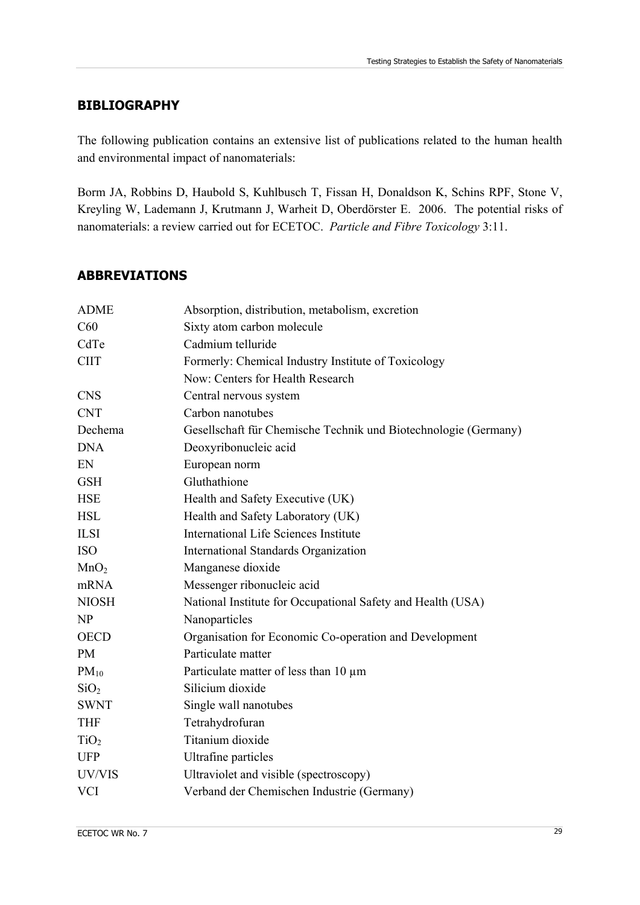## BIBLIOGRAPHY

The following publication contains an extensive list of publications related to the human health and environmental impact of nanomaterials:

Borm JA, Robbins D, Haubold S, Kuhlbusch T, Fissan H, Donaldson K, Schins RPF, Stone V, Kreyling W, Lademann J, Krutmann J, Warheit D, Oberdörster E. 2006. The potential risks of nanomaterials: a review carried out for ECETOC. *Particle and Fibre Toxicology* 3:11.

## ABBREVIATIONS

| | |
|---|---|
| ADME | Absorption, distribution, metabolism, excretion |
| C60 | Sixty atom carbon molecule |
| CdTe | Cadmium telluride |
| CIIT | Formerly: Chemical Industry Institute of Toxicology<br>Now: Centers for Health Research |
| CNS | Central nervous system |
| CNT | Carbon nanotubes |
| Dechema | Gesellschaft für Chemische Technik und Biotechnologie (Germany) |
| DNA | Deoxyribonucleic acid |
| EN | European norm |
| GSH | Gluthathione |
| HSE | Health and Safety Executive (UK) |
| HSL | Health and Safety Laboratory (UK) |
| ILSI | International Life Sciences Institute |
| ISO | International Standards Organization |
| $MnO_2$ | Manganese dioxide |
| mRNA | Messenger ribonucleic acid |
| NIOSH | National Institute for Occupational Safety and Health (USA) |
| NP | Nanoparticles |
| OECD | Organisation for Economic Co-operation and Development |
| PM | Particulate matter |
| $PM_{10}$ | Particulate matter of less than 10 µm |
| $SiO_2$ | Silicium dioxide |
| SWNT | Single wall nanotubes |
| THF | Tetrahydrofuran |
| $TiO_2$ | Titanium dioxide |
| UFP | Ultrafine particles |
| UV/VIS | Ultraviolet and visible (spectroscopy) |
| VCI | Verband der Chemischen Industrie (Germany) |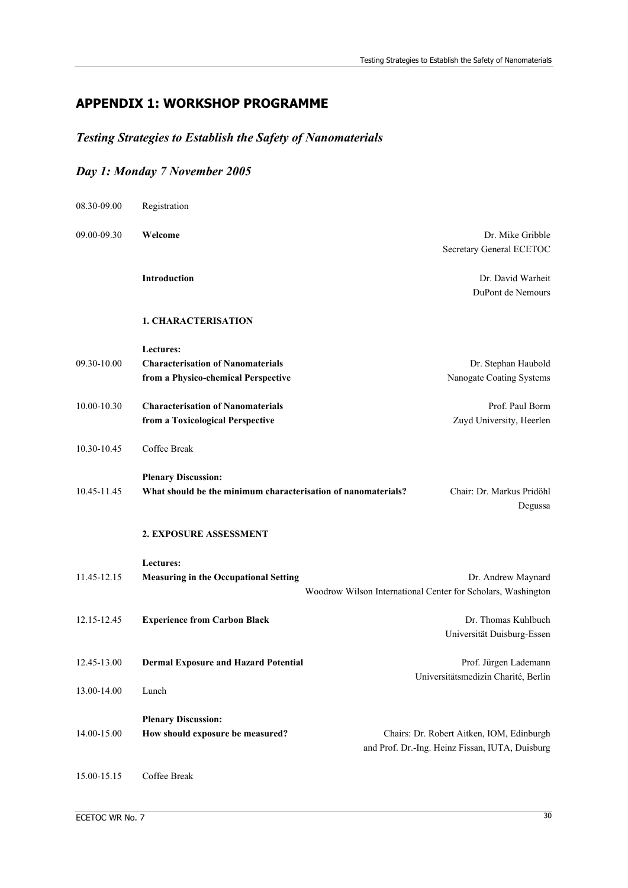## APPENDIX 1: WORKSHOP PROGRAMME

### *Testing Strategies to Establish the Safety of Nanomaterials*

### *Day 1: Monday 7 November 2005*

| | | |
|---|---|---|
| 08.30-09.00 | Registration | |
| 09.00-09.30 | **Welcome** | Dr. Mike Gribble<br>Secretary General ECETOC |
| | **Introduction** | Dr. David Warheit<br>DuPont de Nemours |
| | **1. CHARACTERISATION** | |
| | **Lectures:** | |
| 09.30-10.00 | **Characterisation of Nanomaterials from a Physico-chemical Perspective** | Dr. Stephan Haubold<br>Nanogate Coating Systems |
| 10.00-10.30 | **Characterisation of Nanomaterials from a Toxicological Perspective** | Prof. Paul Borm<br>Zuyd University, Heerlen |
| 10.30-10.45 | Coffee Break | |
| | **Plenary Discussion:** | |
| 10.45-11.45 | **What should be the minimum characterisation of nanomaterials?** | Chair: Dr. Markus Pridöhl<br>Degussa |
| | **2. EXPOSURE ASSESSMENT** | |
| | **Lectures:** | |
| 11.45-12.15 | **Measuring in the Occupational Setting** | Dr. Andrew Maynard<br>Woodrow Wilson International Center for Scholars, Washington |
| 12.15-12.45 | **Experience from Carbon Black** | Dr. Thomas Kuhlbuch<br>Universität Duisburg-Essen |
| 12.45-13.00 | **Dermal Exposure and Hazard Potential** | Prof. Jürgen Lademann<br>Universitätsmedizin Charité, Berlin |
| 13.00-14.00 | Lunch | |
| | **Plenary Discussion:** | |
| 14.00-15.00 | **How should exposure be measured?** | Chairs: Dr. Robert Aitken, IOM, Edinburgh<br>and Prof. Dr.-Ing. Heinz Fissan, IUTA, Duisburg |
| 15.00-15.15 | Coffee Break | |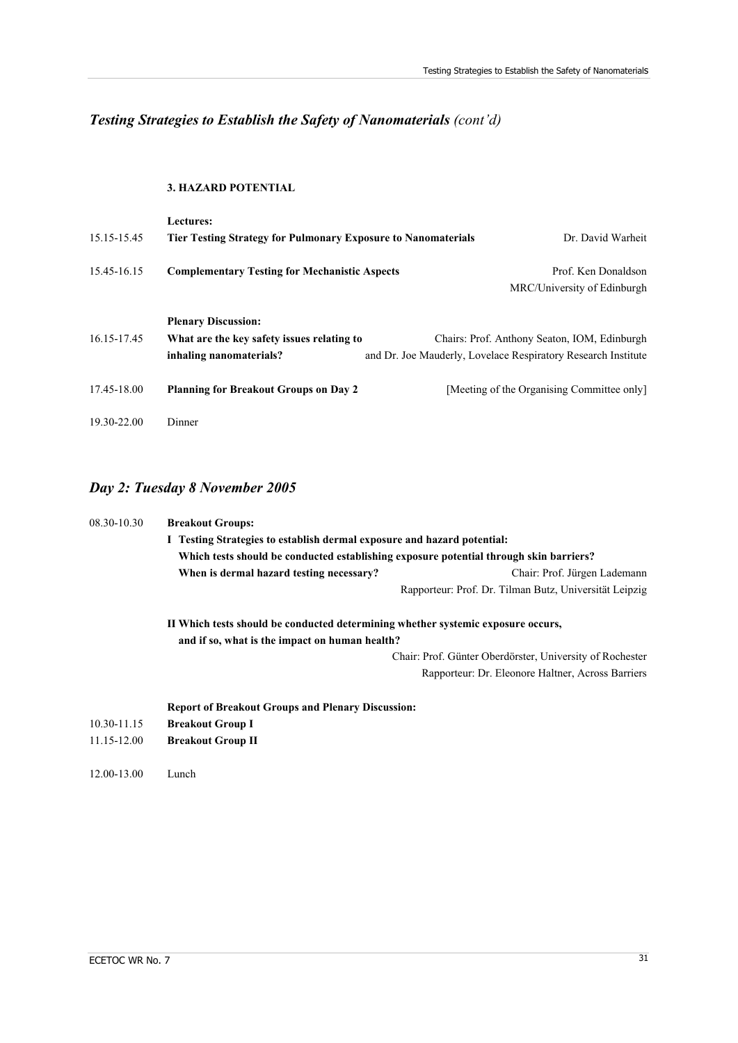## *Testing Strategies to Establish the Safety of Nanomaterials (cont'd)*

### 3. HAZARD POTENTIAL

**Lectures:**

| | | |
|---|---|---|
| 15.15-15.45 | **Tier Testing Strategy for Pulmonary Exposure to Nanomaterials** | Dr. David Warheit |
| 15.45-16.15 | **Complementary Testing for Mechanistic Aspects** | Prof. Ken Donaldson<br>MRC/University of Edinburgh |

**Plenary Discussion:**

| | | |
|---|---|---|
| 16.15-17.45 | **What are the key safety issues relating to inhaling nanomaterials?** | Chairs: Prof. Anthony Seaton, IOM, Edinburgh and Dr. Joe Mauderly, Lovelace Respiratory Research Institute |
| 17.45-18.00 | **Planning for Breakout Groups on Day 2** | [Meeting of the Organising Committee only] |
| 19.30-22.00 | Dinner | |

## *Day 2: Tuesday 8 November 2005*

08.30-10.30 **Breakout Groups:**

**I Testing Strategies to establish dermal exposure and hazard potential: Which tests should be conducted establishing exposure potential through skin barriers? When is dermal hazard testing necessary?**

Chair: Prof. Jürgen Lademann
Rapporteur: Prof. Dr. Tilman Butz, Universität Leipzig

**II Which tests should be conducted determining whether systemic exposure occurs, and if so, what is the impact on human health?**

Chair: Prof. Günter Oberdörster, University of Rochester
Rapporteur: Dr. Eleonore Haltner, Across Barriers

**Report of Breakout Groups and Plenary Discussion:**

| | |
|---|---|
| 10.30-11.15 | **Breakout Group I** |
| 11.15-12.00 | **Breakout Group II** |
| 12.00-13.00 | Lunch |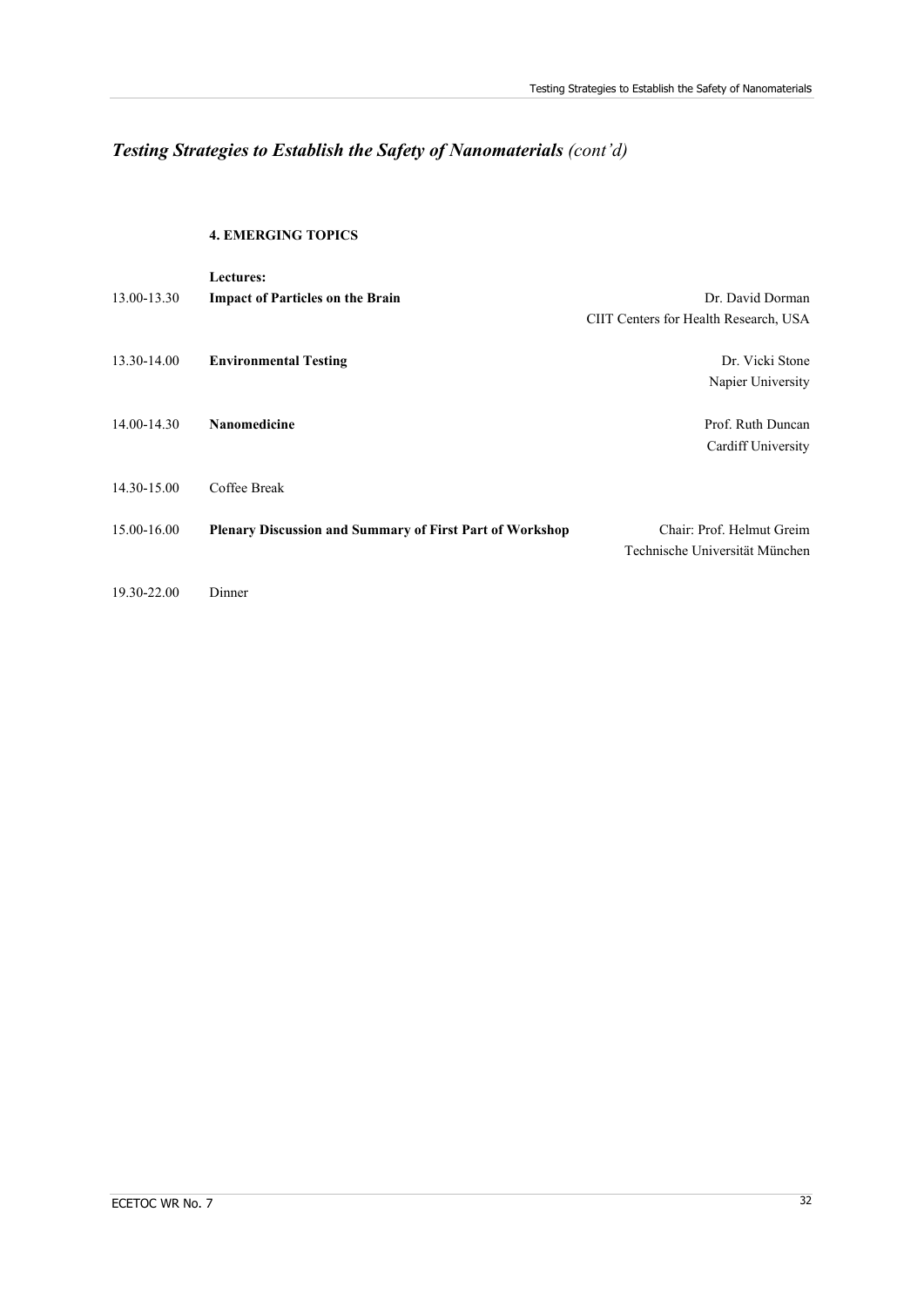# *Testing Strategies to Establish the Safety of Nanomaterials (cont'd)*

**4. EMERGING TOPICS**

| | **Lectures:** | |
|---|---|---|
| 13.00-13.30 | **Impact of Particles on the Brain** | Dr. David Dorman<br>CIIT Centers for Health Research, USA |
| 13.30-14.00 | **Environmental Testing** | Dr. Vicki Stone<br>Napier University |
| 14.00-14.30 | **Nanomedicine** | Prof. Ruth Duncan<br>Cardiff University |
| 14.30-15.00 | Coffee Break | |
| 15.00-16.00 | **Plenary Discussion and Summary of First Part of Workshop** | Chair: Prof. Helmut Greim<br>Technische Universität München |
| 19.30-22.00 | Dinner | |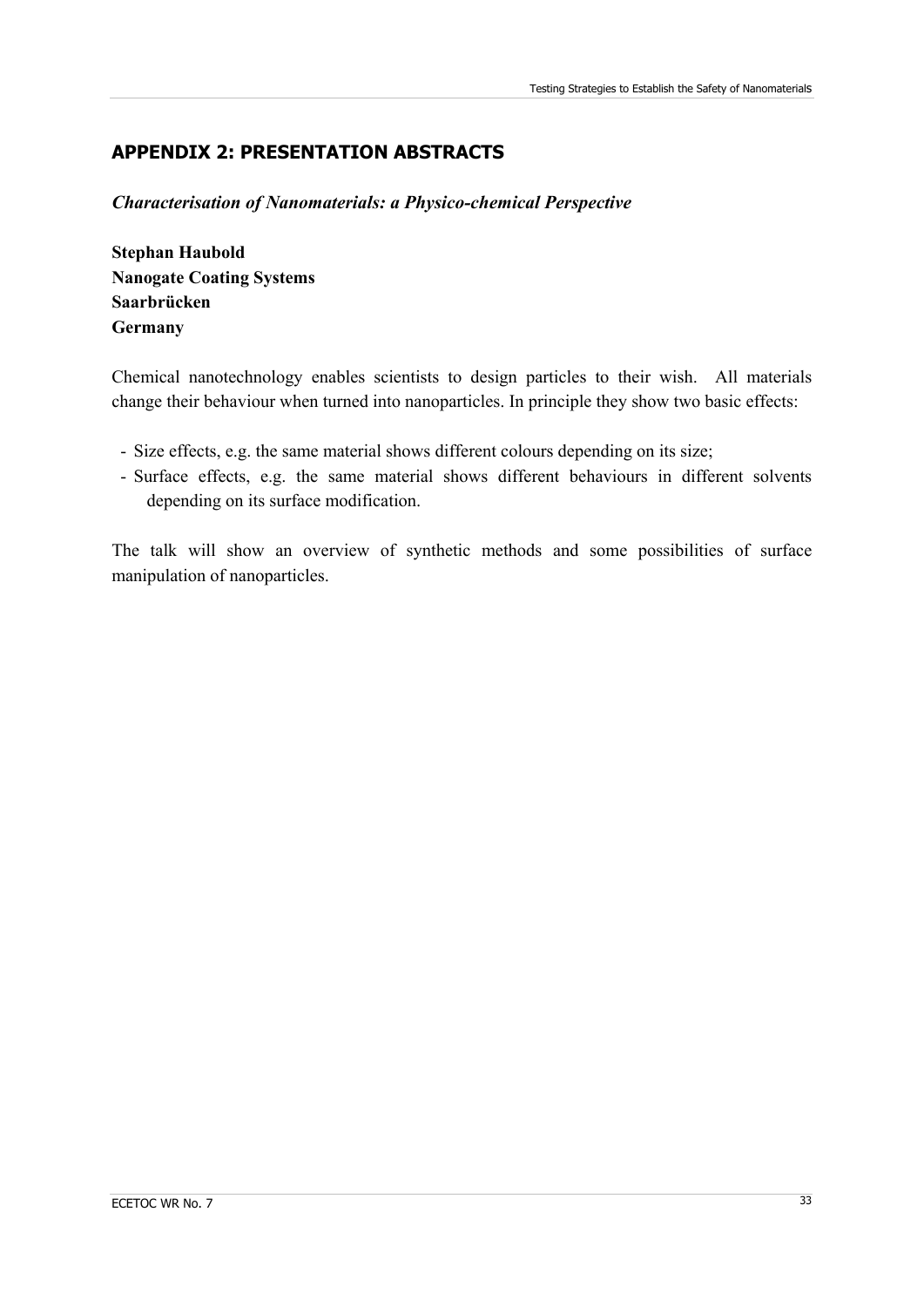## APPENDIX 2: PRESENTATION ABSTRACTS

***Characterisation of Nanomaterials: a Physico-chemical Perspective***

**Stephan Haubold**
**Nanogate Coating Systems**
**Saarbrücken**
**Germany**

Chemical nanotechnology enables scientists to design particles to their wish. All materials change their behaviour when turned into nanoparticles. In principle they show two basic effects:

- Size effects, e.g. the same material shows different colours depending on its size;
- Surface effects, e.g. the same material shows different behaviours in different solvents depending on its surface modification.

The talk will show an overview of synthetic methods and some possibilities of surface manipulation of nanoparticles.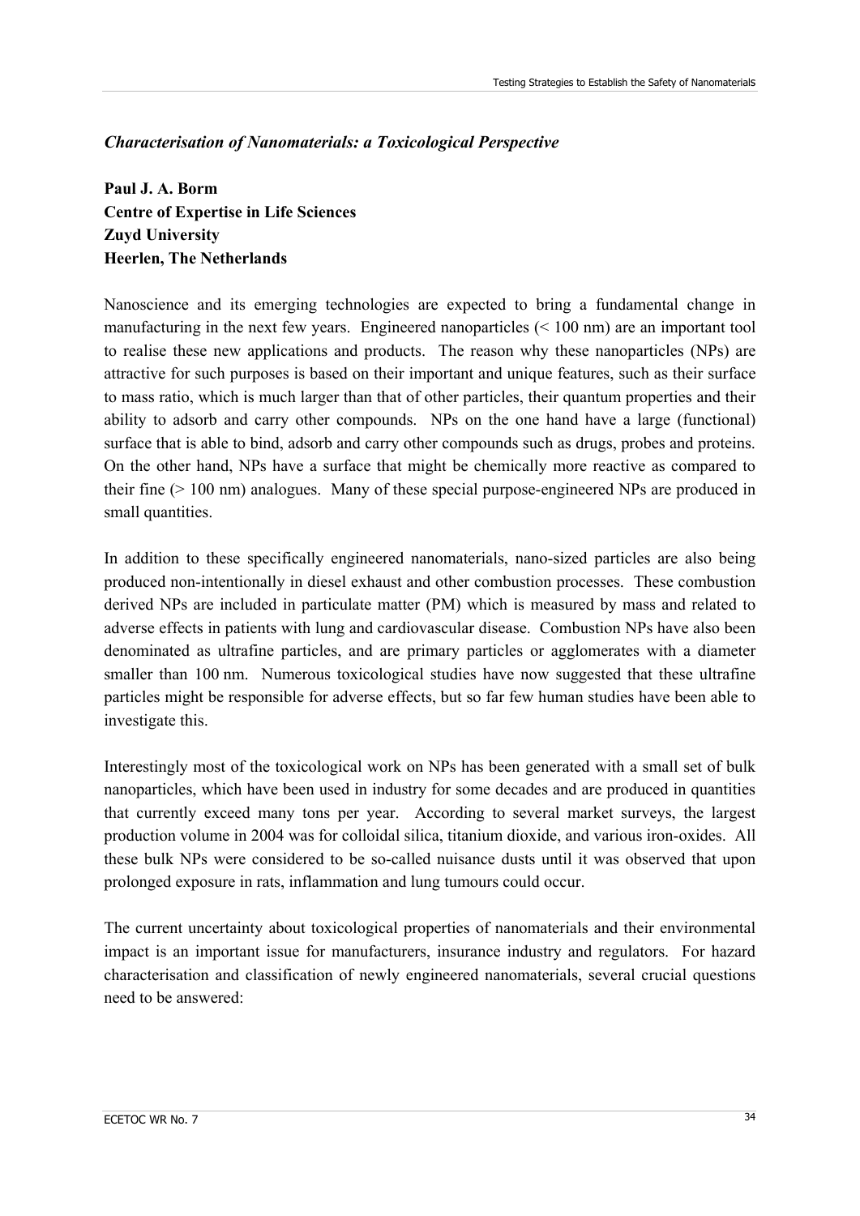## *Characterisation of Nanomaterials: a Toxicological Perspective*

**Paul J. A. Borm**
**Centre of Expertise in Life Sciences**
**Zuyd University**
**Heerlen, The Netherlands**

Nanoscience and its emerging technologies are expected to bring a fundamental change in manufacturing in the next few years. Engineered nanoparticles (< 100 nm) are an important tool to realise these new applications and products. The reason why these nanoparticles (NPs) are attractive for such purposes is based on their important and unique features, such as their surface to mass ratio, which is much larger than that of other particles, their quantum properties and their ability to adsorb and carry other compounds. NPs on the one hand have a large (functional) surface that is able to bind, adsorb and carry other compounds such as drugs, probes and proteins. On the other hand, NPs have a surface that might be chemically more reactive as compared to their fine (> 100 nm) analogues. Many of these special purpose-engineered NPs are produced in small quantities.

In addition to these specifically engineered nanomaterials, nano-sized particles are also being produced non-intentionally in diesel exhaust and other combustion processes. These combustion derived NPs are included in particulate matter (PM) which is measured by mass and related to adverse effects in patients with lung and cardiovascular disease. Combustion NPs have also been denominated as ultrafine particles, and are primary particles or agglomerates with a diameter smaller than 100 nm. Numerous toxicological studies have now suggested that these ultrafine particles might be responsible for adverse effects, but so far few human studies have been able to investigate this.

Interestingly most of the toxicological work on NPs has been generated with a small set of bulk nanoparticles, which have been used in industry for some decades and are produced in quantities that currently exceed many tons per year. According to several market surveys, the largest production volume in 2004 was for colloidal silica, titanium dioxide, and various iron-oxides. All these bulk NPs were considered to be so-called nuisance dusts until it was observed that upon prolonged exposure in rats, inflammation and lung tumours could occur.

The current uncertainty about toxicological properties of nanomaterials and their environmental impact is an important issue for manufacturers, insurance industry and regulators. For hazard characterisation and classification of newly engineered nanomaterials, several crucial questions need to be answered: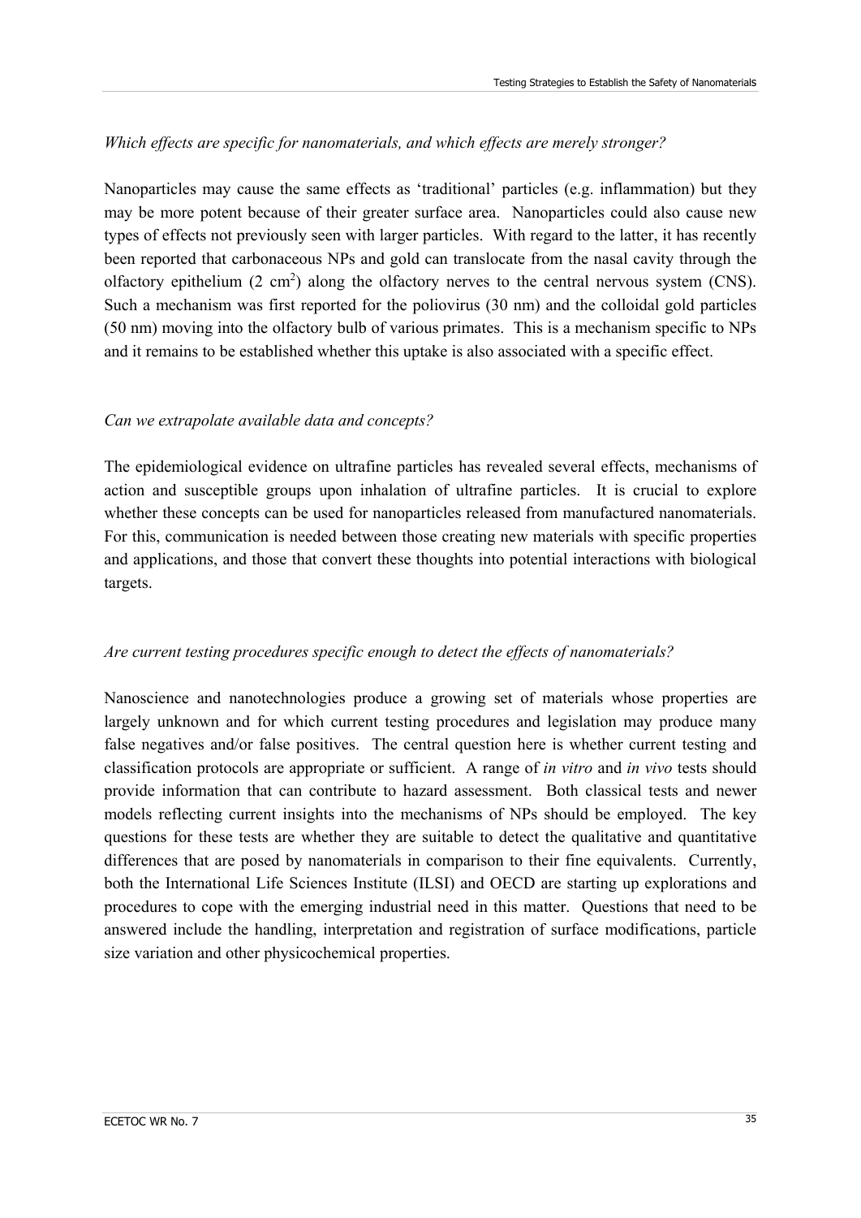*Which effects are specific for nanomaterials, and which effects are merely stronger?*

Nanoparticles may cause the same effects as 'traditional' particles (e.g. inflammation) but they may be more potent because of their greater surface area. Nanoparticles could also cause new types of effects not previously seen with larger particles. With regard to the latter, it has recently been reported that carbonaceous NPs and gold can translocate from the nasal cavity through the olfactory epithelium (2 $cm^2$) along the olfactory nerves to the central nervous system (CNS). Such a mechanism was first reported for the poliovirus (30 nm) and the colloidal gold particles (50 nm) moving into the olfactory bulb of various primates. This is a mechanism specific to NPs and it remains to be established whether this uptake is also associated with a specific effect.

*Can we extrapolate available data and concepts?*

The epidemiological evidence on ultrafine particles has revealed several effects, mechanisms of action and susceptible groups upon inhalation of ultrafine particles. It is crucial to explore whether these concepts can be used for nanoparticles released from manufactured nanomaterials. For this, communication is needed between those creating new materials with specific properties and applications, and those that convert these thoughts into potential interactions with biological targets.

*Are current testing procedures specific enough to detect the effects of nanomaterials?*

Nanoscience and nanotechnologies produce a growing set of materials whose properties are largely unknown and for which current testing procedures and legislation may produce many false negatives and/or false positives. The central question here is whether current testing and classification protocols are appropriate or sufficient. A range of *in vitro* and *in vivo* tests should provide information that can contribute to hazard assessment. Both classical tests and newer models reflecting current insights into the mechanisms of NPs should be employed. The key questions for these tests are whether they are suitable to detect the qualitative and quantitative differences that are posed by nanomaterials in comparison to their fine equivalents. Currently, both the International Life Sciences Institute (ILSI) and OECD are starting up explorations and procedures to cope with the emerging industrial need in this matter. Questions that need to be answered include the handling, interpretation and registration of surface modifications, particle size variation and other physicochemical properties.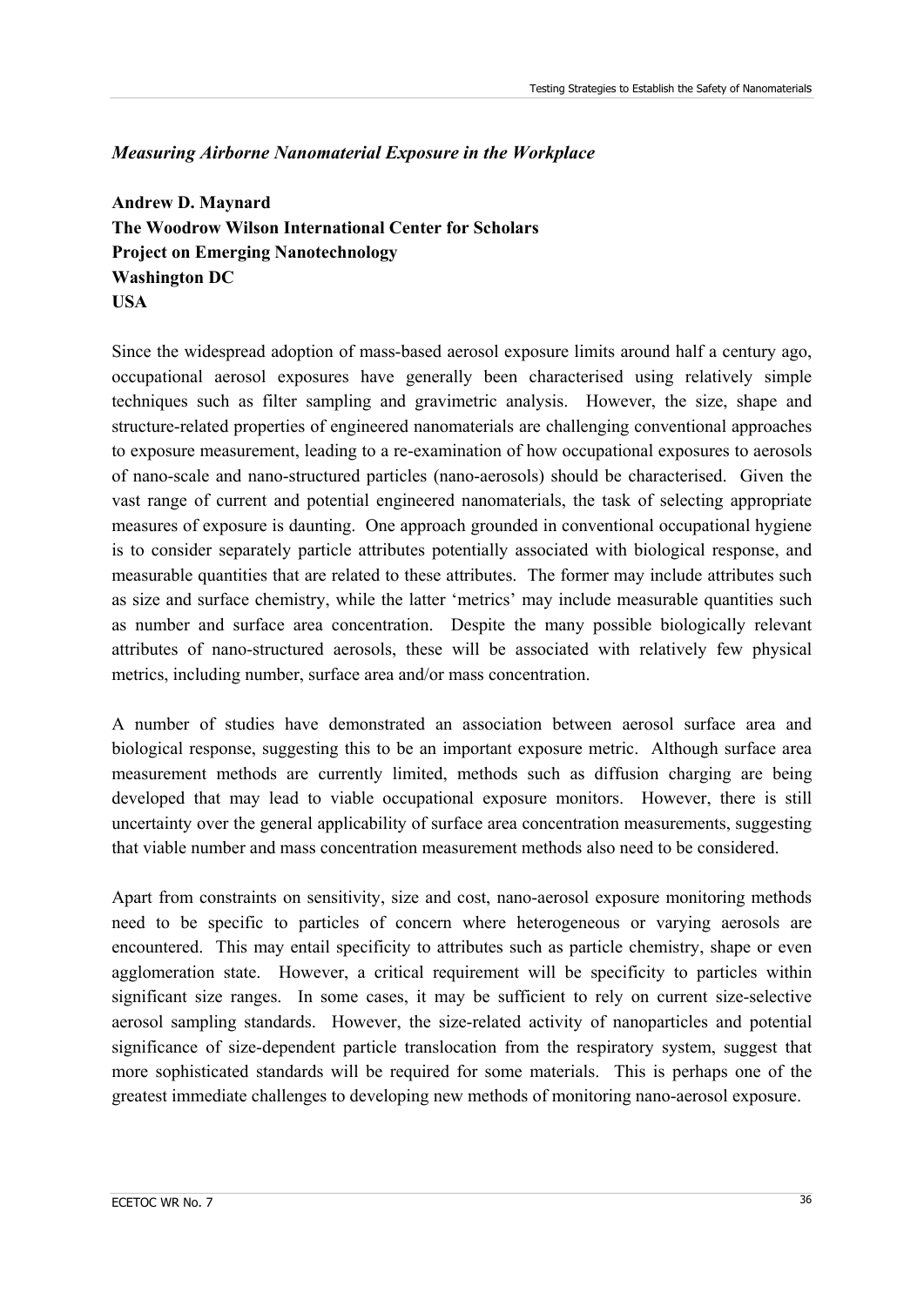### *Measuring Airborne Nanomaterial Exposure in the Workplace*

**Andrew D. Maynard**
**The Woodrow Wilson International Center for Scholars**
**Project on Emerging Nanotechnology**
**Washington DC**
**USA**

Since the widespread adoption of mass-based aerosol exposure limits around half a century ago, occupational aerosol exposures have generally been characterised using relatively simple techniques such as filter sampling and gravimetric analysis. However, the size, shape and structure-related properties of engineered nanomaterials are challenging conventional approaches to exposure measurement, leading to a re-examination of how occupational exposures to aerosols of nano-scale and nano-structured particles (nano-aerosols) should be characterised. Given the vast range of current and potential engineered nanomaterials, the task of selecting appropriate measures of exposure is daunting. One approach grounded in conventional occupational hygiene is to consider separately particle attributes potentially associated with biological response, and measurable quantities that are related to these attributes. The former may include attributes such as size and surface chemistry, while the latter 'metrics' may include measurable quantities such as number and surface area concentration. Despite the many possible biologically relevant attributes of nano-structured aerosols, these will be associated with relatively few physical metrics, including number, surface area and/or mass concentration.

A number of studies have demonstrated an association between aerosol surface area and biological response, suggesting this to be an important exposure metric. Although surface area measurement methods are currently limited, methods such as diffusion charging are being developed that may lead to viable occupational exposure monitors. However, there is still uncertainty over the general applicability of surface area concentration measurements, suggesting that viable number and mass concentration measurement methods also need to be considered.

Apart from constraints on sensitivity, size and cost, nano-aerosol exposure monitoring methods need to be specific to particles of concern where heterogeneous or varying aerosols are encountered. This may entail specificity to attributes such as particle chemistry, shape or even agglomeration state. However, a critical requirement will be specificity to particles within significant size ranges. In some cases, it may be sufficient to rely on current size-selective aerosol sampling standards. However, the size-related activity of nanoparticles and potential significance of size-dependent particle translocation from the respiratory system, suggest that more sophisticated standards will be required for some materials. This is perhaps one of the greatest immediate challenges to developing new methods of monitoring nano-aerosol exposure.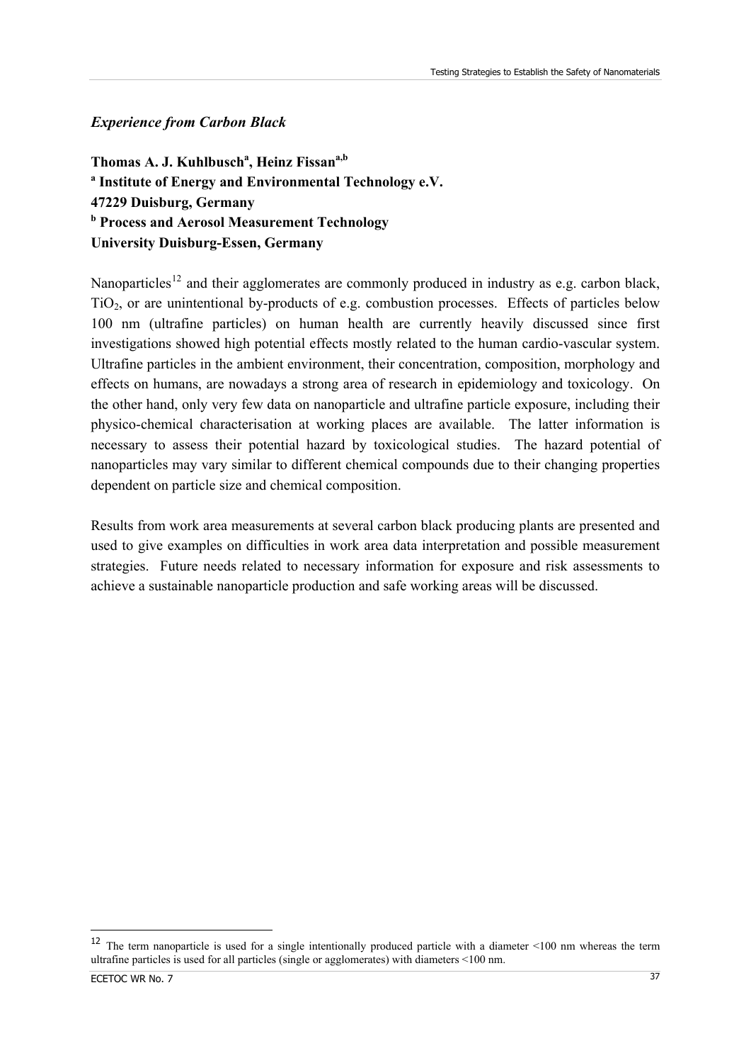## *Experience from Carbon Black*

**Thomas A. J. Kuhlbusch[a], Heinz Fissan[a,b]**
**[a] Institute of Energy and Environmental Technology e.V.**
**47229 Duisburg, Germany**
**[b] Process and Aerosol Measurement Technology**
**University Duisburg-Essen, Germany**

Nanoparticles[12] and their agglomerates are commonly produced in industry as e.g. carbon black, $TiO_2$, or are unintentional by-products of e.g. combustion processes. Effects of particles below 100 nm (ultrafine particles) on human health are currently heavily discussed since first investigations showed high potential effects mostly related to the human cardio-vascular system. Ultrafine particles in the ambient environment, their concentration, composition, morphology and effects on humans, are nowadays a strong area of research in epidemiology and toxicology. On the other hand, only very few data on nanoparticle and ultrafine particle exposure, including their physico-chemical characterisation at working places are available. The latter information is necessary to assess their potential hazard by toxicological studies. The hazard potential of nanoparticles may vary similar to different chemical compounds due to their changing properties dependent on particle size and chemical composition.

Results from work area measurements at several carbon black producing plants are presented and used to give examples on difficulties in work area data interpretation and possible measurement strategies. Future needs related to necessary information for exposure and risk assessments to achieve a sustainable nanoparticle production and safe working areas will be discussed.

[12] The term nanoparticle is used for a single intentionally produced particle with a diameter <100 nm whereas the term ultrafine particles is used for all particles (single or agglomerates) with diameters <100 nm.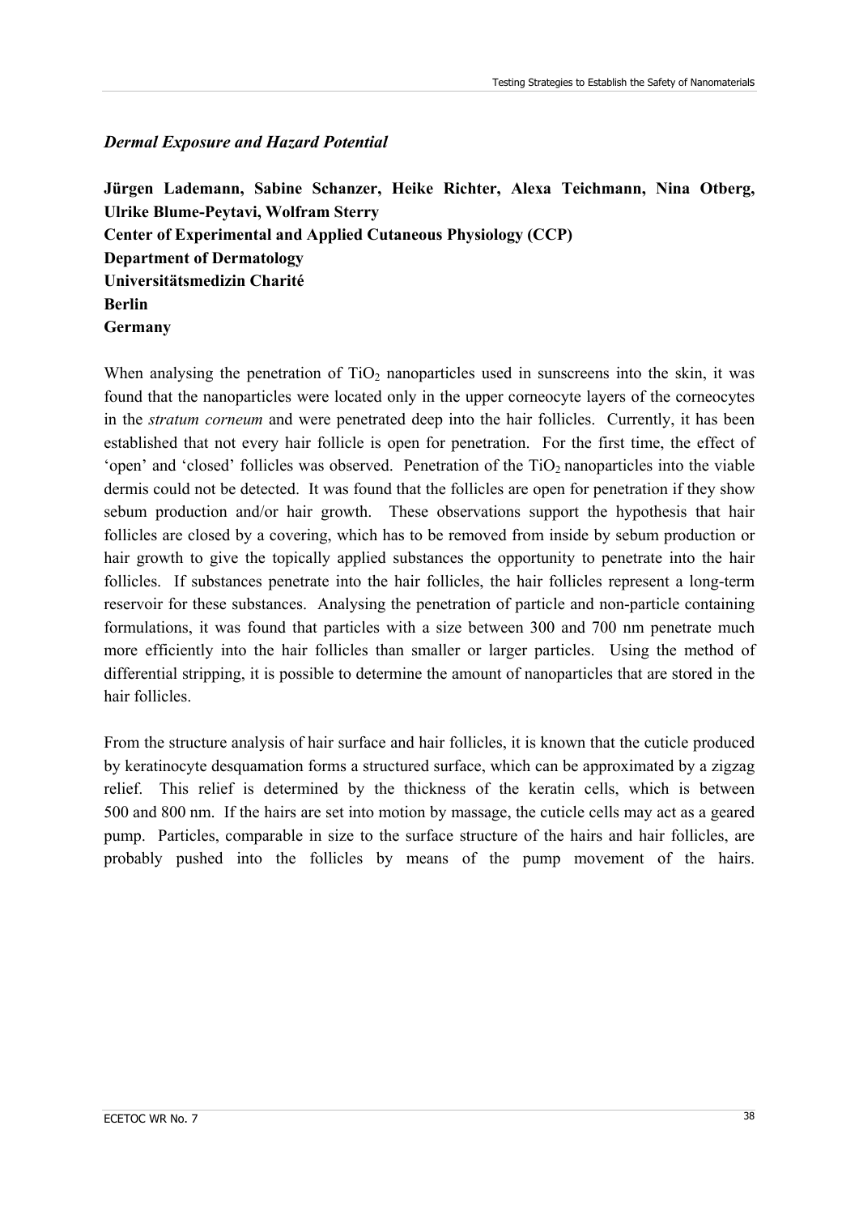### *Dermal Exposure and Hazard Potential*

**Jürgen Lademann, Sabine Schanzer, Heike Richter, Alexa Teichmann, Nina Otberg, Ulrike Blume-Peytavi, Wolfram Sterry**
**Center of Experimental and Applied Cutaneous Physiology (CCP)**
**Department of Dermatology**
**Universitätsmedizin Charité**
**Berlin**
**Germany**

When analysing the penetration of $TiO_2$ nanoparticles used in sunscreens into the skin, it was found that the nanoparticles were located only in the upper corneocyte layers of the corneocytes in the *stratum corneum* and were penetrated deep into the hair follicles. Currently, it has been established that not every hair follicle is open for penetration. For the first time, the effect of 'open' and 'closed' follicles was observed. Penetration of the $TiO_2$ nanoparticles into the viable dermis could not be detected. It was found that the follicles are open for penetration if they show sebum production and/or hair growth. These observations support the hypothesis that hair follicles are closed by a covering, which has to be removed from inside by sebum production or hair growth to give the topically applied substances the opportunity to penetrate into the hair follicles. If substances penetrate into the hair follicles, the hair follicles represent a long-term reservoir for these substances. Analysing the penetration of particle and non-particle containing formulations, it was found that particles with a size between 300 and 700 nm penetrate much more efficiently into the hair follicles than smaller or larger particles. Using the method of differential stripping, it is possible to determine the amount of nanoparticles that are stored in the hair follicles.

From the structure analysis of hair surface and hair follicles, it is known that the cuticle produced by keratinocyte desquamation forms a structured surface, which can be approximated by a zigzag relief. This relief is determined by the thickness of the keratin cells, which is between 500 and 800 nm. If the hairs are set into motion by massage, the cuticle cells may act as a geared pump. Particles, comparable in size to the surface structure of the hairs and hair follicles, are probably pushed into the follicles by means of the pump movement of the hairs.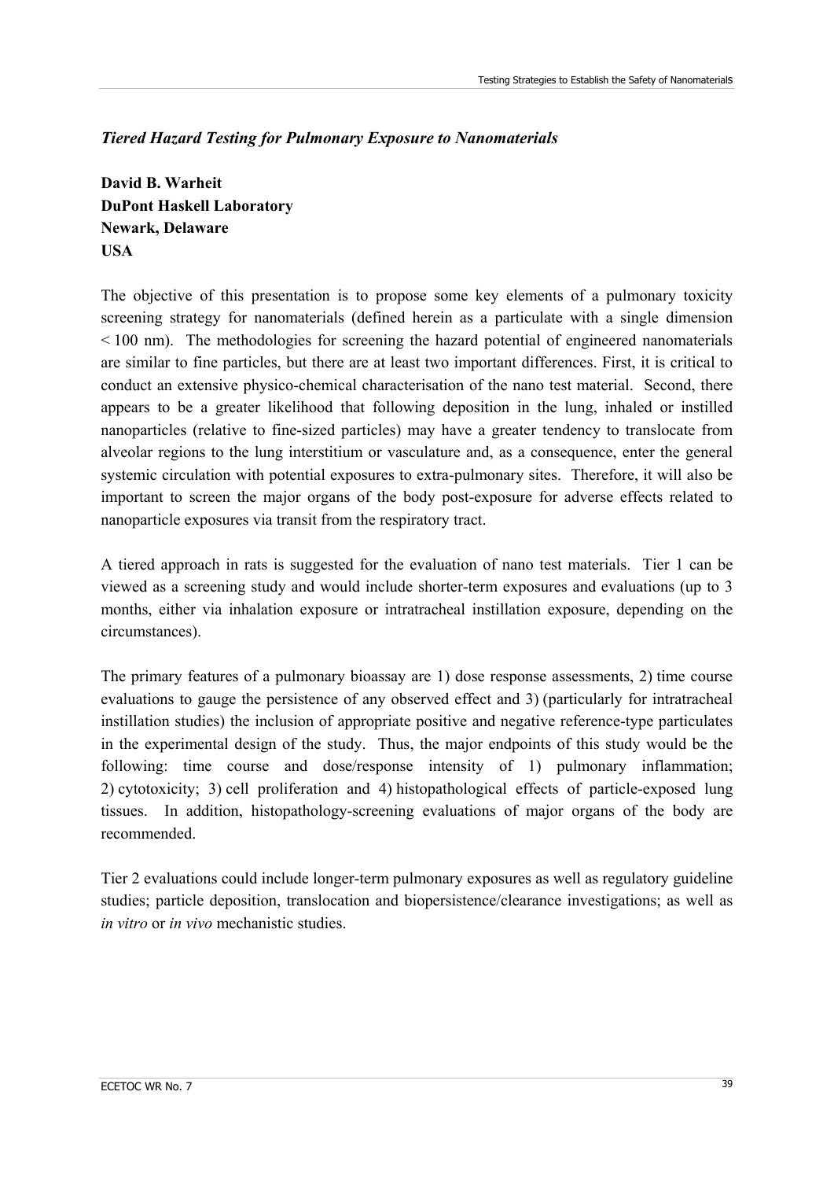### *Tiered Hazard Testing for Pulmonary Exposure to Nanomaterials*

**David B. Warheit**
**DuPont Haskell Laboratory**
**Newark, Delaware**
**USA**

The objective of this presentation is to propose some key elements of a pulmonary toxicity screening strategy for nanomaterials (defined herein as a particulate with a single dimension < 100 nm). The methodologies for screening the hazard potential of engineered nanomaterials are similar to fine particles, but there are at least two important differences. First, it is critical to conduct an extensive physico-chemical characterisation of the nano test material. Second, there appears to be a greater likelihood that following deposition in the lung, inhaled or instilled nanoparticles (relative to fine-sized particles) may have a greater tendency to translocate from alveolar regions to the lung interstitium or vasculature and, as a consequence, enter the general systemic circulation with potential exposures to extra-pulmonary sites. Therefore, it will also be important to screen the major organs of the body post-exposure for adverse effects related to nanoparticle exposures via transit from the respiratory tract.

A tiered approach in rats is suggested for the evaluation of nano test materials. Tier 1 can be viewed as a screening study and would include shorter-term exposures and evaluations (up to 3 months, either via inhalation exposure or intratracheal instillation exposure, depending on the circumstances).

The primary features of a pulmonary bioassay are 1) dose response assessments, 2) time course evaluations to gauge the persistence of any observed effect and 3) (particularly for intratracheal instillation studies) the inclusion of appropriate positive and negative reference-type particulates in the experimental design of the study. Thus, the major endpoints of this study would be the following: time course and dose/response intensity of 1) pulmonary inflammation; 2) cytotoxicity; 3) cell proliferation and 4) histopathological effects of particle-exposed lung tissues. In addition, histopathology-screening evaluations of major organs of the body are recommended.

Tier 2 evaluations could include longer-term pulmonary exposures as well as regulatory guideline studies; particle deposition, translocation and biopersistence/clearance investigations; as well as *in vitro* or *in vivo* mechanistic studies.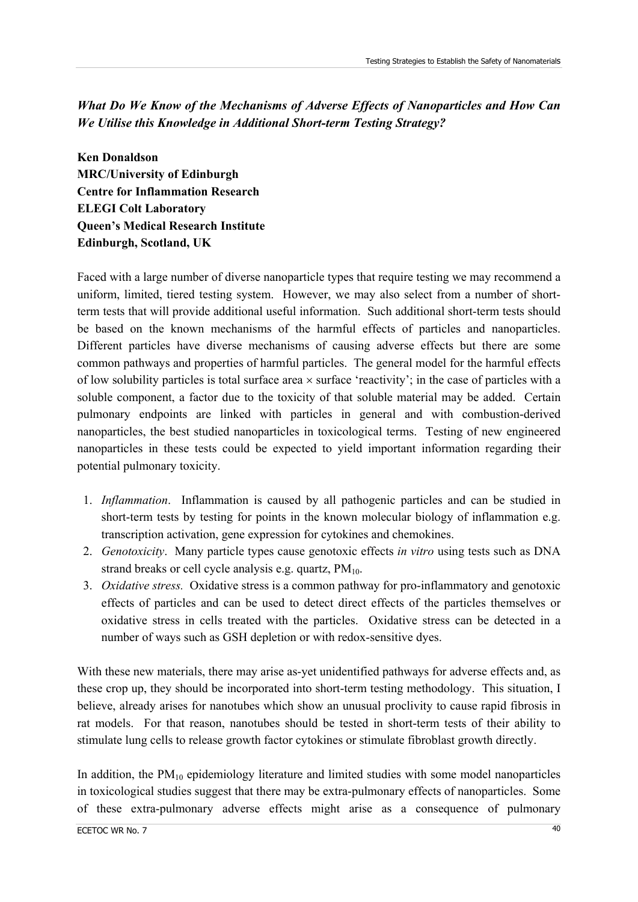### *What Do We Know of the Mechanisms of Adverse Effects of Nanoparticles and How Can We Utilise this Knowledge in Additional Short-term Testing Strategy?*

**Ken Donaldson**
**MRC/University of Edinburgh**
**Centre for Inflammation Research**
**ELEGI Colt Laboratory**
**Queen's Medical Research Institute**
**Edinburgh, Scotland, UK**

Faced with a large number of diverse nanoparticle types that require testing we may recommend a uniform, limited, tiered testing system. However, we may also select from a number of short-term tests that will provide additional useful information. Such additional short-term tests should be based on the known mechanisms of the harmful effects of particles and nanoparticles. Different particles have diverse mechanisms of causing adverse effects but there are some common pathways and properties of harmful particles. The general model for the harmful effects of low solubility particles is total surface area × surface 'reactivity'; in the case of particles with a soluble component, a factor due to the toxicity of that soluble material may be added. Certain pulmonary endpoints are linked with particles in general and with combustion-derived nanoparticles, the best studied nanoparticles in toxicological terms. Testing of new engineered nanoparticles in these tests could be expected to yield important information regarding their potential pulmonary toxicity.

1. *Inflammation*. Inflammation is caused by all pathogenic particles and can be studied in short-term tests by testing for points in the known molecular biology of inflammation e.g. transcription activation, gene expression for cytokines and chemokines.
2. *Genotoxicity*. Many particle types cause genotoxic effects *in vitro* using tests such as DNA strand breaks or cell cycle analysis e.g. quartz, $PM_{10}$.
3. *Oxidative stress.* Oxidative stress is a common pathway for pro-inflammatory and genotoxic effects of particles and can be used to detect direct effects of the particles themselves or oxidative stress in cells treated with the particles. Oxidative stress can be detected in a number of ways such as GSH depletion or with redox-sensitive dyes.

With these new materials, there may arise as-yet unidentified pathways for adverse effects and, as these crop up, they should be incorporated into short-term testing methodology. This situation, I believe, already arises for nanotubes which show an unusual proclivity to cause rapid fibrosis in rat models. For that reason, nanotubes should be tested in short-term tests of their ability to stimulate lung cells to release growth factor cytokines or stimulate fibroblast growth directly.

In addition, the $PM_{10}$ epidemiology literature and limited studies with some model nanoparticles in toxicological studies suggest that there may be extra-pulmonary effects of nanoparticles. Some of these extra-pulmonary adverse effects might arise as a consequence of pulmonary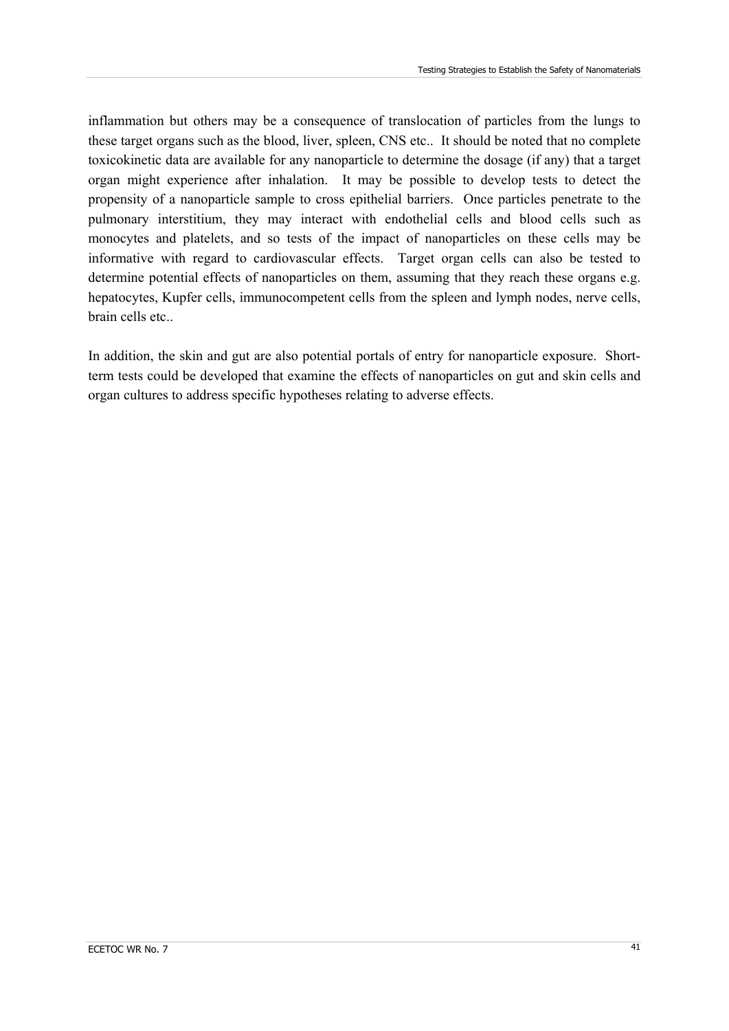inflammation but others may be a consequence of translocation of particles from the lungs to these target organs such as the blood, liver, spleen, CNS etc.. It should be noted that no complete toxicokinetic data are available for any nanoparticle to determine the dosage (if any) that a target organ might experience after inhalation. It may be possible to develop tests to detect the propensity of a nanoparticle sample to cross epithelial barriers. Once particles penetrate to the pulmonary interstitium, they may interact with endothelial cells and blood cells such as monocytes and platelets, and so tests of the impact of nanoparticles on these cells may be informative with regard to cardiovascular effects. Target organ cells can also be tested to determine potential effects of nanoparticles on them, assuming that they reach these organs e.g. hepatocytes, Kupfer cells, immunocompetent cells from the spleen and lymph nodes, nerve cells, brain cells etc..

In addition, the skin and gut are also potential portals of entry for nanoparticle exposure. Short-term tests could be developed that examine the effects of nanoparticles on gut and skin cells and organ cultures to address specific hypotheses relating to adverse effects.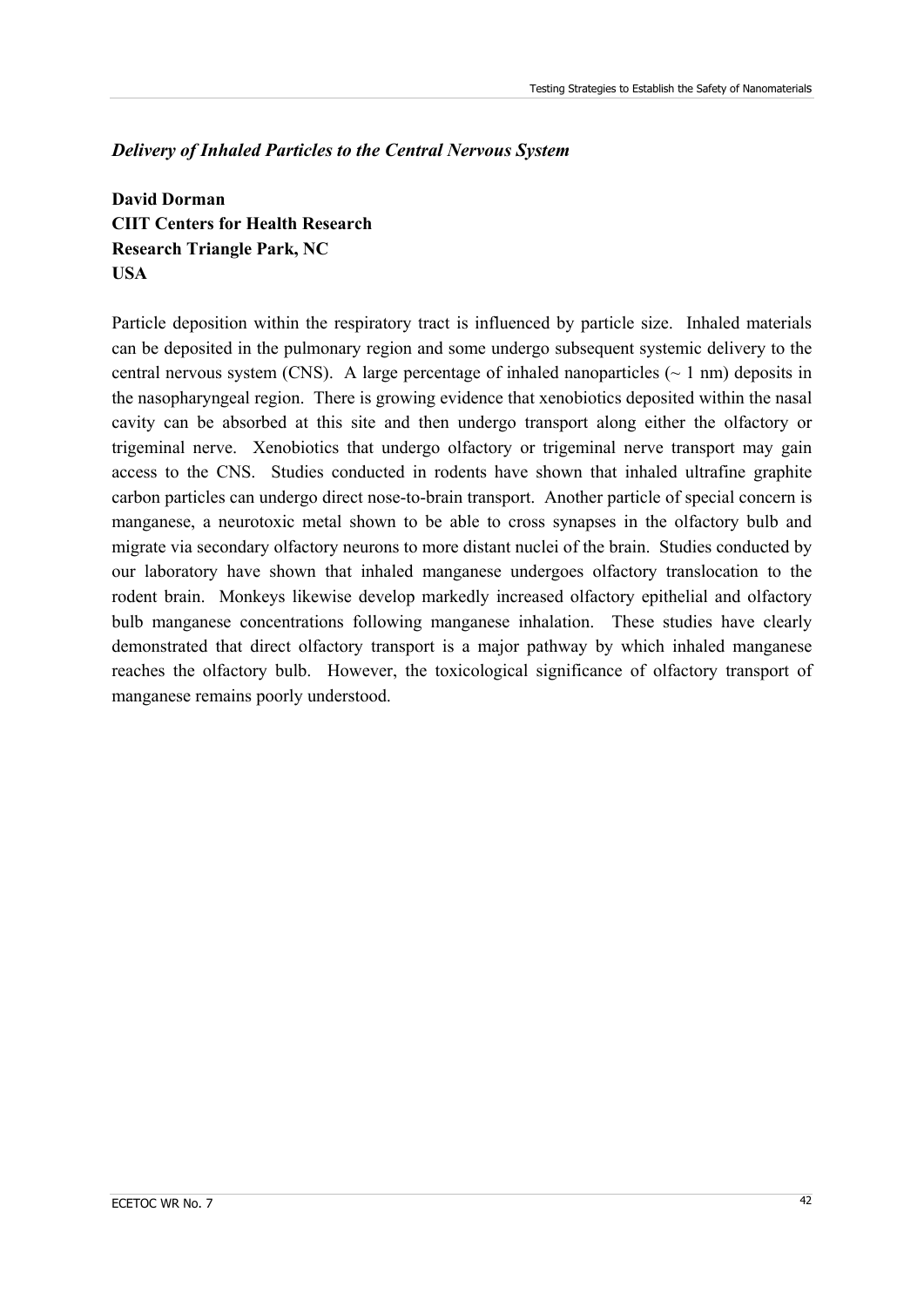### *Delivery of Inhaled Particles to the Central Nervous System*

**David Dorman**
**CIIT Centers for Health Research**
**Research Triangle Park, NC**
**USA**

Particle deposition within the respiratory tract is influenced by particle size. Inhaled materials can be deposited in the pulmonary region and some undergo subsequent systemic delivery to the central nervous system (CNS). A large percentage of inhaled nanoparticles (~ 1 nm) deposits in the nasopharyngeal region. There is growing evidence that xenobiotics deposited within the nasal cavity can be absorbed at this site and then undergo transport along either the olfactory or trigeminal nerve. Xenobiotics that undergo olfactory or trigeminal nerve transport may gain access to the CNS. Studies conducted in rodents have shown that inhaled ultrafine graphite carbon particles can undergo direct nose-to-brain transport. Another particle of special concern is manganese, a neurotoxic metal shown to be able to cross synapses in the olfactory bulb and migrate via secondary olfactory neurons to more distant nuclei of the brain. Studies conducted by our laboratory have shown that inhaled manganese undergoes olfactory translocation to the rodent brain. Monkeys likewise develop markedly increased olfactory epithelial and olfactory bulb manganese concentrations following manganese inhalation. These studies have clearly demonstrated that direct olfactory transport is a major pathway by which inhaled manganese reaches the olfactory bulb. However, the toxicological significance of olfactory transport of manganese remains poorly understood.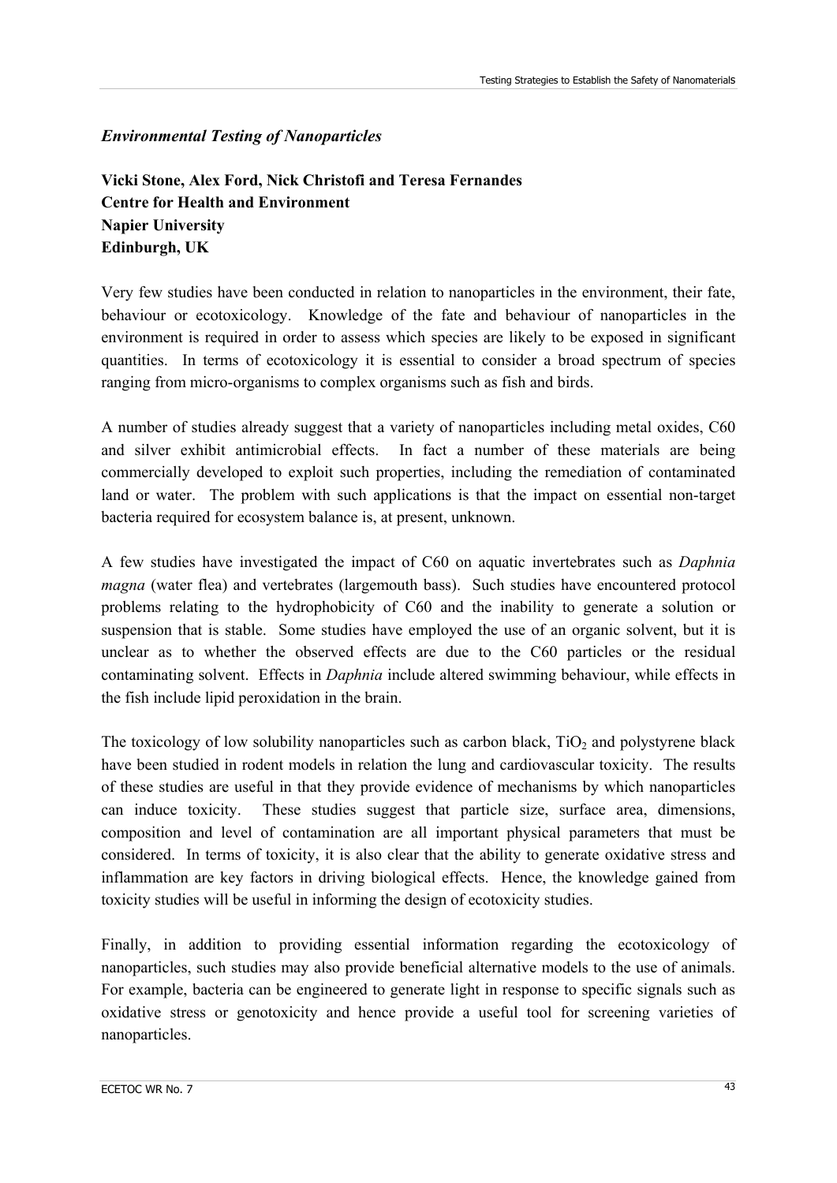## *Environmental Testing of Nanoparticles*

**Vicki Stone, Alex Ford, Nick Christofi and Teresa Fernandes**
**Centre for Health and Environment**
**Napier University**
**Edinburgh, UK**

Very few studies have been conducted in relation to nanoparticles in the environment, their fate, behaviour or ecotoxicology. Knowledge of the fate and behaviour of nanoparticles in the environment is required in order to assess which species are likely to be exposed in significant quantities. In terms of ecotoxicology it is essential to consider a broad spectrum of species ranging from micro-organisms to complex organisms such as fish and birds.

A number of studies already suggest that a variety of nanoparticles including metal oxides, C60 and silver exhibit antimicrobial effects. In fact a number of these materials are being commercially developed to exploit such properties, including the remediation of contaminated land or water. The problem with such applications is that the impact on essential non-target bacteria required for ecosystem balance is, at present, unknown.

A few studies have investigated the impact of C60 on aquatic invertebrates such as *Daphnia magna* (water flea) and vertebrates (largemouth bass). Such studies have encountered protocol problems relating to the hydrophobicity of C60 and the inability to generate a solution or suspension that is stable. Some studies have employed the use of an organic solvent, but it is unclear as to whether the observed effects are due to the C60 particles or the residual contaminating solvent. Effects in *Daphnia* include altered swimming behaviour, while effects in the fish include lipid peroxidation in the brain.

The toxicology of low solubility nanoparticles such as carbon black, $TiO_2$ and polystyrene black have been studied in rodent models in relation the lung and cardiovascular toxicity. The results of these studies are useful in that they provide evidence of mechanisms by which nanoparticles can induce toxicity. These studies suggest that particle size, surface area, dimensions, composition and level of contamination are all important physical parameters that must be considered. In terms of toxicity, it is also clear that the ability to generate oxidative stress and inflammation are key factors in driving biological effects. Hence, the knowledge gained from toxicity studies will be useful in informing the design of ecotoxicity studies.

Finally, in addition to providing essential information regarding the ecotoxicology of nanoparticles, such studies may also provide beneficial alternative models to the use of animals. For example, bacteria can be engineered to generate light in response to specific signals such as oxidative stress or genotoxicity and hence provide a useful tool for screening varieties of nanoparticles.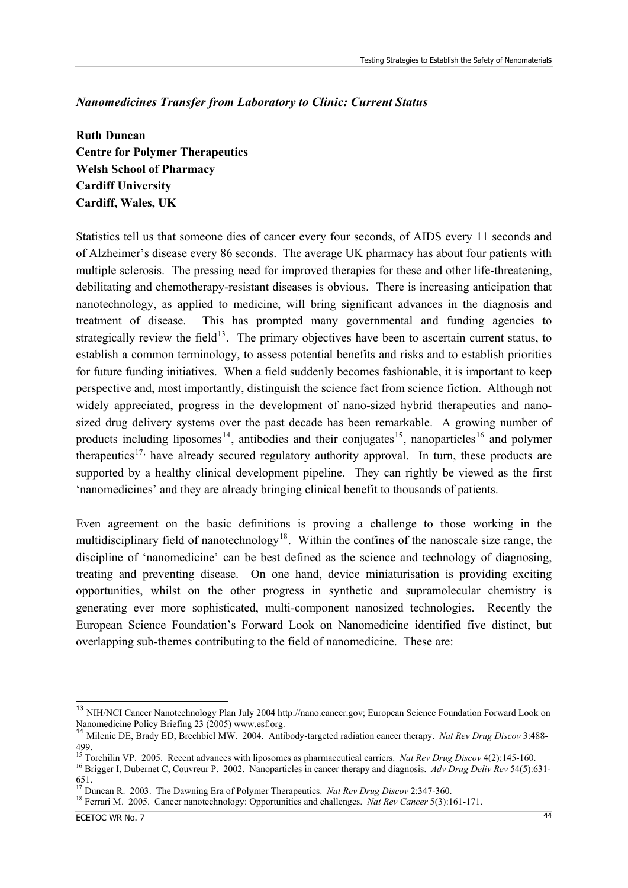### *Nanomedicines Transfer from Laboratory to Clinic: Current Status*

**Ruth Duncan**
**Centre for Polymer Therapeutics**
**Welsh School of Pharmacy**
**Cardiff University**
**Cardiff, Wales, UK**

Statistics tell us that someone dies of cancer every four seconds, of AIDS every 11 seconds and of Alzheimer's disease every 86 seconds. The average UK pharmacy has about four patients with multiple sclerosis. The pressing need for improved therapies for these and other life-threatening, debilitating and chemotherapy-resistant diseases is obvious. There is increasing anticipation that nanotechnology, as applied to medicine, will bring significant advances in the diagnosis and treatment of disease. This has prompted many governmental and funding agencies to strategically review the field[13]. The primary objectives have been to ascertain current status, to establish a common terminology, to assess potential benefits and risks and to establish priorities for future funding initiatives. When a field suddenly becomes fashionable, it is important to keep perspective and, most importantly, distinguish the science fact from science fiction. Although not widely appreciated, progress in the development of nano-sized hybrid therapeutics and nano-sized drug delivery systems over the past decade has been remarkable. A growing number of products including liposomes[14], antibodies and their conjugates[15], nanoparticles[16] and polymer therapeutics[17,] have already secured regulatory authority approval. In turn, these products are supported by a healthy clinical development pipeline. They can rightly be viewed as the first 'nanomedicines' and they are already bringing clinical benefit to thousands of patients.

Even agreement on the basic definitions is proving a challenge to those working in the multidisciplinary field of nanotechnology[18]. Within the confines of the nanoscale size range, the discipline of 'nanomedicine' can be best defined as the science and technology of diagnosing, treating and preventing disease. On one hand, device miniaturisation is providing exciting opportunities, whilst on the other progress in synthetic and supramolecular chemistry is generating ever more sophisticated, multi-component nanosized technologies. Recently the European Science Foundation's Forward Look on Nanomedicine identified five distinct, but overlapping sub-themes contributing to the field of nanomedicine. These are:

---

[13] NIH/NCI Cancer Nanotechnology Plan July 2004 http://nano.cancer.gov; European Science Foundation Forward Look on Nanomedicine Policy Briefing 23 (2005) www.esf.org.

[14] Milenic DE, Brady ED, Brechbiel MW. 2004. Antibody-targeted radiation cancer therapy. *Nat Rev Drug Discov* 3:488-499.

[15] Torchilin VP. 2005. Recent advances with liposomes as pharmaceutical carriers. *Nat Rev Drug Discov* 4(2):145-160.

[16] Brigger I, Dubernet C, Couvreur P. 2002. Nanoparticles in cancer therapy and diagnosis. *Adv Drug Deliv Rev* 54(5):631-651.

[17] Duncan R. 2003. The Dawning Era of Polymer Therapeutics. *Nat Rev Drug Discov* 2:347-360.

[18] Ferrari M. 2005. Cancer nanotechnology: Opportunities and challenges. *Nat Rev Cancer* 5(3):161-171.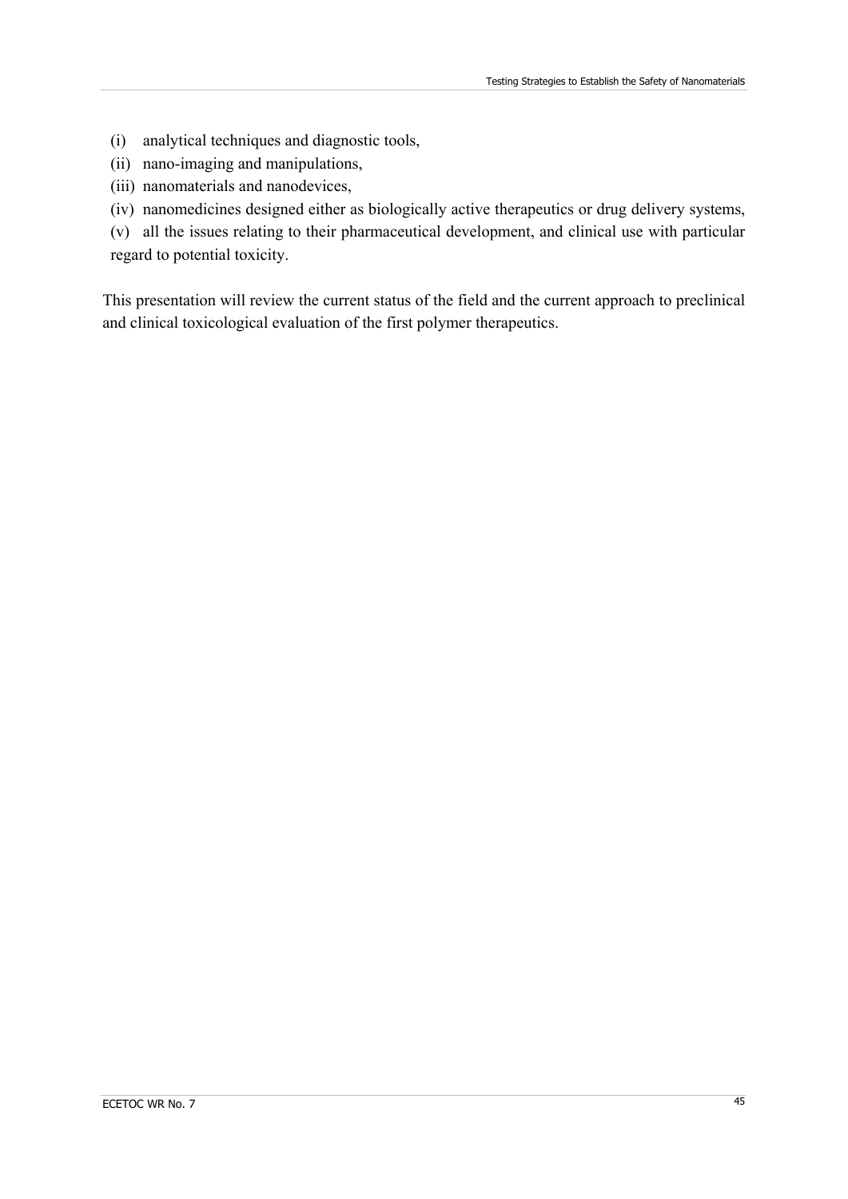(i) analytical techniques and diagnostic tools,

(ii) nano-imaging and manipulations,

(iii) nanomaterials and nanodevices,

(iv) nanomedicines designed either as biologically active therapeutics or drug delivery systems,

(v) all the issues relating to their pharmaceutical development, and clinical use with particular regard to potential toxicity.

This presentation will review the current status of the field and the current approach to preclinical and clinical toxicological evaluation of the first polymer therapeutics.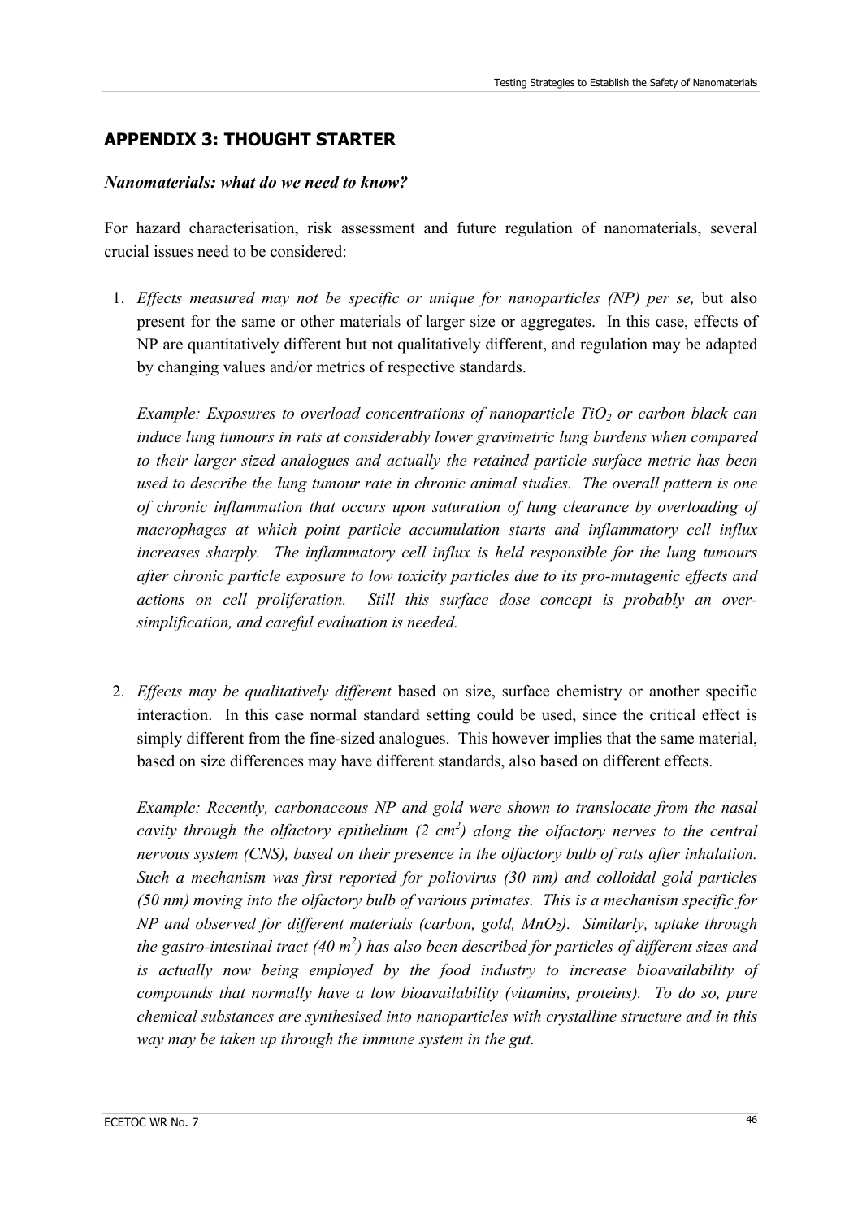## APPENDIX 3: THOUGHT STARTER

### *Nanomaterials: what do we need to know?*

For hazard characterisation, risk assessment and future regulation of nanomaterials, several crucial issues need to be considered:

1. *Effects measured may not be specific or unique for nanoparticles (NP) per se,* but also present for the same or other materials of larger size or aggregates. In this case, effects of NP are quantitatively different but not qualitatively different, and regulation may be adapted by changing values and/or metrics of respective standards.

   *Example: Exposures to overload concentrations of nanoparticle $TiO_2$ or carbon black can induce lung tumours in rats at considerably lower gravimetric lung burdens when compared to their larger sized analogues and actually the retained particle surface metric has been used to describe the lung tumour rate in chronic animal studies. The overall pattern is one of chronic inflammation that occurs upon saturation of lung clearance by overloading of macrophages at which point particle accumulation starts and inflammatory cell influx increases sharply. The inflammatory cell influx is held responsible for the lung tumours after chronic particle exposure to low toxicity particles due to its pro-mutagenic effects and actions on cell proliferation. Still this surface dose concept is probably an over-simplification, and careful evaluation is needed.*

2. *Effects may be qualitatively different* based on size, surface chemistry or another specific interaction. In this case normal standard setting could be used, since the critical effect is simply different from the fine-sized analogues. This however implies that the same material, based on size differences may have different standards, also based on different effects.

   *Example: Recently, carbonaceous NP and gold were shown to translocate from the nasal cavity through the olfactory epithelium (2 $cm^2$) along the olfactory nerves to the central nervous system (CNS), based on their presence in the olfactory bulb of rats after inhalation. Such a mechanism was first reported for poliovirus (30 nm) and colloidal gold particles (50 nm) moving into the olfactory bulb of various primates. This is a mechanism specific for NP and observed for different materials (carbon, gold, $MnO_2$). Similarly, uptake through the gastro-intestinal tract (40 $m^2$) has also been described for particles of different sizes and is actually now being employed by the food industry to increase bioavailability of compounds that normally have a low bioavailability (vitamins, proteins). To do so, pure chemical substances are synthesised into nanoparticles with crystalline structure and in this way may be taken up through the immune system in the gut.*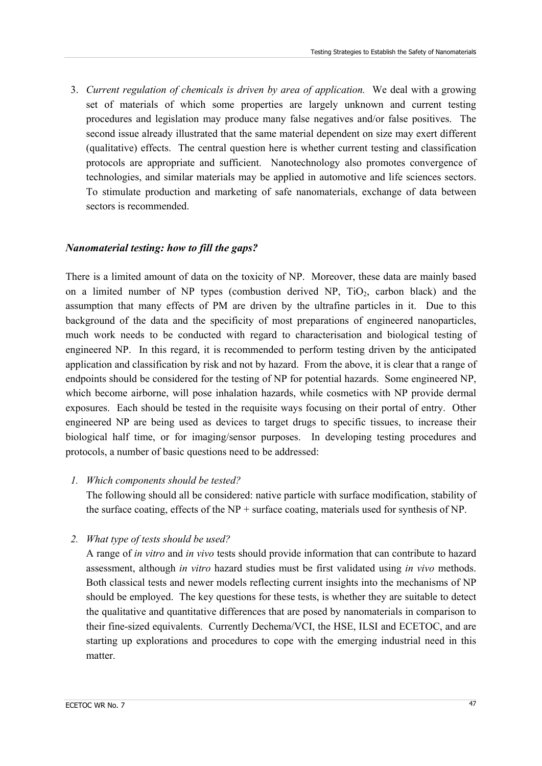3. *Current regulation of chemicals is driven by area of application.* We deal with a growing set of materials of which some properties are largely unknown and current testing procedures and legislation may produce many false negatives and/or false positives. The second issue already illustrated that the same material dependent on size may exert different (qualitative) effects. The central question here is whether current testing and classification protocols are appropriate and sufficient. Nanotechnology also promotes convergence of technologies, and similar materials may be applied in automotive and life sciences sectors. To stimulate production and marketing of safe nanomaterials, exchange of data between sectors is recommended.

### *Nanomaterial testing: how to fill the gaps?*

There is a limited amount of data on the toxicity of NP. Moreover, these data are mainly based on a limited number of NP types (combustion derived NP, $TiO_2$, carbon black) and the assumption that many effects of PM are driven by the ultrafine particles in it. Due to this background of the data and the specificity of most preparations of engineered nanoparticles, much work needs to be conducted with regard to characterisation and biological testing of engineered NP. In this regard, it is recommended to perform testing driven by the anticipated application and classification by risk and not by hazard. From the above, it is clear that a range of endpoints should be considered for the testing of NP for potential hazards. Some engineered NP, which become airborne, will pose inhalation hazards, while cosmetics with NP provide dermal exposures. Each should be tested in the requisite ways focusing on their portal of entry. Other engineered NP are being used as devices to target drugs to specific tissues, to increase their biological half time, or for imaging/sensor purposes. In developing testing procedures and protocols, a number of basic questions need to be addressed:

1. *Which components should be tested?*
   The following should all be considered: native particle with surface modification, stability of the surface coating, effects of the NP + surface coating, materials used for synthesis of NP.

2. *What type of tests should be used?*
   A range of *in vitro* and *in vivo* tests should provide information that can contribute to hazard assessment, although *in vitro* hazard studies must be first validated using *in vivo* methods. Both classical tests and newer models reflecting current insights into the mechanisms of NP should be employed. The key questions for these tests, is whether they are suitable to detect the qualitative and quantitative differences that are posed by nanomaterials in comparison to their fine-sized equivalents. Currently Dechema/VCI, the HSE, ILSI and ECETOC, and are starting up explorations and procedures to cope with the emerging industrial need in this matter.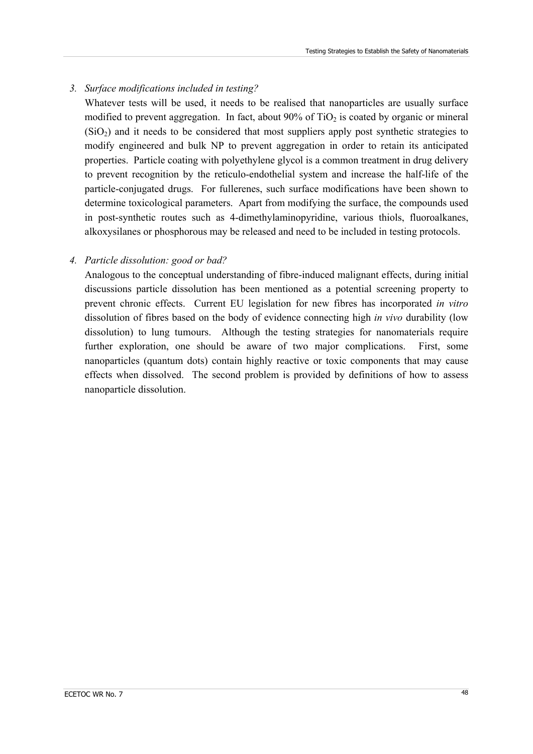*3. Surface modifications included in testing?*

Whatever tests will be used, it needs to be realised that nanoparticles are usually surface modified to prevent aggregation. In fact, about 90% of $TiO_2$ is coated by organic or mineral ($SiO_2$) and it needs to be considered that most suppliers apply post synthetic strategies to modify engineered and bulk NP to prevent aggregation in order to retain its anticipated properties. Particle coating with polyethylene glycol is a common treatment in drug delivery to prevent recognition by the reticulo-endothelial system and increase the half-life of the particle-conjugated drugs. For fullerenes, such surface modifications have been shown to determine toxicological parameters. Apart from modifying the surface, the compounds used in post-synthetic routes such as 4-dimethylaminopyridine, various thiols, fluoroalkanes, alkoxysilanes or phosphorous may be released and need to be included in testing protocols.

*4. Particle dissolution: good or bad?*

Analogous to the conceptual understanding of fibre-induced malignant effects, during initial discussions particle dissolution has been mentioned as a potential screening property to prevent chronic effects. Current EU legislation for new fibres has incorporated *in vitro* dissolution of fibres based on the body of evidence connecting high *in vivo* durability (low dissolution) to lung tumours. Although the testing strategies for nanomaterials require further exploration, one should be aware of two major complications. First, some nanoparticles (quantum dots) contain highly reactive or toxic components that may cause effects when dissolved. The second problem is provided by definitions of how to assess nanoparticle dissolution.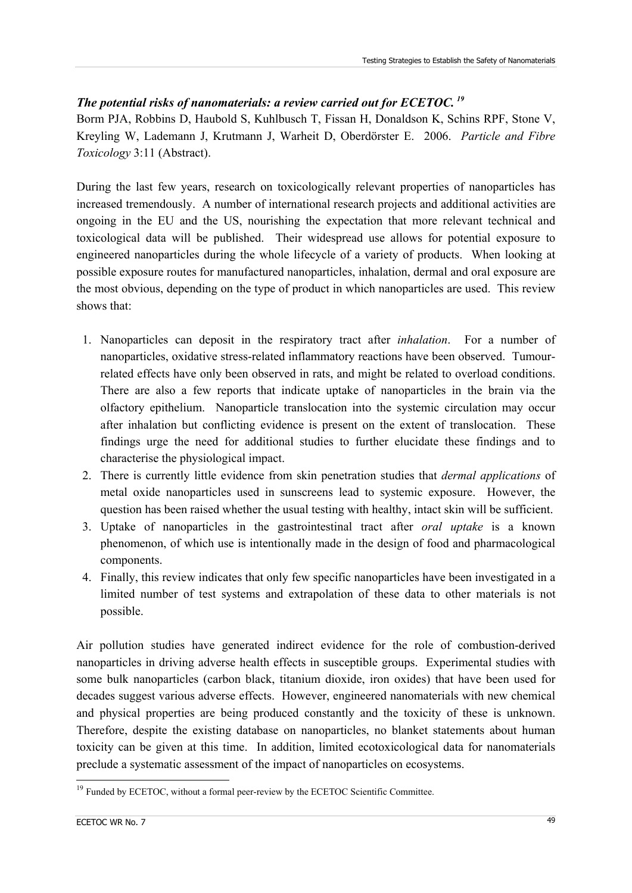### *The potential risks of nanomaterials: a review carried out for ECETOC.* [19]

Borm PJA, Robbins D, Haubold S, Kuhlbusch T, Fissan H, Donaldson K, Schins RPF, Stone V, Kreyling W, Lademann J, Krutmann J, Warheit D, Oberdörster E. 2006. *Particle and Fibre Toxicology* 3:11 (Abstract).

During the last few years, research on toxicologically relevant properties of nanoparticles has increased tremendously. A number of international research projects and additional activities are ongoing in the EU and the US, nourishing the expectation that more relevant technical and toxicological data will be published. Their widespread use allows for potential exposure to engineered nanoparticles during the whole lifecycle of a variety of products. When looking at possible exposure routes for manufactured nanoparticles, inhalation, dermal and oral exposure are the most obvious, depending on the type of product in which nanoparticles are used. This review shows that:

1. Nanoparticles can deposit in the respiratory tract after *inhalation*. For a number of nanoparticles, oxidative stress-related inflammatory reactions have been observed. Tumour-related effects have only been observed in rats, and might be related to overload conditions. There are also a few reports that indicate uptake of nanoparticles in the brain via the olfactory epithelium. Nanoparticle translocation into the systemic circulation may occur after inhalation but conflicting evidence is present on the extent of translocation. These findings urge the need for additional studies to further elucidate these findings and to characterise the physiological impact.
2. There is currently little evidence from skin penetration studies that *dermal applications* of metal oxide nanoparticles used in sunscreens lead to systemic exposure. However, the question has been raised whether the usual testing with healthy, intact skin will be sufficient.
3. Uptake of nanoparticles in the gastrointestinal tract after *oral uptake* is a known phenomenon, of which use is intentionally made in the design of food and pharmacological components.
4. Finally, this review indicates that only few specific nanoparticles have been investigated in a limited number of test systems and extrapolation of these data to other materials is not possible.

Air pollution studies have generated indirect evidence for the role of combustion-derived nanoparticles in driving adverse health effects in susceptible groups. Experimental studies with some bulk nanoparticles (carbon black, titanium dioxide, iron oxides) that have been used for decades suggest various adverse effects. However, engineered nanomaterials with new chemical and physical properties are being produced constantly and the toxicity of these is unknown. Therefore, despite the existing database on nanoparticles, no blanket statements about human toxicity can be given at this time. In addition, limited ecotoxicological data for nanomaterials preclude a systematic assessment of the impact of nanoparticles on ecosystems.

[19] Funded by ECETOC, without a formal peer-review by the ECETOC Scientific Committee.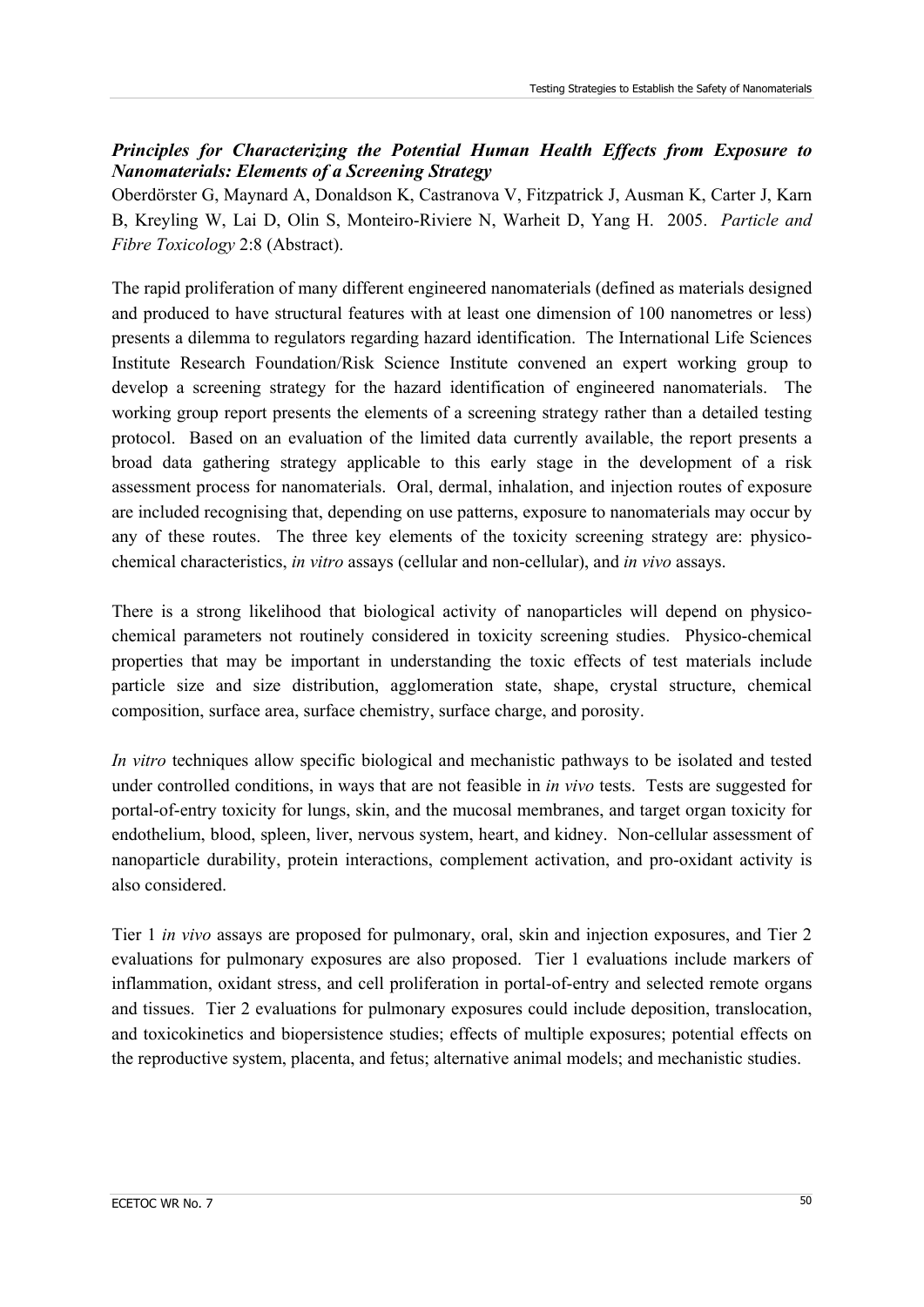### *Principles for Characterizing the Potential Human Health Effects from Exposure to Nanomaterials: Elements of a Screening Strategy*

Oberdörster G, Maynard A, Donaldson K, Castranova V, Fitzpatrick J, Ausman K, Carter J, Karn B, Kreyling W, Lai D, Olin S, Monteiro-Riviere N, Warheit D, Yang H. 2005. *Particle and Fibre Toxicology* 2:8 (Abstract).

The rapid proliferation of many different engineered nanomaterials (defined as materials designed and produced to have structural features with at least one dimension of 100 nanometres or less) presents a dilemma to regulators regarding hazard identification. The International Life Sciences Institute Research Foundation/Risk Science Institute convened an expert working group to develop a screening strategy for the hazard identification of engineered nanomaterials. The working group report presents the elements of a screening strategy rather than a detailed testing protocol. Based on an evaluation of the limited data currently available, the report presents a broad data gathering strategy applicable to this early stage in the development of a risk assessment process for nanomaterials. Oral, dermal, inhalation, and injection routes of exposure are included recognising that, depending on use patterns, exposure to nanomaterials may occur by any of these routes. The three key elements of the toxicity screening strategy are: physico-chemical characteristics, *in vitro* assays (cellular and non-cellular), and *in vivo* assays.

There is a strong likelihood that biological activity of nanoparticles will depend on physico-chemical parameters not routinely considered in toxicity screening studies. Physico-chemical properties that may be important in understanding the toxic effects of test materials include particle size and size distribution, agglomeration state, shape, crystal structure, chemical composition, surface area, surface chemistry, surface charge, and porosity.

*In vitro* techniques allow specific biological and mechanistic pathways to be isolated and tested under controlled conditions, in ways that are not feasible in *in vivo* tests. Tests are suggested for portal-of-entry toxicity for lungs, skin, and the mucosal membranes, and target organ toxicity for endothelium, blood, spleen, liver, nervous system, heart, and kidney. Non-cellular assessment of nanoparticle durability, protein interactions, complement activation, and pro-oxidant activity is also considered.

Tier 1 *in vivo* assays are proposed for pulmonary, oral, skin and injection exposures, and Tier 2 evaluations for pulmonary exposures are also proposed. Tier 1 evaluations include markers of inflammation, oxidant stress, and cell proliferation in portal-of-entry and selected remote organs and tissues. Tier 2 evaluations for pulmonary exposures could include deposition, translocation, and toxicokinetics and biopersistence studies; effects of multiple exposures; potential effects on the reproductive system, placenta, and fetus; alternative animal models; and mechanistic studies.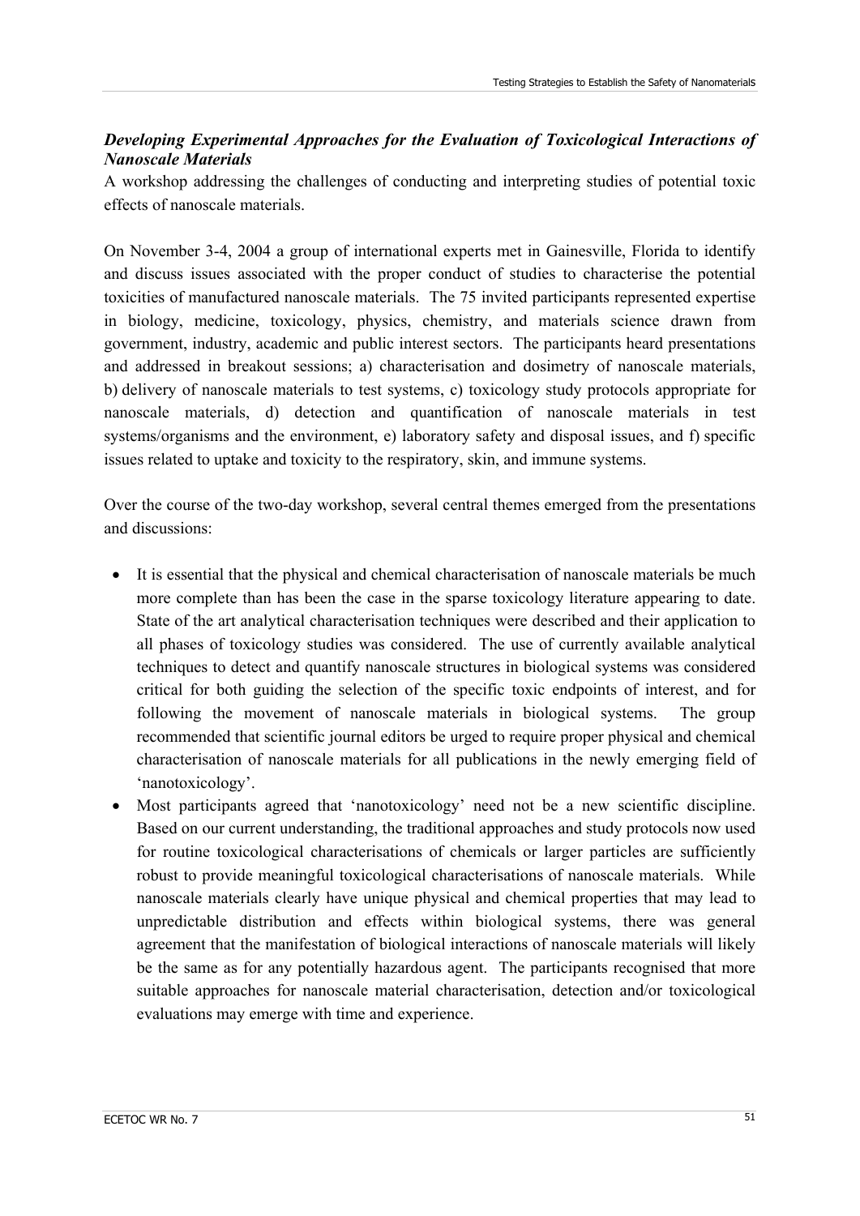***Developing Experimental Approaches for the Evaluation of Toxicological Interactions of Nanoscale Materials***

A workshop addressing the challenges of conducting and interpreting studies of potential toxic effects of nanoscale materials.

On November 3-4, 2004 a group of international experts met in Gainesville, Florida to identify and discuss issues associated with the proper conduct of studies to characterise the potential toxicities of manufactured nanoscale materials. The 75 invited participants represented expertise in biology, medicine, toxicology, physics, chemistry, and materials science drawn from government, industry, academic and public interest sectors. The participants heard presentations and addressed in breakout sessions; a) characterisation and dosimetry of nanoscale materials, b) delivery of nanoscale materials to test systems, c) toxicology study protocols appropriate for nanoscale materials, d) detection and quantification of nanoscale materials in test systems/organisms and the environment, e) laboratory safety and disposal issues, and f) specific issues related to uptake and toxicity to the respiratory, skin, and immune systems.

Over the course of the two-day workshop, several central themes emerged from the presentations and discussions:

- It is essential that the physical and chemical characterisation of nanoscale materials be much more complete than has been the case in the sparse toxicology literature appearing to date. State of the art analytical characterisation techniques were described and their application to all phases of toxicology studies was considered. The use of currently available analytical techniques to detect and quantify nanoscale structures in biological systems was considered critical for both guiding the selection of the specific toxic endpoints of interest, and for following the movement of nanoscale materials in biological systems. The group recommended that scientific journal editors be urged to require proper physical and chemical characterisation of nanoscale materials for all publications in the newly emerging field of 'nanotoxicology'.
- Most participants agreed that 'nanotoxicology' need not be a new scientific discipline. Based on our current understanding, the traditional approaches and study protocols now used for routine toxicological characterisations of chemicals or larger particles are sufficiently robust to provide meaningful toxicological characterisations of nanoscale materials. While nanoscale materials clearly have unique physical and chemical properties that may lead to unpredictable distribution and effects within biological systems, there was general agreement that the manifestation of biological interactions of nanoscale materials will likely be the same as for any potentially hazardous agent. The participants recognised that more suitable approaches for nanoscale material characterisation, detection and/or toxicological evaluations may emerge with time and experience.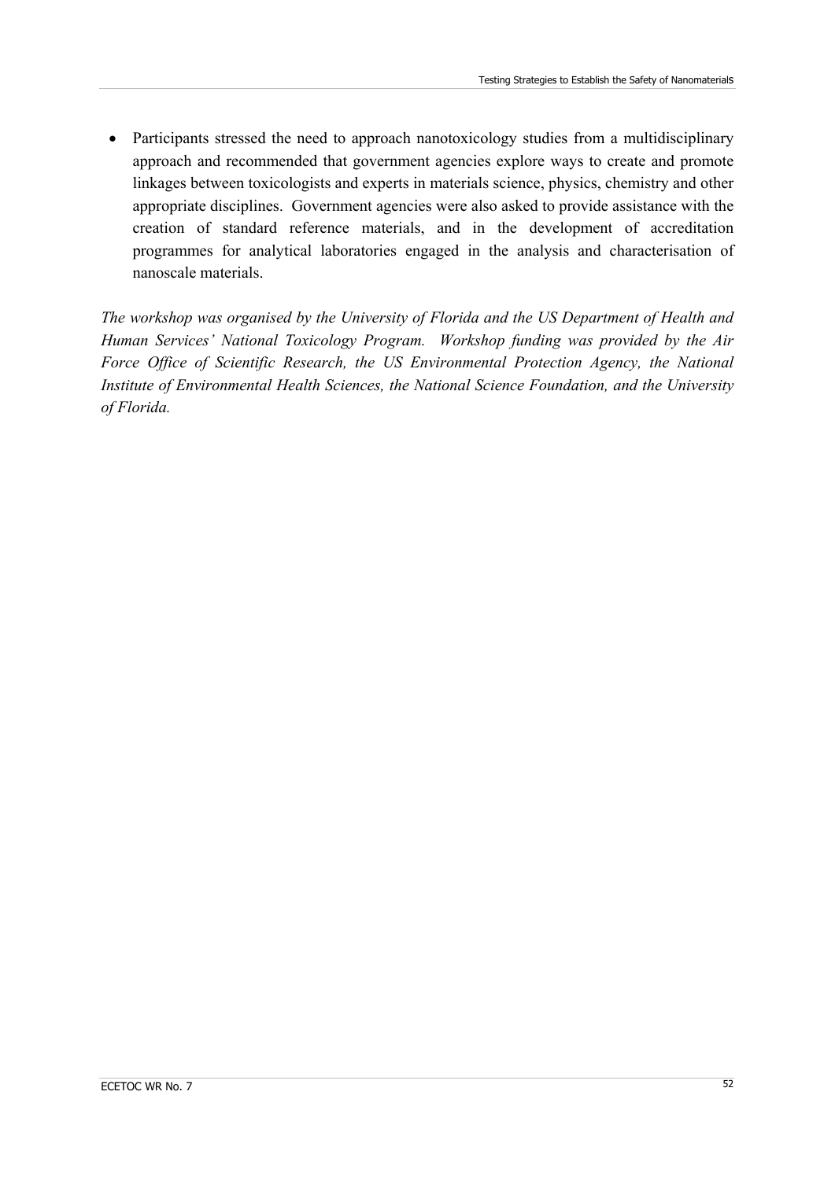- Participants stressed the need to approach nanotoxicology studies from a multidisciplinary approach and recommended that government agencies explore ways to create and promote linkages between toxicologists and experts in materials science, physics, chemistry and other appropriate disciplines. Government agencies were also asked to provide assistance with the creation of standard reference materials, and in the development of accreditation programmes for analytical laboratories engaged in the analysis and characterisation of nanoscale materials.

*The workshop was organised by the University of Florida and the US Department of Health and Human Services' National Toxicology Program. Workshop funding was provided by the Air Force Office of Scientific Research, the US Environmental Protection Agency, the National Institute of Environmental Health Sciences, the National Science Foundation, and the University of Florida.*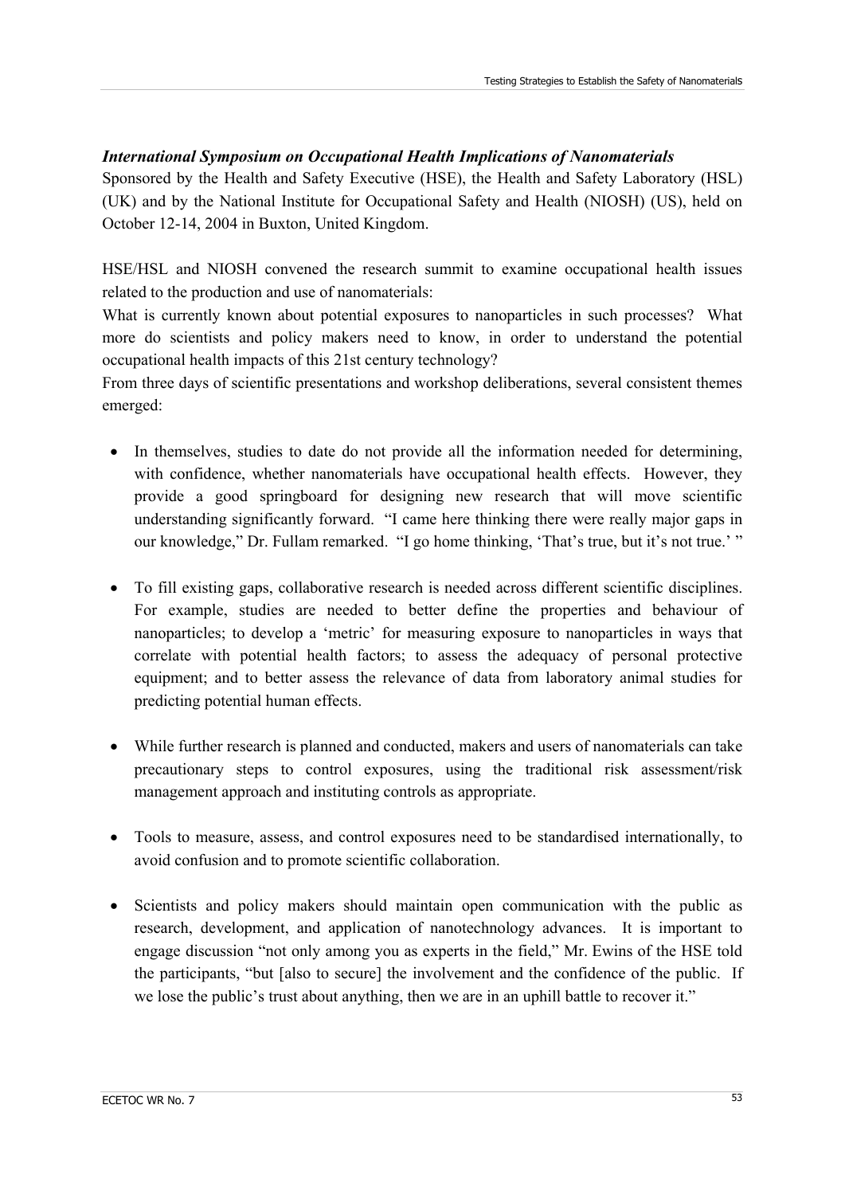### *International Symposium on Occupational Health Implications of Nanomaterials*

Sponsored by the Health and Safety Executive (HSE), the Health and Safety Laboratory (HSL) (UK) and by the National Institute for Occupational Safety and Health (NIOSH) (US), held on October 12-14, 2004 in Buxton, United Kingdom.

HSE/HSL and NIOSH convened the research summit to examine occupational health issues related to the production and use of nanomaterials:

What is currently known about potential exposures to nanoparticles in such processes? What more do scientists and policy makers need to know, in order to understand the potential occupational health impacts of this 21st century technology?

From three days of scientific presentations and workshop deliberations, several consistent themes emerged:

- In themselves, studies to date do not provide all the information needed for determining, with confidence, whether nanomaterials have occupational health effects. However, they provide a good springboard for designing new research that will move scientific understanding significantly forward. "I came here thinking there were really major gaps in our knowledge," Dr. Fullam remarked. "I go home thinking, 'That's true, but it's not true.' "

- To fill existing gaps, collaborative research is needed across different scientific disciplines. For example, studies are needed to better define the properties and behaviour of nanoparticles; to develop a 'metric' for measuring exposure to nanoparticles in ways that correlate with potential health factors; to assess the adequacy of personal protective equipment; and to better assess the relevance of data from laboratory animal studies for predicting potential human effects.

- While further research is planned and conducted, makers and users of nanomaterials can take precautionary steps to control exposures, using the traditional risk assessment/risk management approach and instituting controls as appropriate.

- Tools to measure, assess, and control exposures need to be standardised internationally, to avoid confusion and to promote scientific collaboration.

- Scientists and policy makers should maintain open communication with the public as research, development, and application of nanotechnology advances. It is important to engage discussion "not only among you as experts in the field," Mr. Ewins of the HSE told the participants, "but [also to secure] the involvement and the confidence of the public. If we lose the public's trust about anything, then we are in an uphill battle to recover it."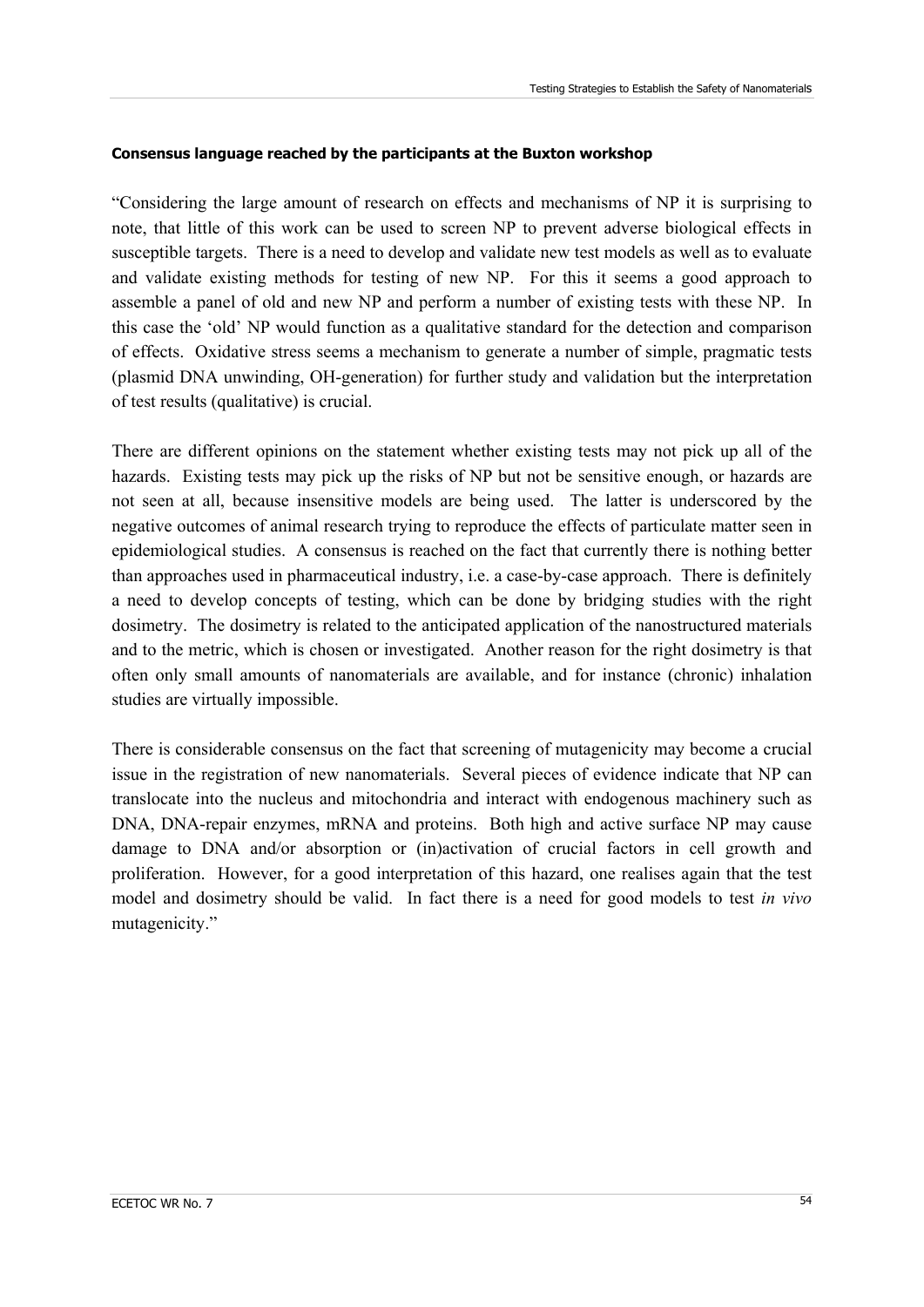**Consensus language reached by the participants at the Buxton workshop**

"Considering the large amount of research on effects and mechanisms of NP it is surprising to note, that little of this work can be used to screen NP to prevent adverse biological effects in susceptible targets. There is a need to develop and validate new test models as well as to evaluate and validate existing methods for testing of new NP. For this it seems a good approach to assemble a panel of old and new NP and perform a number of existing tests with these NP. In this case the 'old' NP would function as a qualitative standard for the detection and comparison of effects. Oxidative stress seems a mechanism to generate a number of simple, pragmatic tests (plasmid DNA unwinding, OH-generation) for further study and validation but the interpretation of test results (qualitative) is crucial.

There are different opinions on the statement whether existing tests may not pick up all of the hazards. Existing tests may pick up the risks of NP but not be sensitive enough, or hazards are not seen at all, because insensitive models are being used. The latter is underscored by the negative outcomes of animal research trying to reproduce the effects of particulate matter seen in epidemiological studies. A consensus is reached on the fact that currently there is nothing better than approaches used in pharmaceutical industry, i.e. a case-by-case approach. There is definitely a need to develop concepts of testing, which can be done by bridging studies with the right dosimetry. The dosimetry is related to the anticipated application of the nanostructured materials and to the metric, which is chosen or investigated. Another reason for the right dosimetry is that often only small amounts of nanomaterials are available, and for instance (chronic) inhalation studies are virtually impossible.

There is considerable consensus on the fact that screening of mutagenicity may become a crucial issue in the registration of new nanomaterials. Several pieces of evidence indicate that NP can translocate into the nucleus and mitochondria and interact with endogenous machinery such as DNA, DNA-repair enzymes, mRNA and proteins. Both high and active surface NP may cause damage to DNA and/or absorption or (in)activation of crucial factors in cell growth and proliferation. However, for a good interpretation of this hazard, one realises again that the test model and dosimetry should be valid. In fact there is a need for good models to test *in vivo* mutagenicity."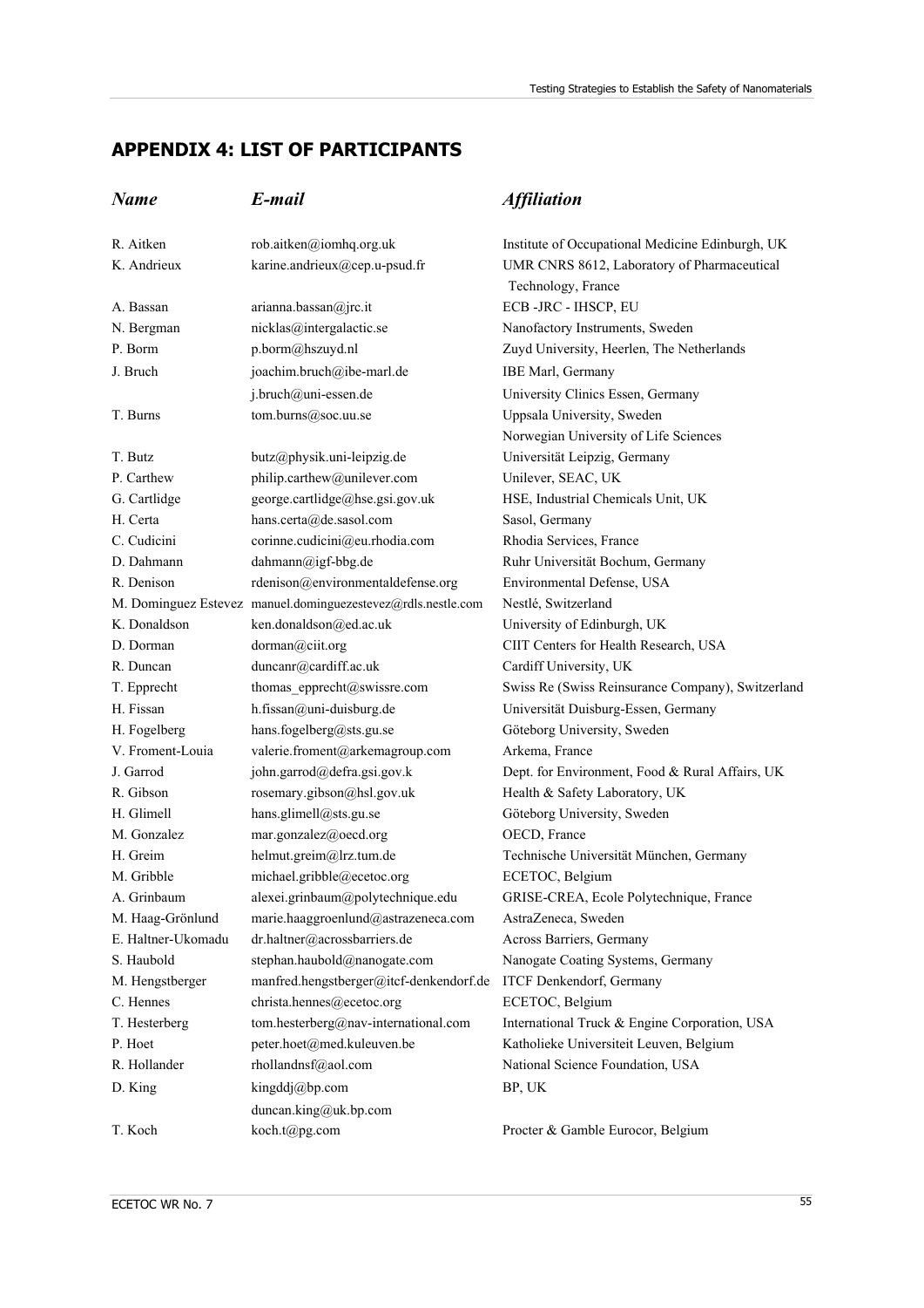## APPENDIX 4: LIST OF PARTICIPANTS

| *Name* | *E-mail* | *Affiliation* |
|---|---|---|
| R. Aitken | rob.aitken@iomhq.org.uk | Institute of Occupational Medicine Edinburgh, UK |
| K. Andrieux | karine.andrieux@cep.u-psud.fr | UMR CNRS 8612, Laboratory of Pharmaceutical Technology, France |
| A. Bassan | arianna.bassan@jrc.it | ECB -JRC - IHSCP, EU |
| N. Bergman | nicklas@intergalactic.se | Nanofactory Instruments, Sweden |
| P. Borm | p.borm@hszuyd.nl | Zuyd University, Heerlen, The Netherlands |
| J. Bruch | joachim.bruch@ibe-marl.de | IBE Marl, Germany |
| | j.bruch@uni-essen.de | University Clinics Essen, Germany |
| T. Burns | tom.burns@soc.uu.se | Uppsala University, Sweden |
| | | Norwegian University of Life Sciences |
| T. Butz | butz@physik.uni-leipzig.de | Universität Leipzig, Germany |
| P. Carthew | philip.carthew@unilever.com | Unilever, SEAC, UK |
| G. Cartlidge | george.cartlidge@hse.gsi.gov.uk | HSE, Industrial Chemicals Unit, UK |
| H. Certa | hans.certa@de.sasol.com | Sasol, Germany |
| C. Cudicini | corinne.cudicini@eu.rhodia.com | Rhodia Services, France |
| D. Dahmann | dahmann@igf-bbg.de | Ruhr Universität Bochum, Germany |
| R. Denison | rdenison@environmentaldefense.org | Environmental Defense, USA |
| M. Dominguez Estevez | manuel.dominguezestevez@rdls.nestle.com | Nestlé, Switzerland |
| K. Donaldson | ken.donaldson@ed.ac.uk | University of Edinburgh, UK |
| D. Dorman | dorman@ciit.org | CIIT Centers for Health Research, USA |
| R. Duncan | duncanr@cardiff.ac.uk | Cardiff University, UK |
| T. Epprecht | thomas_epprecht@swissre.com | Swiss Re (Swiss Reinsurance Company), Switzerland |
| H. Fissan | h.fissan@uni-duisburg.de | Universität Duisburg-Essen, Germany |
| H. Fogelberg | hans.fogelberg@sts.gu.se | Göteborg University, Sweden |
| V. Froment-Louia | valerie.froment@arkemagroup.com | Arkema, France |
| J. Garrod | john.garrod@defra.gsi.gov.k | Dept. for Environment, Food & Rural Affairs, UK |
| R. Gibson | rosemary.gibson@hsl.gov.uk | Health & Safety Laboratory, UK |
| H. Glimell | hans.glimell@sts.gu.se | Göteborg University, Sweden |
| M. Gonzalez | mar.gonzalez@oecd.org | OECD, France |
| H. Greim | helmut.greim@lrz.tum.de | Technische Universität München, Germany |
| M. Gribble | michael.gribble@ecetoc.org | ECETOC, Belgium |
| A. Grinbaum | alexei.grinbaum@polytechnique.edu | GRISE-CREA, Ecole Polytechnique, France |
| M. Haag-Grönlund | marie.haaggroenlund@astrazeneca.com | AstraZeneca, Sweden |
| E. Haltner-Ukomadu | dr.haltner@acrossbarriers.de | Across Barriers, Germany |
| S. Haubold | stephan.haubold@nanogate.com | Nanogate Coating Systems, Germany |
| M. Hengstberger | manfred.hengstberger@itcf-denkendorf.de | ITCF Denkendorf, Germany |
| C. Hennes | christa.hennes@ecetoc.org | ECETOC, Belgium |
| T. Hesterberg | tom.hesterberg@nav-international.com | International Truck & Engine Corporation, USA |
| P. Hoet | peter.hoet@med.kuleuven.be | Katholieke Universiteit Leuven, Belgium |
| R. Hollander | rhollandnsf@aol.com | National Science Foundation, USA |
| D. King | kingddj@bp.com | BP, UK |
| | duncan.king@uk.bp.com | |
| T. Koch | koch.t@pg.com | Procter & Gamble Eurocor, Belgium |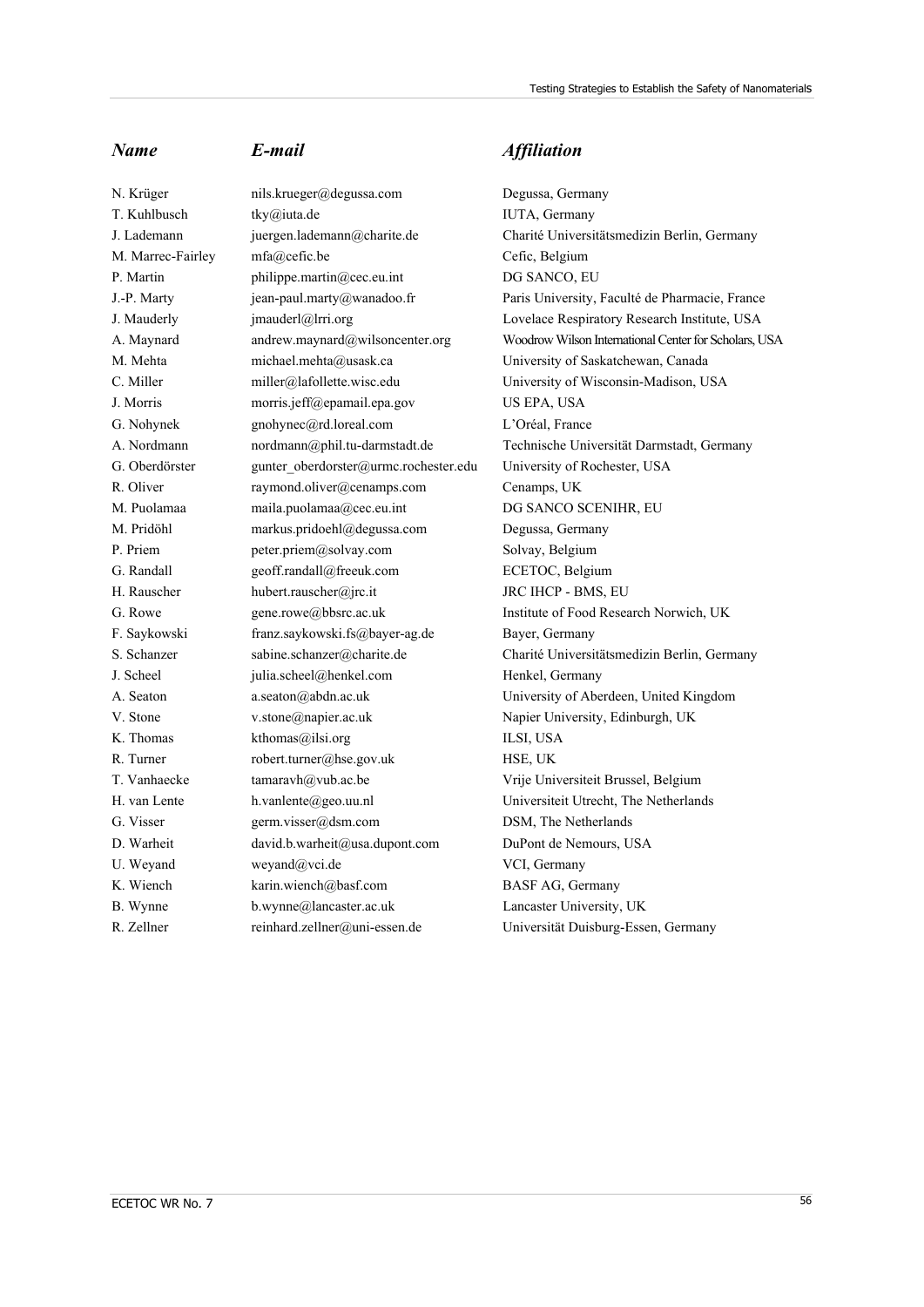| *Name* | *E-mail* | *Affiliation* |
|---|---|---|
| N. Krüger | nils.krueger@degussa.com | Degussa, Germany |
| T. Kuhlbusch | tky@iuta.de | IUTA, Germany |
| J. Lademann | juergen.lademann@charite.de | Charité Universitätsmedizin Berlin, Germany |
| M. Marrec-Fairley | mfa@cefic.be | Cefic, Belgium |
| P. Martin | philippe.martin@cec.eu.int | DG SANCO, EU |
| J.-P. Marty | jean-paul.marty@wanadoo.fr | Paris University, Faculté de Pharmacie, France |
| J. Mauderly | jmauderl@lrri.org | Lovelace Respiratory Research Institute, USA |
| A. Maynard | andrew.maynard@wilsoncenter.org | Woodrow Wilson International Center for Scholars, USA |
| M. Mehta | michael.mehta@usask.ca | University of Saskatchewan, Canada |
| C. Miller | miller@lafollette.wisc.edu | University of Wisconsin-Madison, USA |
| J. Morris | morris.jeff@epamail.epa.gov | US EPA, USA |
| G. Nohynek | gnohynec@rd.loreal.com | L'Oréal, France |
| A. Nordmann | nordmann@phil.tu-darmstadt.de | Technische Universität Darmstadt, Germany |
| G. Oberdörster | gunter_oberdorster@urmc.rochester.edu | University of Rochester, USA |
| R. Oliver | raymond.oliver@cenamps.com | Cenamps, UK |
| M. Puolamaa | maila.puolamaa@cec.eu.int | DG SANCO SCENIHR, EU |
| M. Pridöhl | markus.pridoehl@degussa.com | Degussa, Germany |
| P. Priem | peter.priem@solvay.com | Solvay, Belgium |
| G. Randall | geoff.randall@freeuk.com | ECETOC, Belgium |
| H. Rauscher | hubert.rauscher@jrc.it | JRC IHCP - BMS, EU |
| G. Rowe | gene.rowe@bbsrc.ac.uk | Institute of Food Research Norwich, UK |
| F. Saykowski | franz.saykowski.fs@bayer-ag.de | Bayer, Germany |
| S. Schanzer | sabine.schanzer@charite.de | Charité Universitätsmedizin Berlin, Germany |
| J. Scheel | julia.scheel@henkel.com | Henkel, Germany |
| A. Seaton | a.seaton@abdn.ac.uk | University of Aberdeen, United Kingdom |
| V. Stone | v.stone@napier.ac.uk | Napier University, Edinburgh, UK |
| K. Thomas | kthomas@ilsi.org | ILSI, USA |
| R. Turner | robert.turner@hse.gov.uk | HSE, UK |
| T. Vanhaecke | tamaravh@vub.ac.be | Vrije Universiteit Brussel, Belgium |
| H. van Lente | h.vanlente@geo.uu.nl | Universiteit Utrecht, The Netherlands |
| G. Visser | germ.visser@dsm.com | DSM, The Netherlands |
| D. Warheit | david.b.warheit@usa.dupont.com | DuPont de Nemours, USA |
| U. Weyand | weyand@vci.de | VCI, Germany |
| K. Wiench | karin.wiench@basf.com | BASF AG, Germany |
| B. Wynne | b.wynne@lancaster.ac.uk | Lancaster University, UK |
| R. Zellner | reinhard.zellner@uni-essen.de | Universität Duisburg-Essen, Germany |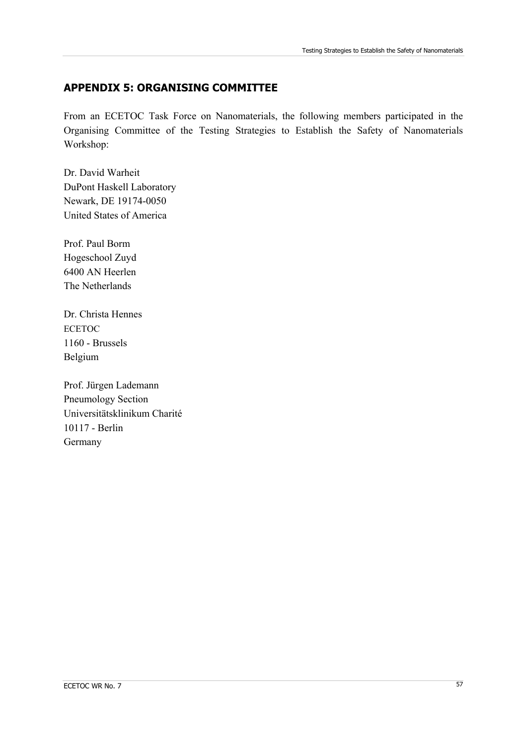## APPENDIX 5: ORGANISING COMMITTEE

From an ECETOC Task Force on Nanomaterials, the following members participated in the Organising Committee of the Testing Strategies to Establish the Safety of Nanomaterials Workshop:

Dr. David Warheit  
DuPont Haskell Laboratory  
Newark, DE 19174-0050  
United States of America

Prof. Paul Borm  
Hogeschool Zuyd  
6400 AN Heerlen  
The Netherlands

Dr. Christa Hennes  
ECETOC  
1160 - Brussels  
Belgium

Prof. Jürgen Lademann  
Pneumology Section  
Universitätsklinikum Charité  
10117 - Berlin  
Germany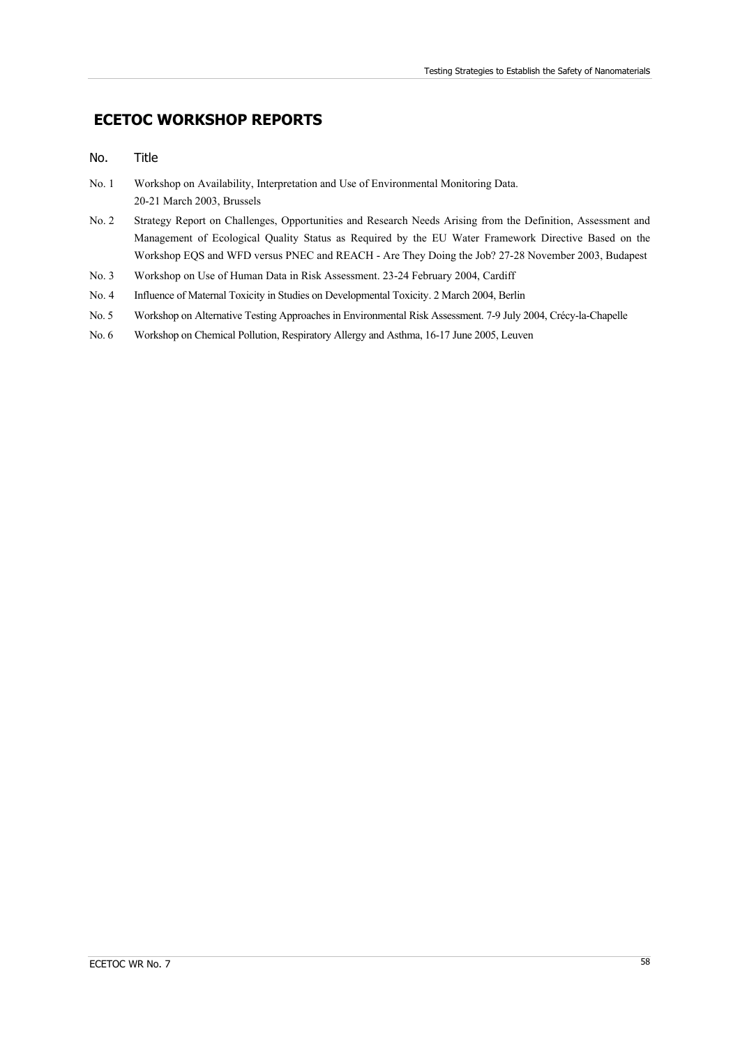## ECETOC WORKSHOP REPORTS

| No. | Title |
| --- | --- |
| No. 1 | Workshop on Availability, Interpretation and Use of Environmental Monitoring Data. 20-21 March 2003, Brussels |
| No. 2 | Strategy Report on Challenges, Opportunities and Research Needs Arising from the Definition, Assessment and Management of Ecological Quality Status as Required by the EU Water Framework Directive Based on the Workshop EQS and WFD versus PNEC and REACH - Are They Doing the Job? 27-28 November 2003, Budapest |
| No. 3 | Workshop on Use of Human Data in Risk Assessment. 23-24 February 2004, Cardiff |
| No. 4 | Influence of Maternal Toxicity in Studies on Developmental Toxicity. 2 March 2004, Berlin |
| No. 5 | Workshop on Alternative Testing Approaches in Environmental Risk Assessment. 7-9 July 2004, Crécy-la-Chapelle |
| No. 6 | Workshop on Chemical Pollution, Respiratory Allergy and Asthma, 16-17 June 2005, Leuven |